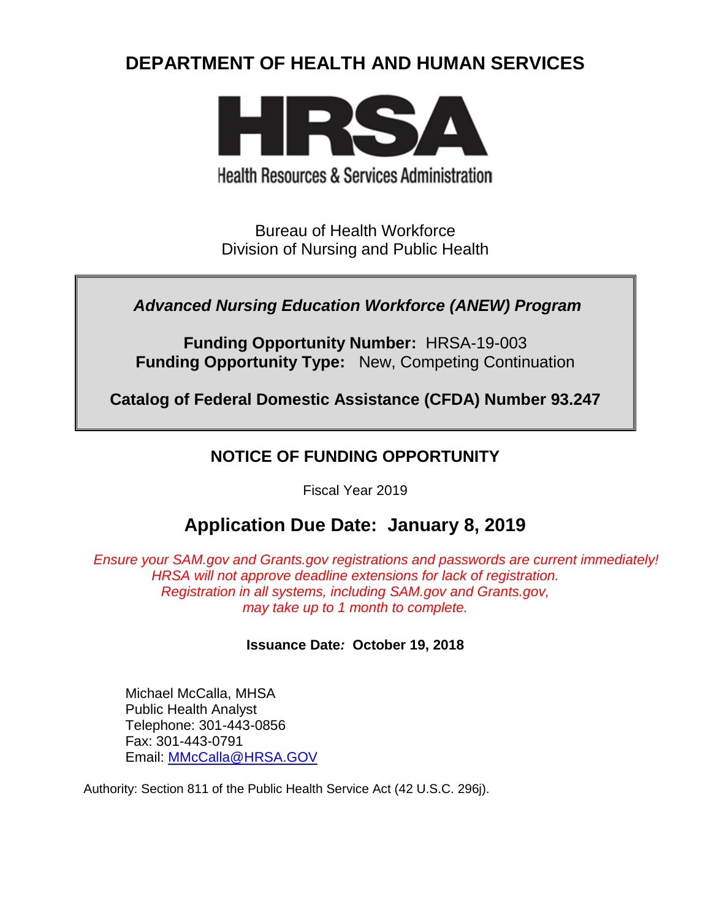# DEPARTMENT OF HEALTH AND HUMAN SERVICES

**HRSA**

Health Resources & Services Administration

Bureau of Health Workforce
Division of Nursing and Public Health

***Advanced Nursing Education Workforce (ANEW) Program***

**Funding Opportunity Number:** HRSA-19-003
**Funding Opportunity Type:** New, Competing Continuation

**Catalog of Federal Domestic Assistance (CFDA) Number 93.247**

## NOTICE OF FUNDING OPPORTUNITY

Fiscal Year 2019

## Application Due Date: January 8, 2019

*Ensure your SAM.gov and Grants.gov registrations and passwords are current immediately! HRSA will not approve deadline extensions for lack of registration. Registration in all systems, including SAM.gov and Grants.gov, may take up to 1 month to complete.*

**Issuance Date: October 19, 2018**

Michael McCalla, MHSA
Public Health Analyst
Telephone: 301-443-0856
Fax: 301-443-0791
Email: [MMcCalla@HRSA.GOV](mailto:MMcCalla@HRSA.GOV)

Authority: Section 811 of the Public Health Service Act (42 U.S.C. 296j).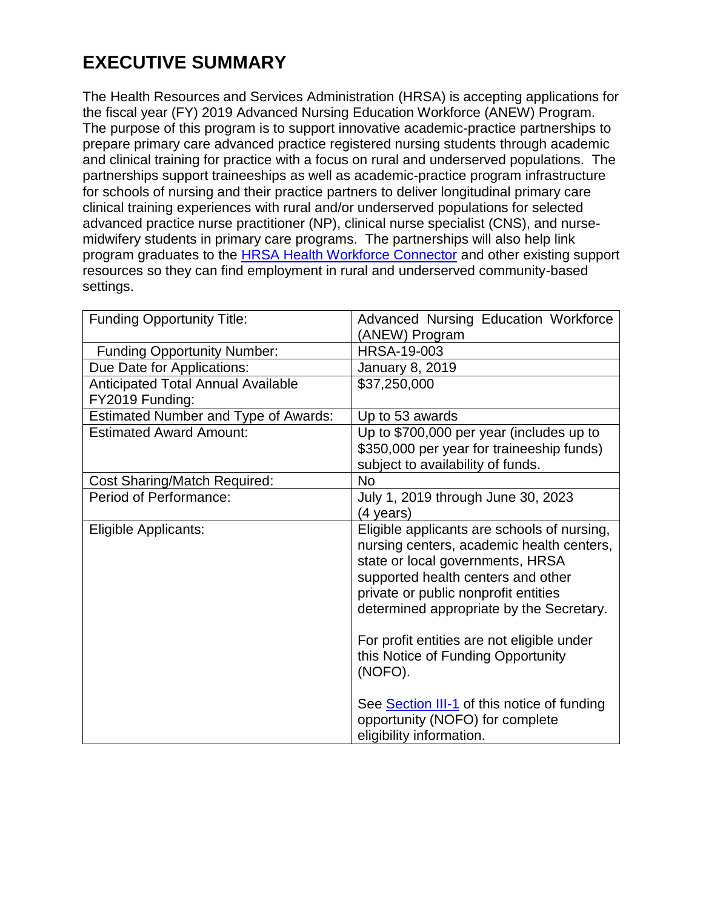# EXECUTIVE SUMMARY

The Health Resources and Services Administration (HRSA) is accepting applications for the fiscal year (FY) 2019 Advanced Nursing Education Workforce (ANEW) Program. The purpose of this program is to support innovative academic-practice partnerships to prepare primary care advanced practice registered nursing students through academic and clinical training for practice with a focus on rural and underserved populations. The partnerships support traineeships as well as academic-practice program infrastructure for schools of nursing and their practice partners to deliver longitudinal primary care clinical training experiences with rural and/or underserved populations for selected advanced practice nurse practitioner (NP), clinical nurse specialist (CNS), and nurse-midwifery students in primary care programs. The partnerships will also help link program graduates to the [HRSA Health Workforce Connector] and other existing support resources so they can find employment in rural and underserved community-based settings.

| | |
|---|---|
| Funding Opportunity Title: | Advanced Nursing Education Workforce (ANEW) Program |
| Funding Opportunity Number: | HRSA-19-003 |
| Due Date for Applications: | January 8, 2019 |
| Anticipated Total Annual Available FY2019 Funding: | $37,250,000 |
| Estimated Number and Type of Awards: | Up to 53 awards |
| Estimated Award Amount: | Up to $700,000 per year (includes up to $350,000 per year for traineeship funds) subject to availability of funds. |
| Cost Sharing/Match Required: | No |
| Period of Performance: | July 1, 2019 through June 30, 2023 (4 years) |
| Eligible Applicants: | Eligible applicants are schools of nursing, nursing centers, academic health centers, state or local governments, HRSA supported health centers and other private or public nonprofit entities determined appropriate by the Secretary.<br><br>For profit entities are not eligible under this Notice of Funding Opportunity (NOFO).<br><br>See [Section III-1] of this notice of funding opportunity (NOFO) for complete eligibility information. |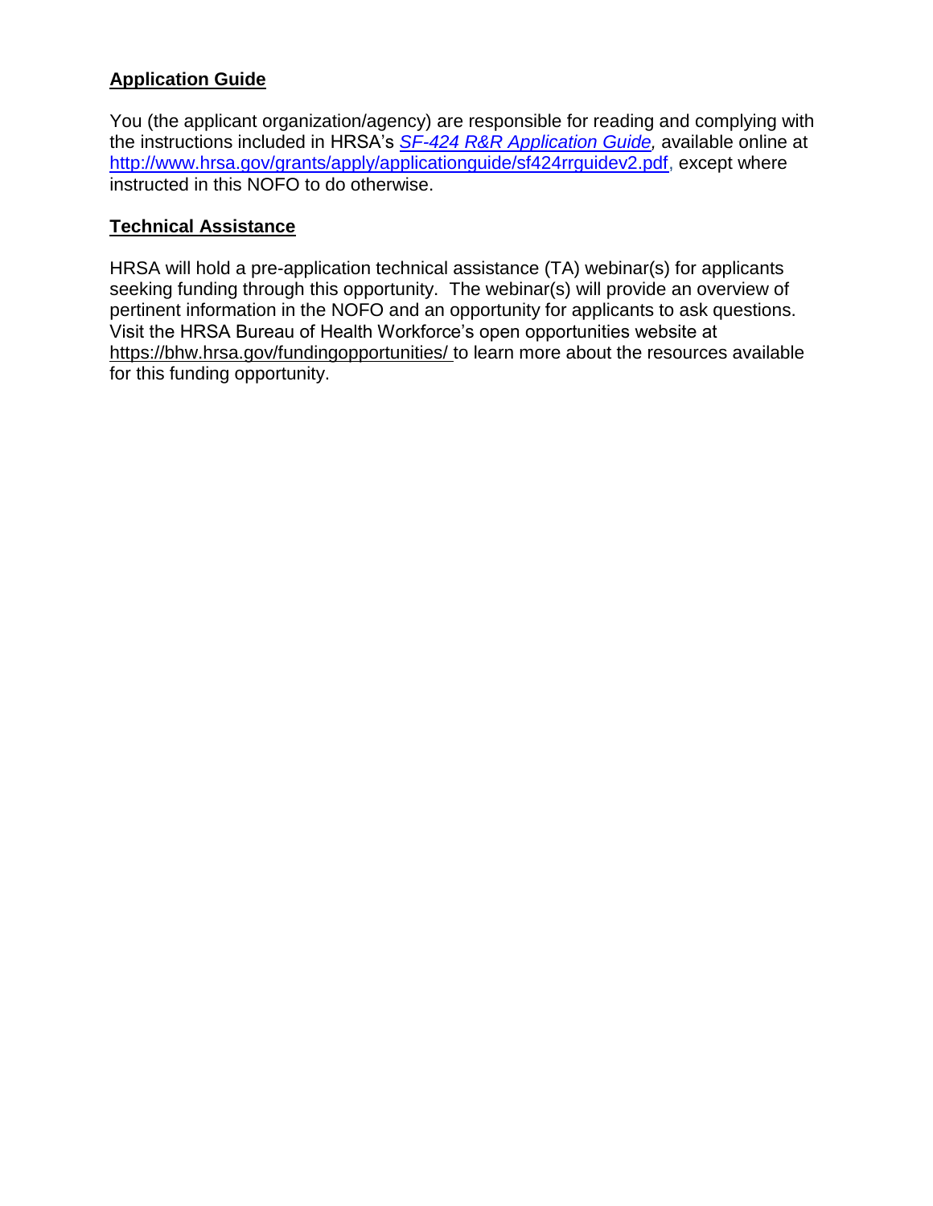## Application Guide

You (the applicant organization/agency) are responsible for reading and complying with the instructions included in HRSA's [*SF-424 R&R Application Guide*](http://www.hrsa.gov/grants/apply/applicationguide/sf424rrguidev2.pdf), available online at [http://www.hrsa.gov/grants/apply/applicationguide/sf424rrguidev2.pdf](http://www.hrsa.gov/grants/apply/applicationguide/sf424rrguidev2.pdf), except where instructed in this NOFO to do otherwise.

## Technical Assistance

HRSA will hold a pre-application technical assistance (TA) webinar(s) for applicants seeking funding through this opportunity. The webinar(s) will provide an overview of pertinent information in the NOFO and an opportunity for applicants to ask questions. Visit the HRSA Bureau of Health Workforce's open opportunities website at https://bhw.hrsa.gov/fundingopportunities/ to learn more about the resources available for this funding opportunity.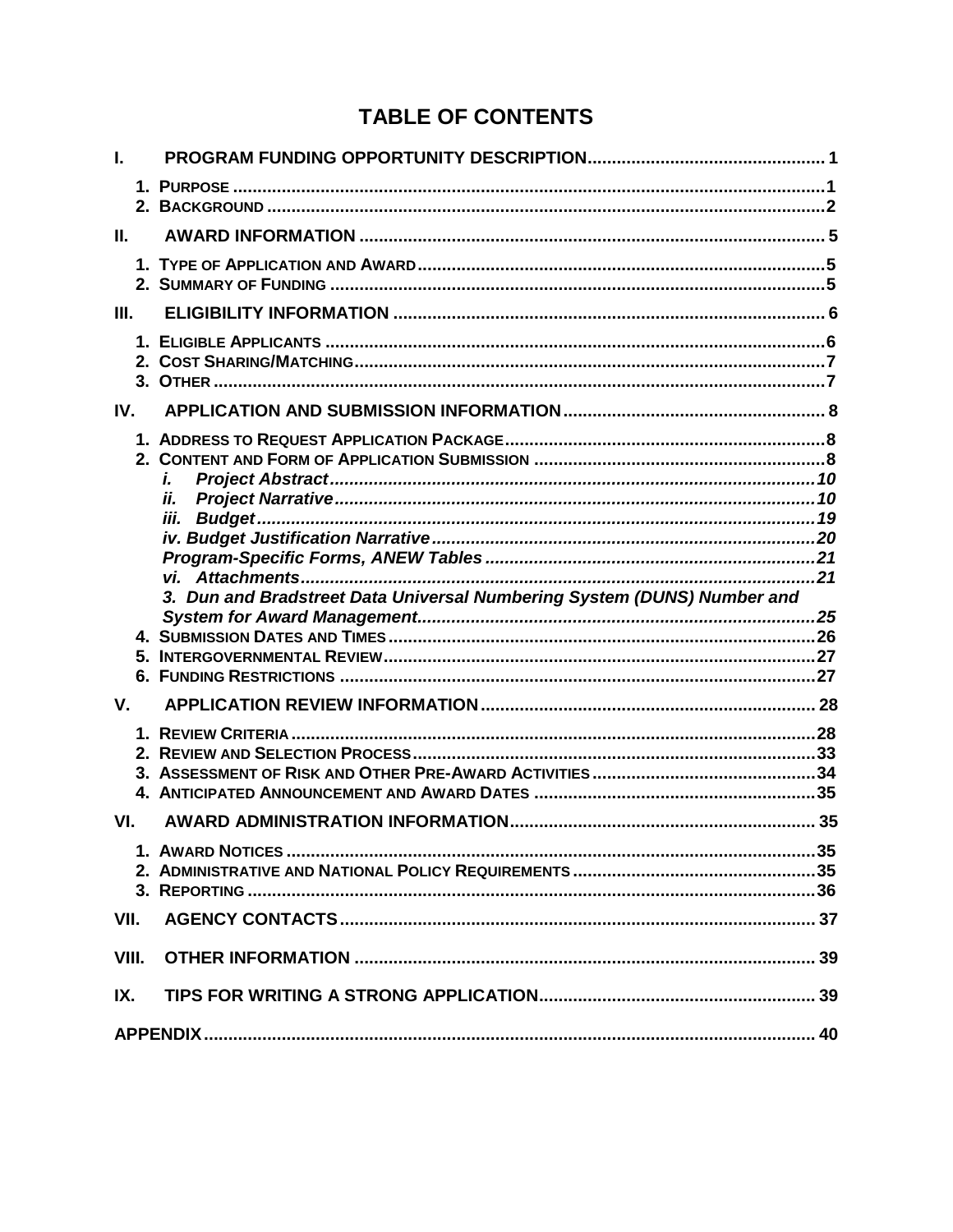# TABLE OF CONTENTS

**I. PROGRAM FUNDING OPPORTUNITY DESCRIPTION** ........ 1

1. **PURPOSE** ........ 1
2. **BACKGROUND** ........ 2

**II. AWARD INFORMATION** ........ 5

1. **TYPE OF APPLICATION AND AWARD** ........ 5
2. **SUMMARY OF FUNDING** ........ 5

**III. ELIGIBILITY INFORMATION** ........ 6

1. **ELIGIBLE APPLICANTS** ........ 6
2. **COST SHARING/MATCHING** ........ 7
3. **OTHER** ........ 7

**IV. APPLICATION AND SUBMISSION INFORMATION** ........ 8

1. **ADDRESS TO REQUEST APPLICATION PACKAGE** ........ 8
2. **CONTENT AND FORM OF APPLICATION SUBMISSION** ........ 8
   - ***i. Project Abstract*** ........ 10
   - ***ii. Project Narrative*** ........ 10
   - ***iii. Budget*** ........ 19
   - ***iv. Budget Justification Narrative*** ........ 20
   - ***Program-Specific Forms, ANEW Tables*** ........ 21
   - ***vi. Attachments*** ........ 21
   - ***3. Dun and Bradstreet Data Universal Numbering System (DUNS) Number and System for Award Management*** ........ 25
4. **SUBMISSION DATES AND TIMES** ........ 26
5. **INTERGOVERNMENTAL REVIEW** ........ 27
6. **FUNDING RESTRICTIONS** ........ 27

**V. APPLICATION REVIEW INFORMATION** ........ 28

1. **REVIEW CRITERIA** ........ 28
2. **REVIEW AND SELECTION PROCESS** ........ 33
3. **ASSESSMENT OF RISK AND OTHER PRE-AWARD ACTIVITIES** ........ 34
4. **ANTICIPATED ANNOUNCEMENT AND AWARD DATES** ........ 35

**VI. AWARD ADMINISTRATION INFORMATION** ........ 35

1. **AWARD NOTICES** ........ 35
2. **ADMINISTRATIVE AND NATIONAL POLICY REQUIREMENTS** ........ 35
3. **REPORTING** ........ 36

**VII. AGENCY CONTACTS** ........ 37

**VIII. OTHER INFORMATION** ........ 39

**IX. TIPS FOR WRITING A STRONG APPLICATION** ........ 39

**APPENDIX** ........ 40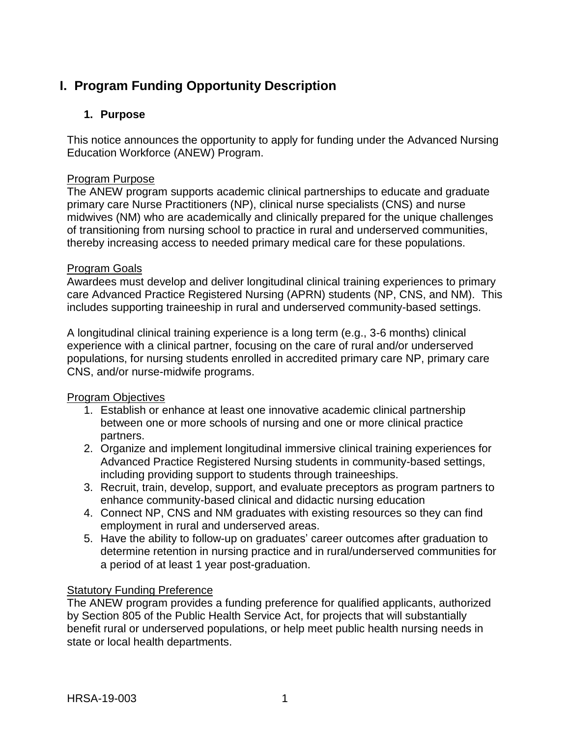# I. Program Funding Opportunity Description

## 1. Purpose

This notice announces the opportunity to apply for funding under the Advanced Nursing Education Workforce (ANEW) Program.

Program Purpose

The ANEW program supports academic clinical partnerships to educate and graduate primary care Nurse Practitioners (NP), clinical nurse specialists (CNS) and nurse midwives (NM) who are academically and clinically prepared for the unique challenges of transitioning from nursing school to practice in rural and underserved communities, thereby increasing access to needed primary medical care for these populations.

Program Goals

Awardees must develop and deliver longitudinal clinical training experiences to primary care Advanced Practice Registered Nursing (APRN) students (NP, CNS, and NM). This includes supporting traineeship in rural and underserved community-based settings.

A longitudinal clinical training experience is a long term (e.g., 3-6 months) clinical experience with a clinical partner, focusing on the care of rural and/or underserved populations, for nursing students enrolled in accredited primary care NP, primary care CNS, and/or nurse-midwife programs.

Program Objectives

1. Establish or enhance at least one innovative academic clinical partnership between one or more schools of nursing and one or more clinical practice partners.
2. Organize and implement longitudinal immersive clinical training experiences for Advanced Practice Registered Nursing students in community-based settings, including providing support to students through traineeships.
3. Recruit, train, develop, support, and evaluate preceptors as program partners to enhance community-based clinical and didactic nursing education
4. Connect NP, CNS and NM graduates with existing resources so they can find employment in rural and underserved areas.
5. Have the ability to follow-up on graduates' career outcomes after graduation to determine retention in nursing practice and in rural/underserved communities for a period of at least 1 year post-graduation.

Statutory Funding Preference

The ANEW program provides a funding preference for qualified applicants, authorized by Section 805 of the Public Health Service Act, for projects that will substantially benefit rural or underserved populations, or help meet public health nursing needs in state or local health departments.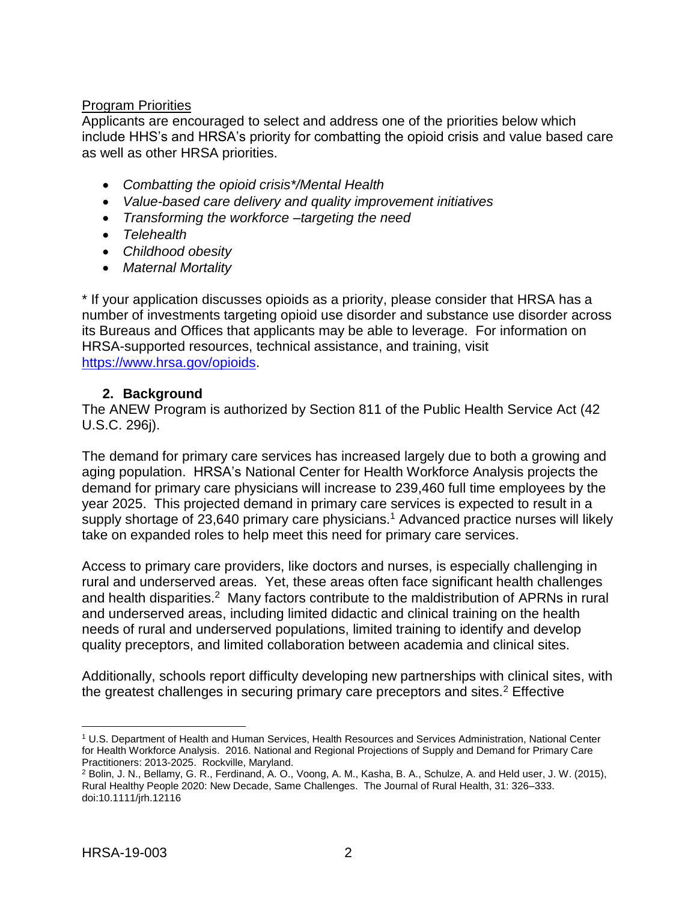Program Priorities

Applicants are encouraged to select and address one of the priorities below which include HHS's and HRSA's priority for combatting the opioid crisis and value based care as well as other HRSA priorities.

- *Combatting the opioid crisis*/Mental Health*
- *Value-based care delivery and quality improvement initiatives*
- *Transforming the workforce –targeting the need*
- *Telehealth*
- *Childhood obesity*
- *Maternal Mortality*

* If your application discusses opioids as a priority, please consider that HRSA has a number of investments targeting opioid use disorder and substance use disorder across its Bureaus and Offices that applicants may be able to leverage. For information on HRSA-supported resources, technical assistance, and training, visit https://www.hrsa.gov/opioids.

## 2. Background

The ANEW Program is authorized by Section 811 of the Public Health Service Act (42 U.S.C. 296j).

The demand for primary care services has increased largely due to both a growing and aging population. HRSA's National Center for Health Workforce Analysis projects the demand for primary care physicians will increase to 239,460 full time employees by the year 2025. This projected demand in primary care services is expected to result in a supply shortage of 23,640 primary care physicians.[1] Advanced practice nurses will likely take on expanded roles to help meet this need for primary care services.

Access to primary care providers, like doctors and nurses, is especially challenging in rural and underserved areas. Yet, these areas often face significant health challenges and health disparities.[2] Many factors contribute to the maldistribution of APRNs in rural and underserved areas, including limited didactic and clinical training on the health needs of rural and underserved populations, limited training to identify and develop quality preceptors, and limited collaboration between academia and clinical sites.

Additionally, schools report difficulty developing new partnerships with clinical sites, with the greatest challenges in securing primary care preceptors and sites.[2] Effective

[1] U.S. Department of Health and Human Services, Health Resources and Services Administration, National Center for Health Workforce Analysis. 2016. National and Regional Projections of Supply and Demand for Primary Care Practitioners: 2013-2025. Rockville, Maryland.

[2] Bolin, J. N., Bellamy, G. R., Ferdinand, A. O., Voong, A. M., Kasha, B. A., Schulze, A. and Held user, J. W. (2015), Rural Healthy People 2020: New Decade, Same Challenges. The Journal of Rural Health, 31: 326–333. doi:10.1111/jrh.12116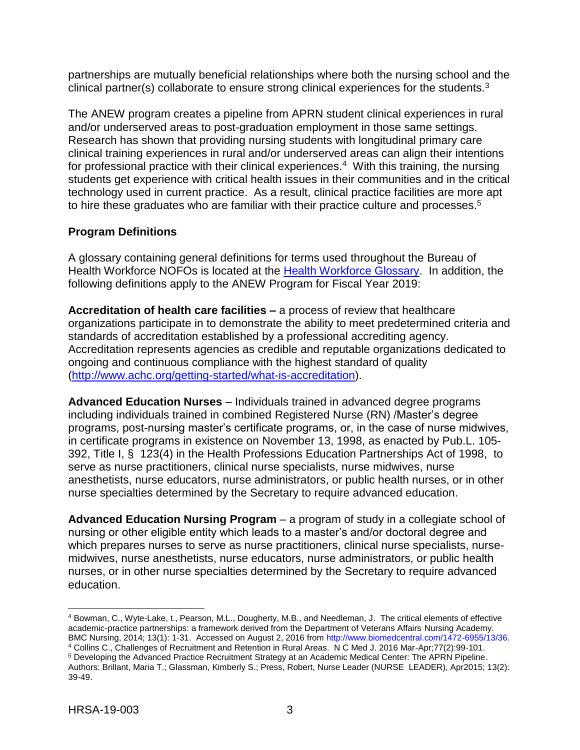partnerships are mutually beneficial relationships where both the nursing school and the clinical partner(s) collaborate to ensure strong clinical experiences for the students.[3]

The ANEW program creates a pipeline from APRN student clinical experiences in rural and/or underserved areas to post-graduation employment in those same settings. Research has shown that providing nursing students with longitudinal primary care clinical training experiences in rural and/or underserved areas can align their intentions for professional practice with their clinical experiences.[4] With this training, the nursing students get experience with critical health issues in their communities and in the critical technology used in current practice. As a result, clinical practice facilities are more apt to hire these graduates who are familiar with their practice culture and processes.[5]

### Program Definitions

A glossary containing general definitions for terms used throughout the Bureau of Health Workforce NOFOs is located at the [Health Workforce Glossary](). In addition, the following definitions apply to the ANEW Program for Fiscal Year 2019:

**Accreditation of health care facilities –** a process of review that healthcare organizations participate in to demonstrate the ability to meet predetermined criteria and standards of accreditation established by a professional accrediting agency. Accreditation represents agencies as credible and reputable organizations dedicated to ongoing and continuous compliance with the highest standard of quality (http://www.achc.org/getting-started/what-is-accreditation).

**Advanced Education Nurses** – Individuals trained in advanced degree programs including individuals trained in combined Registered Nurse (RN) /Master's degree programs, post-nursing master's certificate programs, or, in the case of nurse midwives, in certificate programs in existence on November 13, 1998, as enacted by Pub.L. 105-392, Title I, § 123(4) in the Health Professions Education Partnerships Act of 1998, to serve as nurse practitioners, clinical nurse specialists, nurse midwives, nurse anesthetists, nurse educators, nurse administrators, or public health nurses, or in other nurse specialties determined by the Secretary to require advanced education.

**Advanced Education Nursing Program** – a program of study in a collegiate school of nursing or other eligible entity which leads to a master's and/or doctoral degree and which prepares nurses to serve as nurse practitioners, clinical nurse specialists, nurse-midwives, nurse anesthetists, nurse educators, nurse administrators, or public health nurses, or in other nurse specialties determined by the Secretary to require advanced education.

---

[4] Bowman, C., Wyte-Lake, t., Pearson, M.L., Dougherty, M.B., and Needleman, J. The critical elements of effective academic-practice partnerships: a framework derived from the Department of Veterans Affairs Nursing Academy. BMC Nursing, 2014; 13(1): 1-31. Accessed on August 2, 2016 from http://www.biomedcentral.com/1472-6955/13/36.

[4] Collins C., Challenges of Recruitment and Retention in Rural Areas. N C Med J. 2016 Mar-Apr;77(2):99-101.

[5] Developing the Advanced Practice Recruitment Strategy at an Academic Medical Center: The APRN Pipeline. Authors: Brillant, Maria T.; Glassman, Kimberly S.; Press, Robert, Nurse Leader (NURSE LEADER), Apr2015; 13(2): 39-49.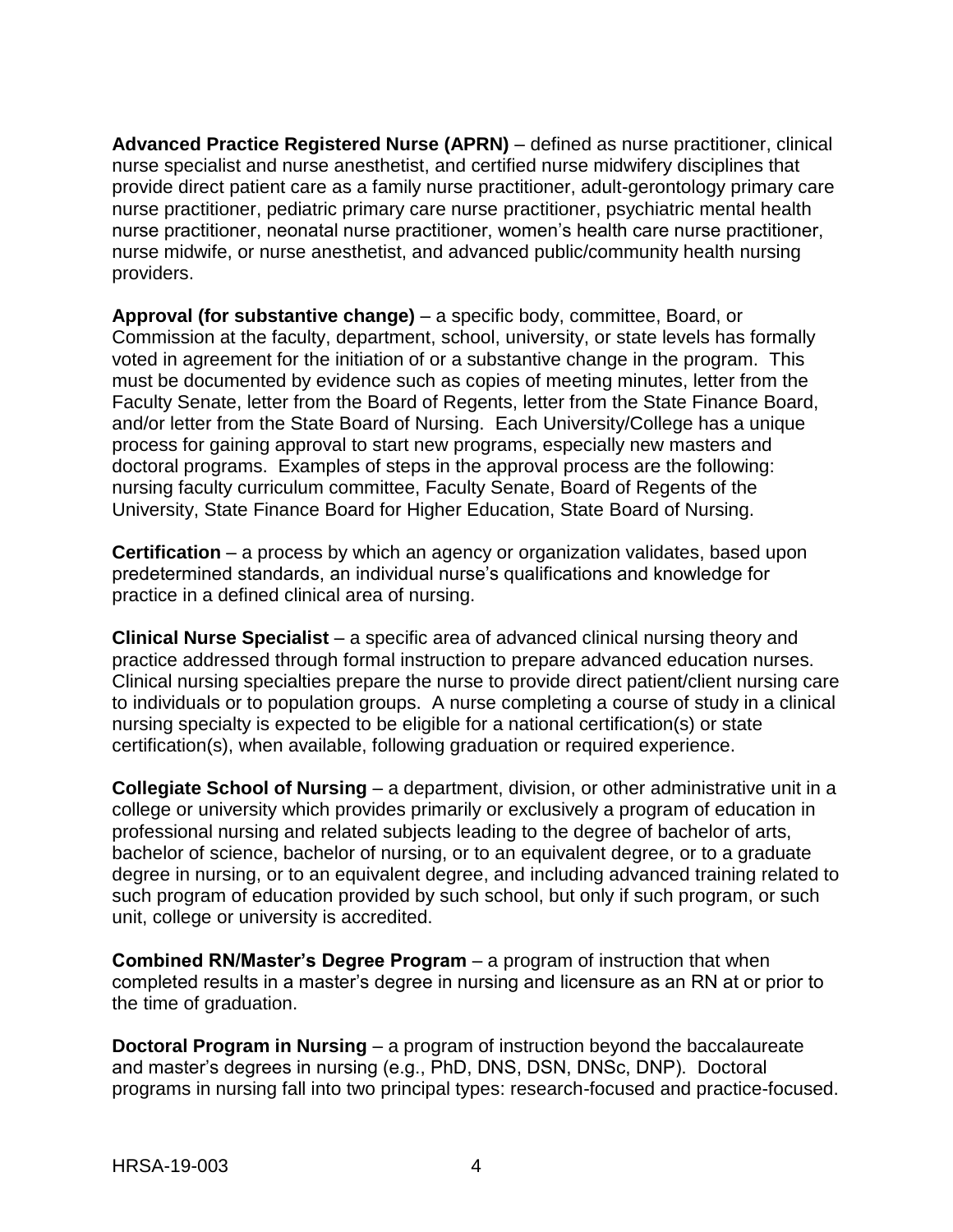**Advanced Practice Registered Nurse (APRN)** – defined as nurse practitioner, clinical nurse specialist and nurse anesthetist, and certified nurse midwifery disciplines that provide direct patient care as a family nurse practitioner, adult-gerontology primary care nurse practitioner, pediatric primary care nurse practitioner, psychiatric mental health nurse practitioner, neonatal nurse practitioner, women's health care nurse practitioner, nurse midwife, or nurse anesthetist, and advanced public/community health nursing providers.

**Approval (for substantive change)** – a specific body, committee, Board, or Commission at the faculty, department, school, university, or state levels has formally voted in agreement for the initiation of or a substantive change in the program. This must be documented by evidence such as copies of meeting minutes, letter from the Faculty Senate, letter from the Board of Regents, letter from the State Finance Board, and/or letter from the State Board of Nursing. Each University/College has a unique process for gaining approval to start new programs, especially new masters and doctoral programs. Examples of steps in the approval process are the following: nursing faculty curriculum committee, Faculty Senate, Board of Regents of the University, State Finance Board for Higher Education, State Board of Nursing.

**Certification** – a process by which an agency or organization validates, based upon predetermined standards, an individual nurse's qualifications and knowledge for practice in a defined clinical area of nursing.

**Clinical Nurse Specialist** – a specific area of advanced clinical nursing theory and practice addressed through formal instruction to prepare advanced education nurses. Clinical nursing specialties prepare the nurse to provide direct patient/client nursing care to individuals or to population groups. A nurse completing a course of study in a clinical nursing specialty is expected to be eligible for a national certification(s) or state certification(s), when available, following graduation or required experience.

**Collegiate School of Nursing** – a department, division, or other administrative unit in a college or university which provides primarily or exclusively a program of education in professional nursing and related subjects leading to the degree of bachelor of arts, bachelor of science, bachelor of nursing, or to an equivalent degree, or to a graduate degree in nursing, or to an equivalent degree, and including advanced training related to such program of education provided by such school, but only if such program, or such unit, college or university is accredited.

**Combined RN/Master's Degree Program** – a program of instruction that when completed results in a master's degree in nursing and licensure as an RN at or prior to the time of graduation.

**Doctoral Program in Nursing** – a program of instruction beyond the baccalaureate and master's degrees in nursing (e.g., PhD, DNS, DSN, DNSc, DNP). Doctoral programs in nursing fall into two principal types: research-focused and practice-focused.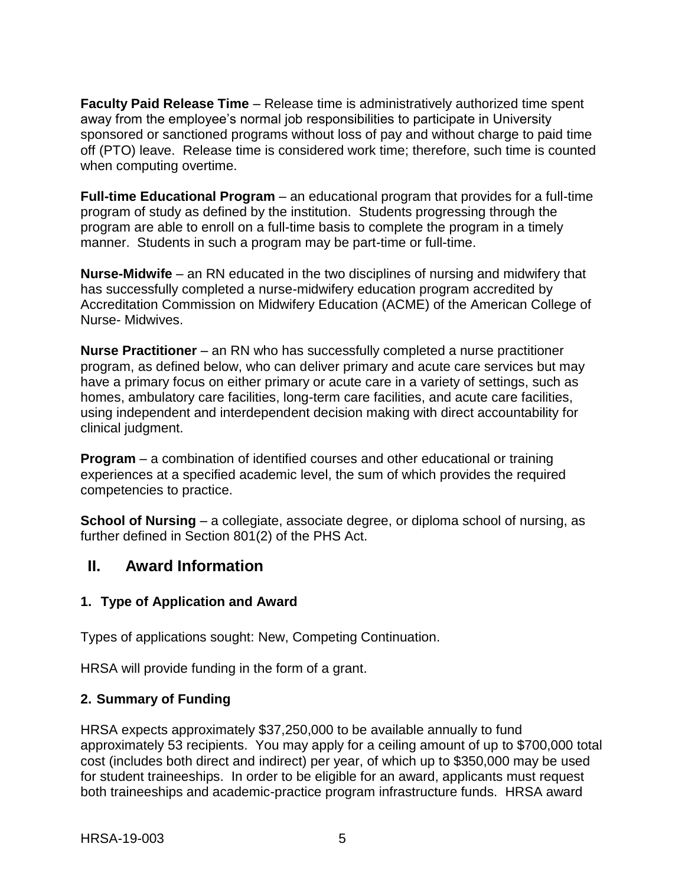**Faculty Paid Release Time** – Release time is administratively authorized time spent away from the employee's normal job responsibilities to participate in University sponsored or sanctioned programs without loss of pay and without charge to paid time off (PTO) leave. Release time is considered work time; therefore, such time is counted when computing overtime.

**Full-time Educational Program** – an educational program that provides for a full-time program of study as defined by the institution. Students progressing through the program are able to enroll on a full-time basis to complete the program in a timely manner. Students in such a program may be part-time or full-time.

**Nurse-Midwife** – an RN educated in the two disciplines of nursing and midwifery that has successfully completed a nurse-midwifery education program accredited by Accreditation Commission on Midwifery Education (ACME) of the American College of Nurse- Midwives.

**Nurse Practitioner** – an RN who has successfully completed a nurse practitioner program, as defined below, who can deliver primary and acute care services but may have a primary focus on either primary or acute care in a variety of settings, such as homes, ambulatory care facilities, long-term care facilities, and acute care facilities, using independent and interdependent decision making with direct accountability for clinical judgment.

**Program** – a combination of identified courses and other educational or training experiences at a specified academic level, the sum of which provides the required competencies to practice.

**School of Nursing** – a collegiate, associate degree, or diploma school of nursing, as further defined in Section 801(2) of the PHS Act.

## II. Award Information

### 1. Type of Application and Award

Types of applications sought: New, Competing Continuation.

HRSA will provide funding in the form of a grant.

### 2. Summary of Funding

HRSA expects approximately $37,250,000 to be available annually to fund approximately 53 recipients. You may apply for a ceiling amount of up to $700,000 total cost (includes both direct and indirect) per year, of which up to $350,000 may be used for student traineeships. In order to be eligible for an award, applicants must request both traineeships and academic-practice program infrastructure funds. HRSA award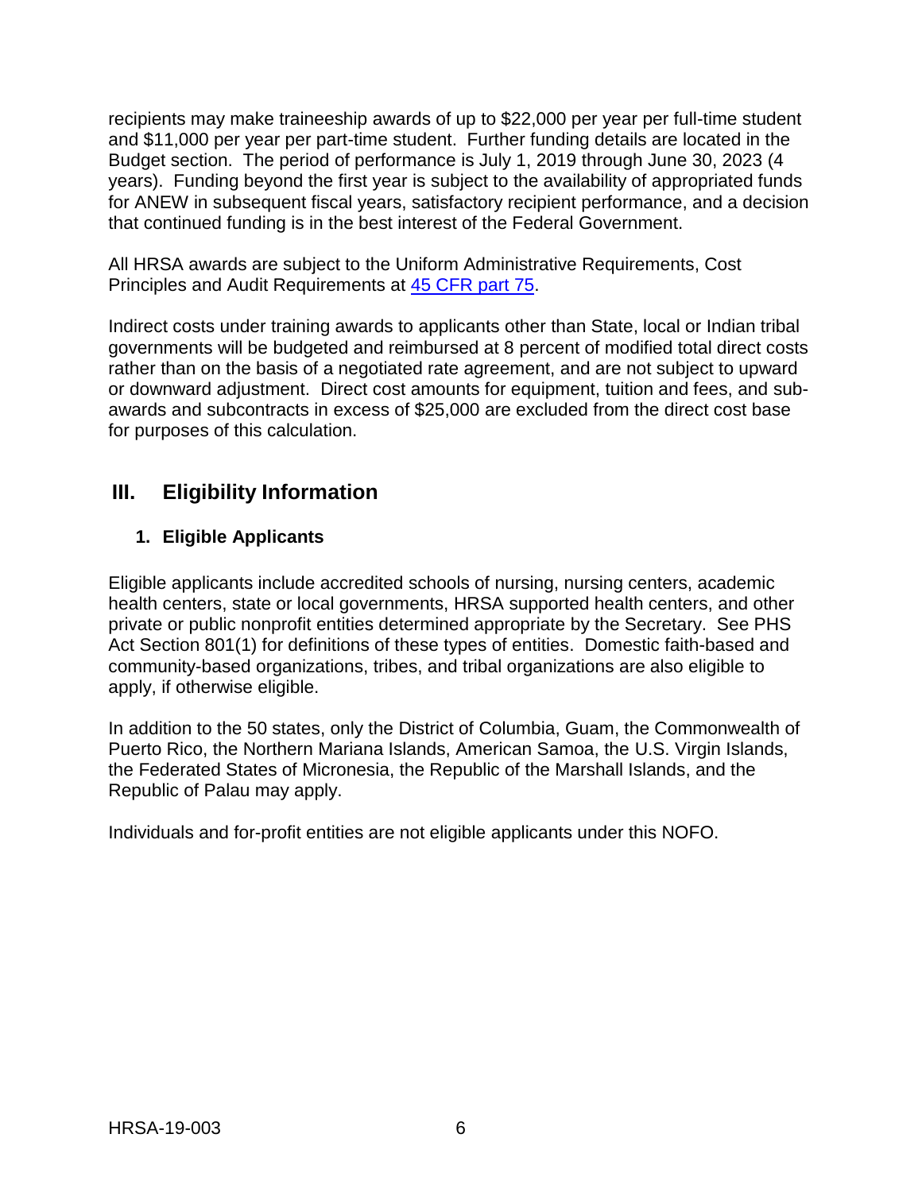recipients may make traineeship awards of up to $22,000 per year per full-time student and $11,000 per year per part-time student. Further funding details are located in the Budget section. The period of performance is July 1, 2019 through June 30, 2023 (4 years). Funding beyond the first year is subject to the availability of appropriated funds for ANEW in subsequent fiscal years, satisfactory recipient performance, and a decision that continued funding is in the best interest of the Federal Government.

All HRSA awards are subject to the Uniform Administrative Requirements, Cost Principles and Audit Requirements at [45 CFR part 75](http://www.ecfr.gov/cgi-bin/retrieveECFR?gp=1&SID=4d52364ec83fab994c665943dadf9cf7&ty=HTML&h=L&r=PART&n=pt45.1.75).

Indirect costs under training awards to applicants other than State, local or Indian tribal governments will be budgeted and reimbursed at 8 percent of modified total direct costs rather than on the basis of a negotiated rate agreement, and are not subject to upward or downward adjustment. Direct cost amounts for equipment, tuition and fees, and sub-awards and subcontracts in excess of $25,000 are excluded from the direct cost base for purposes of this calculation.

## III. Eligibility Information

### 1. Eligible Applicants

Eligible applicants include accredited schools of nursing, nursing centers, academic health centers, state or local governments, HRSA supported health centers, and other private or public nonprofit entities determined appropriate by the Secretary. See PHS Act Section 801(1) for definitions of these types of entities. Domestic faith-based and community-based organizations, tribes, and tribal organizations are also eligible to apply, if otherwise eligible.

In addition to the 50 states, only the District of Columbia, Guam, the Commonwealth of Puerto Rico, the Northern Mariana Islands, American Samoa, the U.S. Virgin Islands, the Federated States of Micronesia, the Republic of the Marshall Islands, and the Republic of Palau may apply.

Individuals and for-profit entities are not eligible applicants under this NOFO.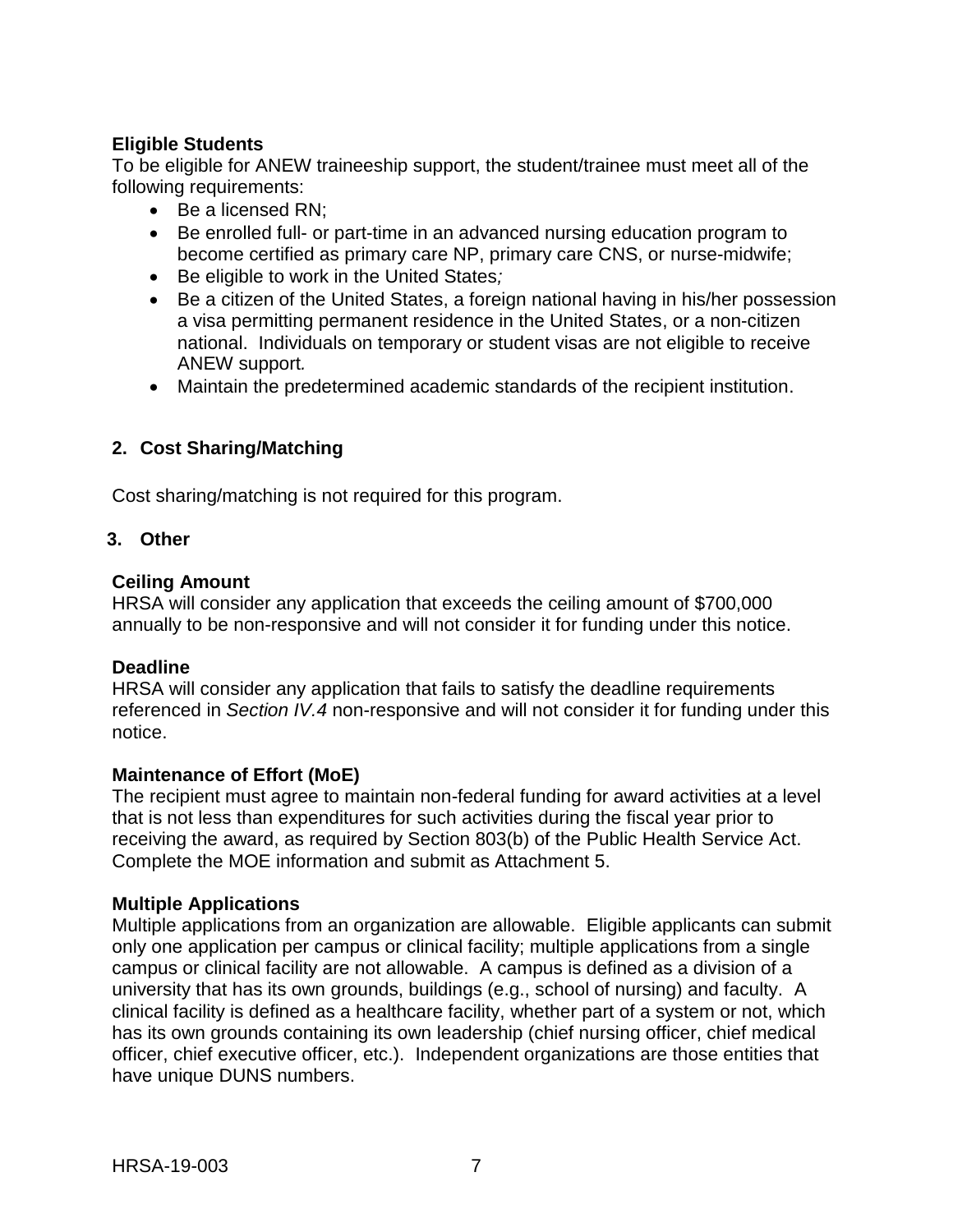**Eligible Students**

To be eligible for ANEW traineeship support, the student/trainee must meet all of the following requirements:

- Be a licensed RN;
- Be enrolled full- or part-time in an advanced nursing education program to become certified as primary care NP, primary care CNS, or nurse-midwife;
- Be eligible to work in the United States*;*
- Be a citizen of the United States, a foreign national having in his/her possession a visa permitting permanent residence in the United States, or a non-citizen national. Individuals on temporary or student visas are not eligible to receive ANEW support*.*
- Maintain the predetermined academic standards of the recipient institution.

## 2. Cost Sharing/Matching

Cost sharing/matching is not required for this program.

## 3. Other

**Ceiling Amount**

HRSA will consider any application that exceeds the ceiling amount of $700,000 annually to be non-responsive and will not consider it for funding under this notice.

**Deadline**

HRSA will consider any application that fails to satisfy the deadline requirements referenced in *Section IV.4* non-responsive and will not consider it for funding under this notice.

**Maintenance of Effort (MoE)**

The recipient must agree to maintain non-federal funding for award activities at a level that is not less than expenditures for such activities during the fiscal year prior to receiving the award, as required by Section 803(b) of the Public Health Service Act. Complete the MOE information and submit as Attachment 5.

**Multiple Applications**

Multiple applications from an organization are allowable. Eligible applicants can submit only one application per campus or clinical facility; multiple applications from a single campus or clinical facility are not allowable. A campus is defined as a division of a university that has its own grounds, buildings (e.g., school of nursing) and faculty. A clinical facility is defined as a healthcare facility, whether part of a system or not, which has its own grounds containing its own leadership (chief nursing officer, chief medical officer, chief executive officer, etc.). Independent organizations are those entities that have unique DUNS numbers.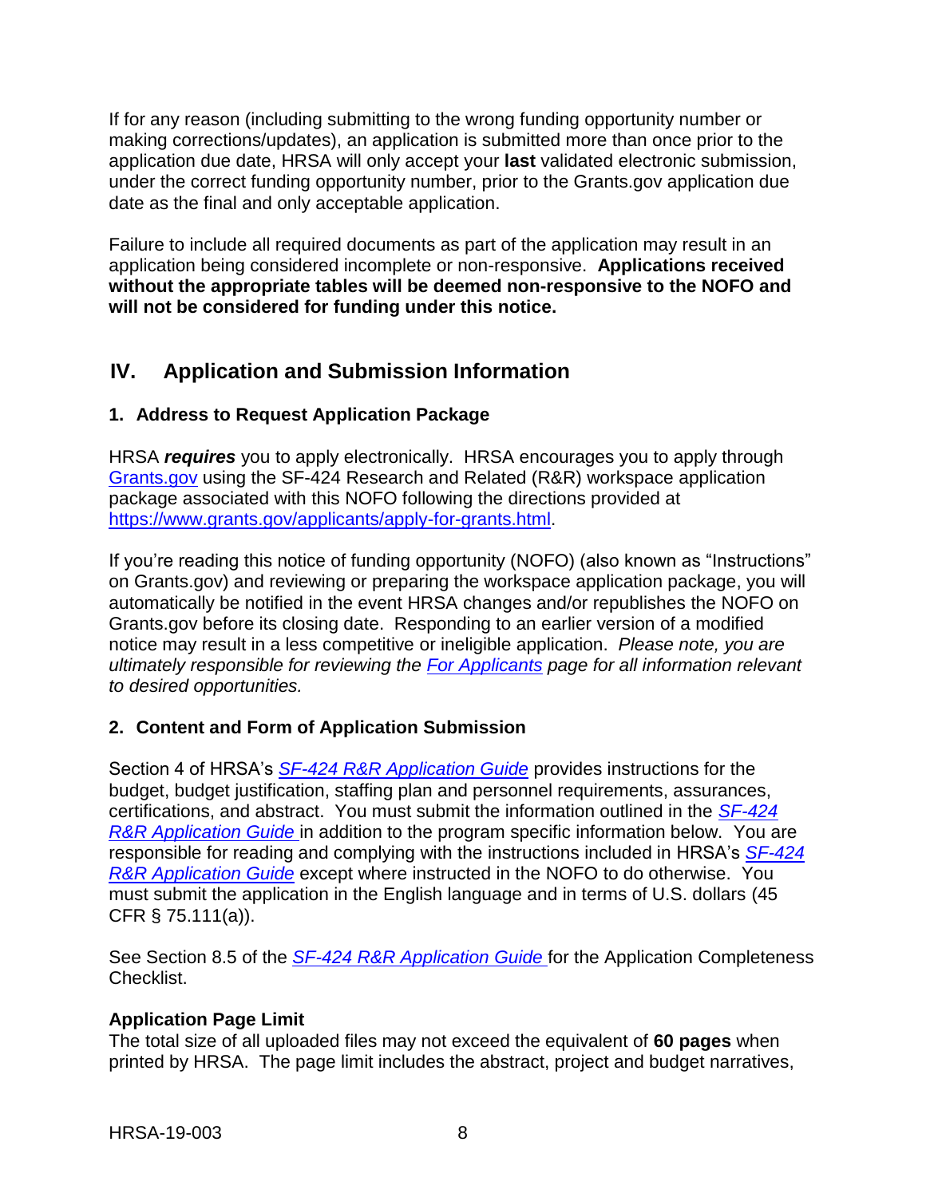If for any reason (including submitting to the wrong funding opportunity number or making corrections/updates), an application is submitted more than once prior to the application due date, HRSA will only accept your **last** validated electronic submission, under the correct funding opportunity number, prior to the Grants.gov application due date as the final and only acceptable application.

Failure to include all required documents as part of the application may result in an application being considered incomplete or non-responsive. **Applications received without the appropriate tables will be deemed non-responsive to the NOFO and will not be considered for funding under this notice.**

## IV. Application and Submission Information

### 1. Address to Request Application Package

HRSA ***requires*** you to apply electronically. HRSA encourages you to apply through [Grants.gov](http://www.grants.gov/) using the SF-424 Research and Related (R&R) workspace application package associated with this NOFO following the directions provided at [https://www.grants.gov/applicants/apply-for-grants.html](https://www.grants.gov/applicants/apply-for-grants.html).

If you're reading this notice of funding opportunity (NOFO) (also known as "Instructions" on Grants.gov) and reviewing or preparing the workspace application package, you will automatically be notified in the event HRSA changes and/or republishes the NOFO on Grants.gov before its closing date. Responding to an earlier version of a modified notice may result in a less competitive or ineligible application. *Please note, you are ultimately responsible for reviewing the [For Applicants](https://www.grants.gov/web/grants/applicants.html) page for all information relevant to desired opportunities.*

### 2. Content and Form of Application Submission

Section 4 of HRSA's *[SF-424 R&R Application Guide](http://www.hrsa.gov/grants/apply/applicationguide/sf424rrguidev2.pdf)* provides instructions for the budget, budget justification, staffing plan and personnel requirements, assurances, certifications, and abstract. You must submit the information outlined in the *[SF-424 R&R Application Guide](http://www.hrsa.gov/grants/apply/applicationguide/sf424rrguidev2.pdf)* in addition to the program specific information below. You are responsible for reading and complying with the instructions included in HRSA's *[SF-424 R&R Application Guide](http://www.hrsa.gov/grants/apply/applicationguide/sf424rrguidev2.pdf)* except where instructed in the NOFO to do otherwise. You must submit the application in the English language and in terms of U.S. dollars (45 CFR § 75.111(a)).

See Section 8.5 of the *[SF-424 R&R Application Guide](http://www.hrsa.gov/grants/apply/applicationguide/sf424rrguidev2.pdf)* for the Application Completeness Checklist.

**Application Page Limit**

The total size of all uploaded files may not exceed the equivalent of **60 pages** when printed by HRSA. The page limit includes the abstract, project and budget narratives,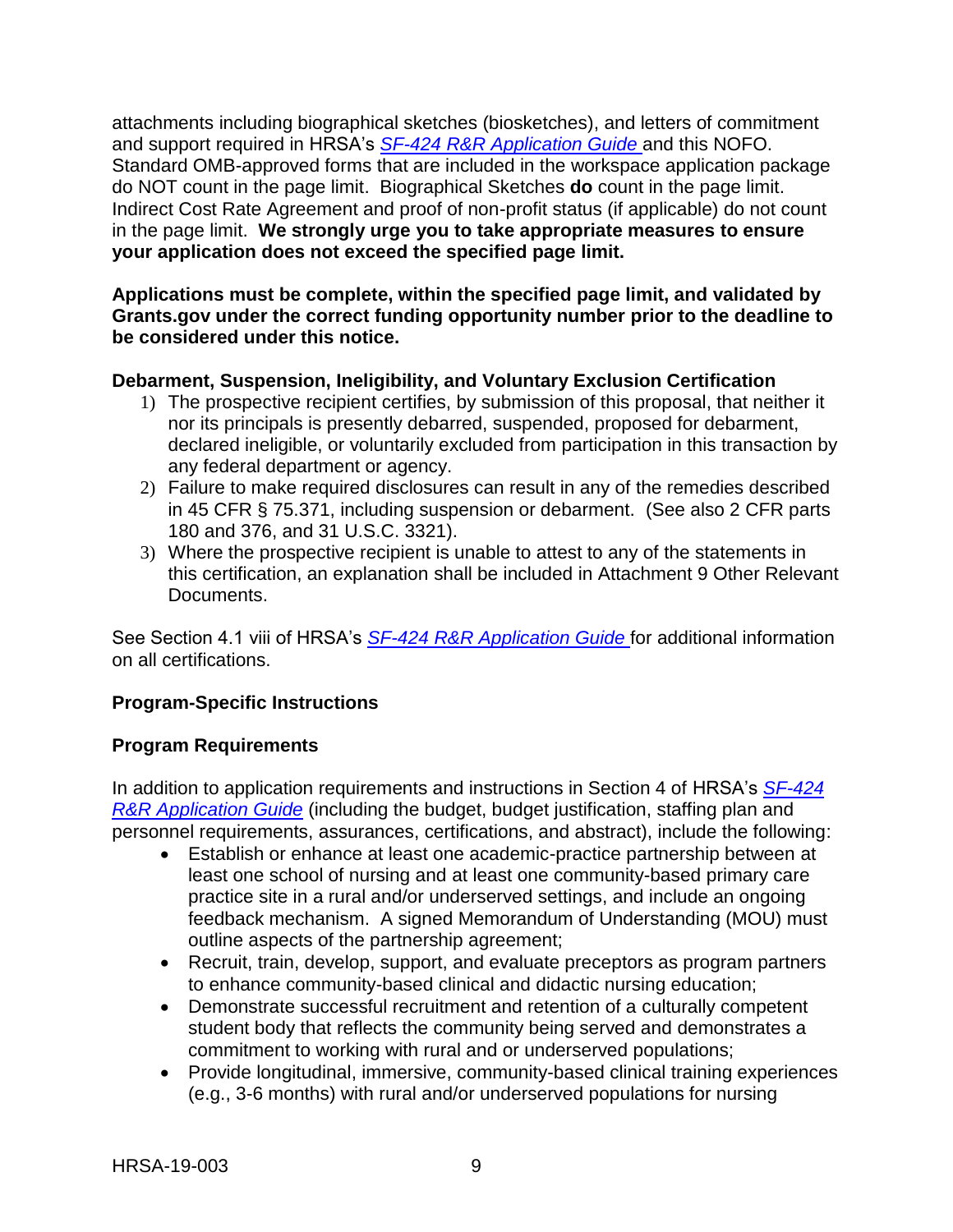attachments including biographical sketches (biosketches), and letters of commitment and support required in HRSA's *SF-424 R&R Application Guide* and this NOFO. Standard OMB-approved forms that are included in the workspace application package do NOT count in the page limit. Biographical Sketches **do** count in the page limit. Indirect Cost Rate Agreement and proof of non-profit status (if applicable) do not count in the page limit. **We strongly urge you to take appropriate measures to ensure your application does not exceed the specified page limit.**

**Applications must be complete, within the specified page limit, and validated by Grants.gov under the correct funding opportunity number prior to the deadline to be considered under this notice.**

**Debarment, Suspension, Ineligibility, and Voluntary Exclusion Certification**

1) The prospective recipient certifies, by submission of this proposal, that neither it nor its principals is presently debarred, suspended, proposed for debarment, declared ineligible, or voluntarily excluded from participation in this transaction by any federal department or agency.
2) Failure to make required disclosures can result in any of the remedies described in 45 CFR § 75.371, including suspension or debarment. (See also 2 CFR parts 180 and 376, and 31 U.S.C. 3321).
3) Where the prospective recipient is unable to attest to any of the statements in this certification, an explanation shall be included in Attachment 9 Other Relevant Documents.

See Section 4.1 viii of HRSA's *SF-424 R&R Application Guide* for additional information on all certifications.

**Program-Specific Instructions**

**Program Requirements**

In addition to application requirements and instructions in Section 4 of HRSA's *SF-424 R&R Application Guide* (including the budget, budget justification, staffing plan and personnel requirements, assurances, certifications, and abstract), include the following:

- Establish or enhance at least one academic-practice partnership between at least one school of nursing and at least one community-based primary care practice site in a rural and/or underserved settings, and include an ongoing feedback mechanism. A signed Memorandum of Understanding (MOU) must outline aspects of the partnership agreement;
- Recruit, train, develop, support, and evaluate preceptors as program partners to enhance community-based clinical and didactic nursing education;
- Demonstrate successful recruitment and retention of a culturally competent student body that reflects the community being served and demonstrates a commitment to working with rural and or underserved populations;
- Provide longitudinal, immersive, community-based clinical training experiences (e.g., 3-6 months) with rural and/or underserved populations for nursing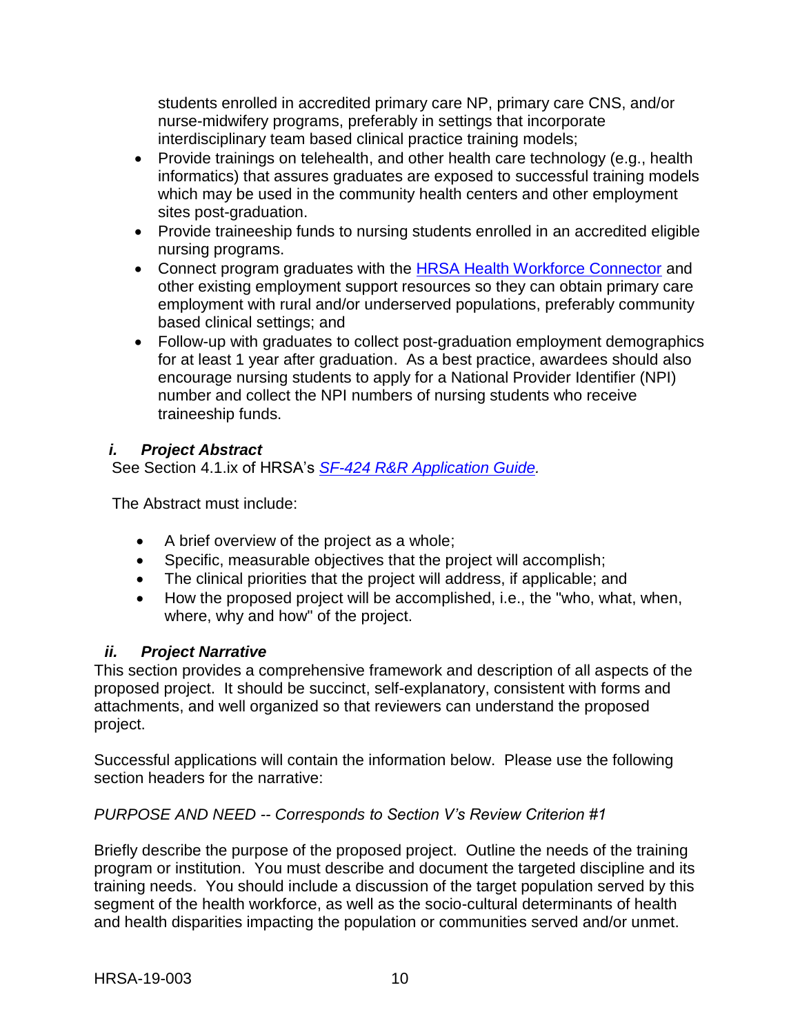students enrolled in accredited primary care NP, primary care CNS, and/or nurse-midwifery programs, preferably in settings that incorporate interdisciplinary team based clinical practice training models;

- Provide trainings on telehealth, and other health care technology (e.g., health informatics) that assures graduates are exposed to successful training models which may be used in the community health centers and other employment sites post-graduation.
- Provide traineeship funds to nursing students enrolled in an accredited eligible nursing programs.
- Connect program graduates with the [HRSA Health Workforce Connector]() and other existing employment support resources so they can obtain primary care employment with rural and/or underserved populations, preferably community based clinical settings; and
- Follow-up with graduates to collect post-graduation employment demographics for at least 1 year after graduation. As a best practice, awardees should also encourage nursing students to apply for a National Provider Identifier (NPI) number and collect the NPI numbers of nursing students who receive traineeship funds.

### *i. Project Abstract*

See Section 4.1.ix of HRSA's *[SF-424 R&R Application Guide]().*

The Abstract must include:

- A brief overview of the project as a whole;
- Specific, measurable objectives that the project will accomplish;
- The clinical priorities that the project will address, if applicable; and
- How the proposed project will be accomplished, i.e., the "who, what, when, where, why and how" of the project.

### *ii. Project Narrative*

This section provides a comprehensive framework and description of all aspects of the proposed project. It should be succinct, self-explanatory, consistent with forms and attachments, and well organized so that reviewers can understand the proposed project.

Successful applications will contain the information below. Please use the following section headers for the narrative:

*PURPOSE AND NEED -- Corresponds to Section V's Review Criterion #1*

Briefly describe the purpose of the proposed project. Outline the needs of the training program or institution. You must describe and document the targeted discipline and its training needs. You should include a discussion of the target population served by this segment of the health workforce, as well as the socio-cultural determinants of health and health disparities impacting the population or communities served and/or unmet.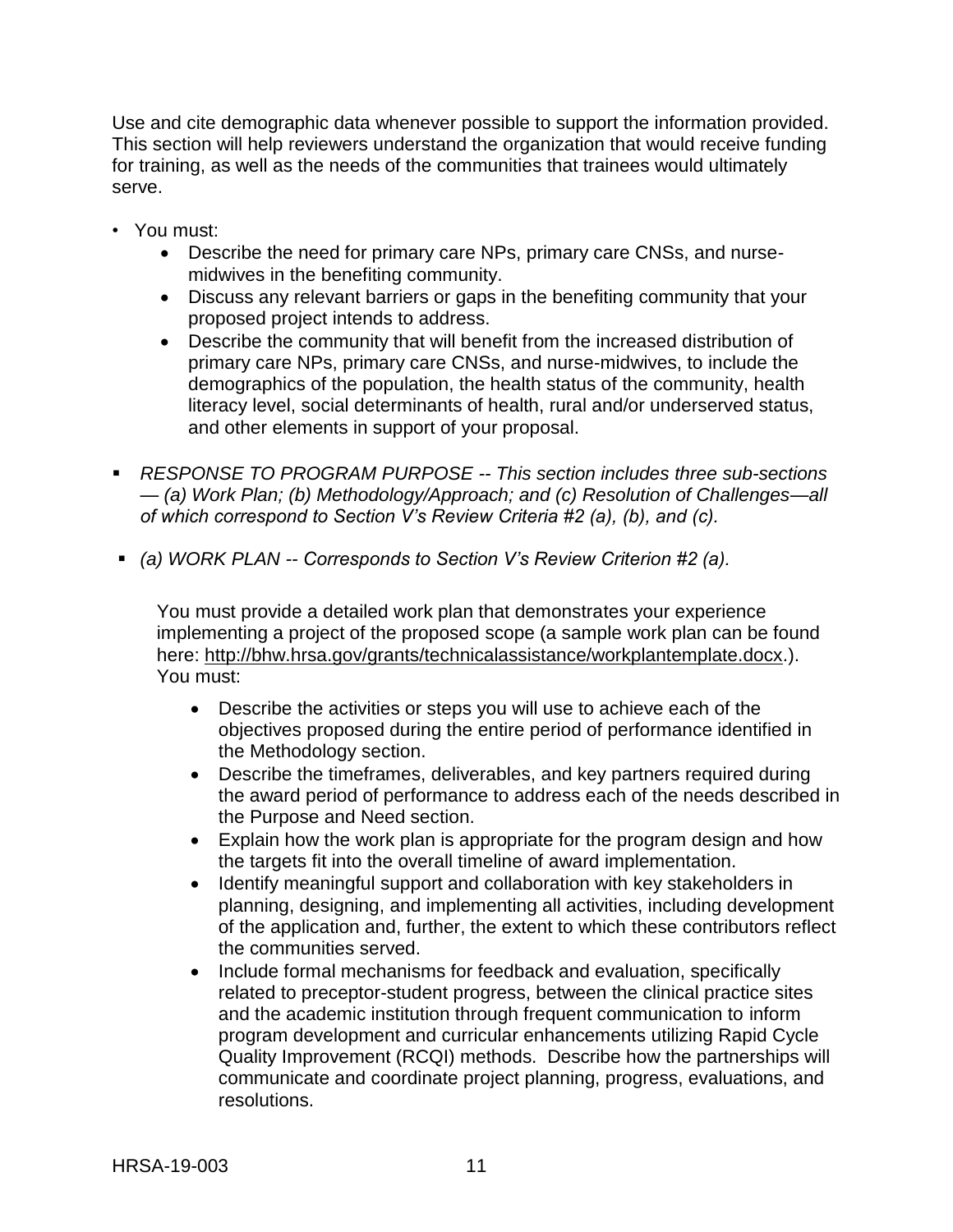Use and cite demographic data whenever possible to support the information provided. This section will help reviewers understand the organization that would receive funding for training, as well as the needs of the communities that trainees would ultimately serve.

- You must:
  - Describe the need for primary care NPs, primary care CNSs, and nurse-midwives in the benefiting community.
  - Discuss any relevant barriers or gaps in the benefiting community that your proposed project intends to address.
  - Describe the community that will benefit from the increased distribution of primary care NPs, primary care CNSs, and nurse-midwives, to include the demographics of the population, the health status of the community, health literacy level, social determinants of health, rural and/or underserved status, and other elements in support of your proposal.

- *RESPONSE TO PROGRAM PURPOSE -- This section includes three sub-sections — (a) Work Plan; (b) Methodology/Approach; and (c) Resolution of Challenges—all of which correspond to Section V's Review Criteria #2 (a), (b), and (c).*

- *(a) WORK PLAN -- Corresponds to Section V's Review Criterion #2 (a).*

  You must provide a detailed work plan that demonstrates your experience implementing a project of the proposed scope (a sample work plan can be found here: http://bhw.hrsa.gov/grants/technicalassistance/workplantemplate.docx.). You must:

  - Describe the activities or steps you will use to achieve each of the objectives proposed during the entire period of performance identified in the Methodology section.
  - Describe the timeframes, deliverables, and key partners required during the award period of performance to address each of the needs described in the Purpose and Need section.
  - Explain how the work plan is appropriate for the program design and how the targets fit into the overall timeline of award implementation.
  - Identify meaningful support and collaboration with key stakeholders in planning, designing, and implementing all activities, including development of the application and, further, the extent to which these contributors reflect the communities served.
  - Include formal mechanisms for feedback and evaluation, specifically related to preceptor-student progress, between the clinical practice sites and the academic institution through frequent communication to inform program development and curricular enhancements utilizing Rapid Cycle Quality Improvement (RCQI) methods. Describe how the partnerships will communicate and coordinate project planning, progress, evaluations, and resolutions.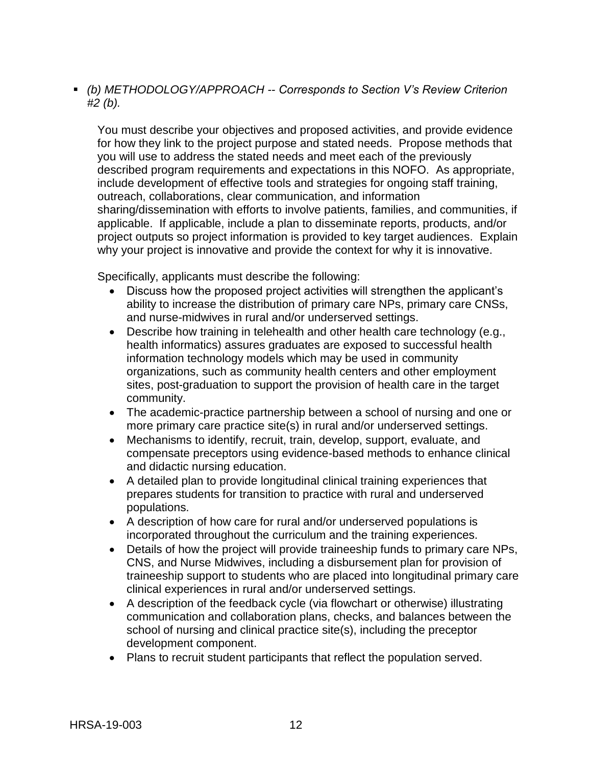- *(b) METHODOLOGY/APPROACH -- Corresponds to Section V's Review Criterion #2 (b).*

  You must describe your objectives and proposed activities, and provide evidence for how they link to the project purpose and stated needs. Propose methods that you will use to address the stated needs and meet each of the previously described program requirements and expectations in this NOFO. As appropriate, include development of effective tools and strategies for ongoing staff training, outreach, collaborations, clear communication, and information sharing/dissemination with efforts to involve patients, families, and communities, if applicable. If applicable, include a plan to disseminate reports, products, and/or project outputs so project information is provided to key target audiences. Explain why your project is innovative and provide the context for why it is innovative.

  Specifically, applicants must describe the following:

  - Discuss how the proposed project activities will strengthen the applicant's ability to increase the distribution of primary care NPs, primary care CNSs, and nurse-midwives in rural and/or underserved settings.
  - Describe how training in telehealth and other health care technology (e.g., health informatics) assures graduates are exposed to successful health information technology models which may be used in community organizations, such as community health centers and other employment sites, post-graduation to support the provision of health care in the target community.
  - The academic-practice partnership between a school of nursing and one or more primary care practice site(s) in rural and/or underserved settings.
  - Mechanisms to identify, recruit, train, develop, support, evaluate, and compensate preceptors using evidence-based methods to enhance clinical and didactic nursing education.
  - A detailed plan to provide longitudinal clinical training experiences that prepares students for transition to practice with rural and underserved populations.
  - A description of how care for rural and/or underserved populations is incorporated throughout the curriculum and the training experiences.
  - Details of how the project will provide traineeship funds to primary care NPs, CNS, and Nurse Midwives, including a disbursement plan for provision of traineeship support to students who are placed into longitudinal primary care clinical experiences in rural and/or underserved settings.
  - A description of the feedback cycle (via flowchart or otherwise) illustrating communication and collaboration plans, checks, and balances between the school of nursing and clinical practice site(s), including the preceptor development component.
  - Plans to recruit student participants that reflect the population served.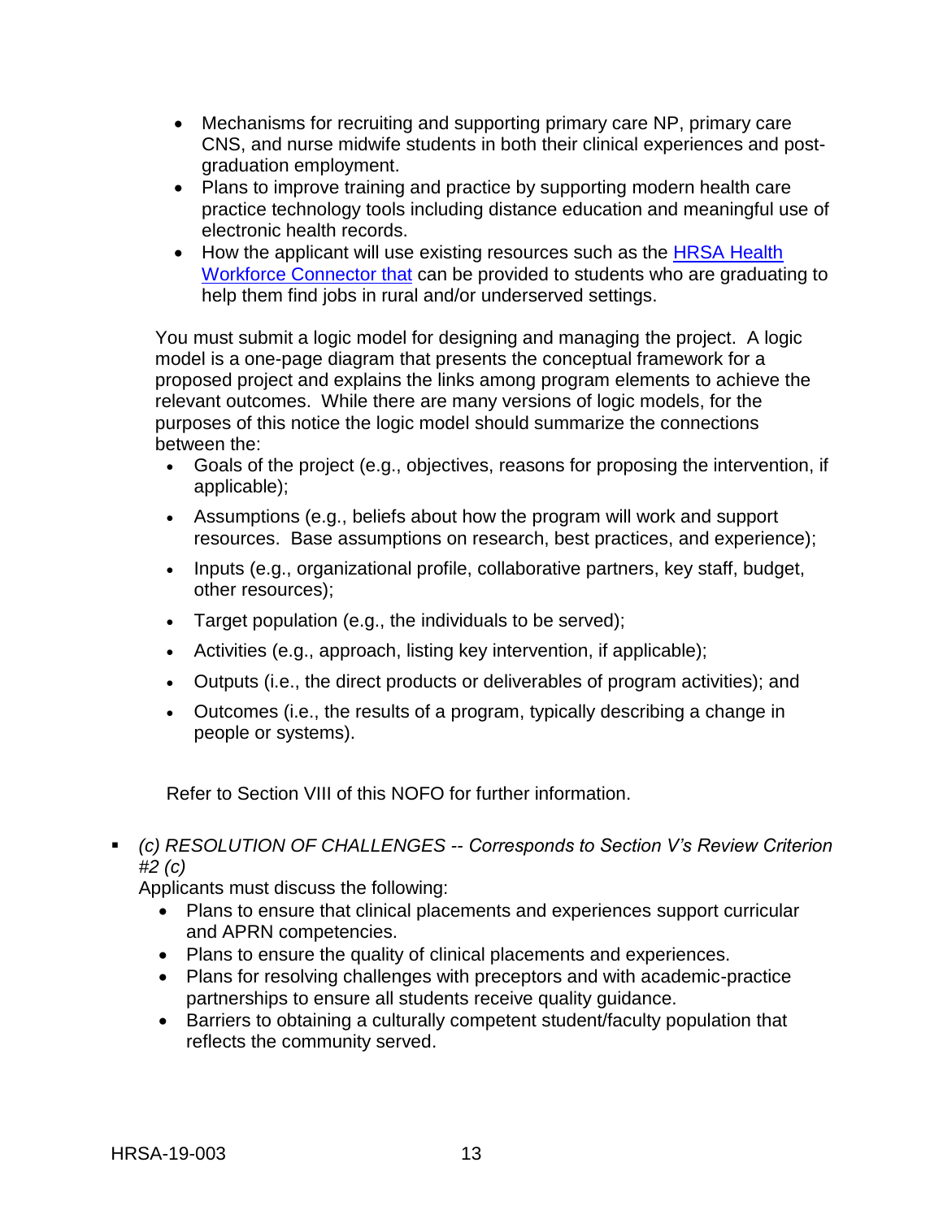- Mechanisms for recruiting and supporting primary care NP, primary care CNS, and nurse midwife students in both their clinical experiences and post-graduation employment.
- Plans to improve training and practice by supporting modern health care practice technology tools including distance education and meaningful use of electronic health records.
- How the applicant will use existing resources such as the [HRSA Health Workforce Connector that] can be provided to students who are graduating to help them find jobs in rural and/or underserved settings.

You must submit a logic model for designing and managing the project. A logic model is a one-page diagram that presents the conceptual framework for a proposed project and explains the links among program elements to achieve the relevant outcomes. While there are many versions of logic models, for the purposes of this notice the logic model should summarize the connections between the:

- Goals of the project (e.g., objectives, reasons for proposing the intervention, if applicable);
- Assumptions (e.g., beliefs about how the program will work and support resources. Base assumptions on research, best practices, and experience);
- Inputs (e.g., organizational profile, collaborative partners, key staff, budget, other resources);
- Target population (e.g., the individuals to be served);
- Activities (e.g., approach, listing key intervention, if applicable);
- Outputs (i.e., the direct products or deliverables of program activities); and
- Outcomes (i.e., the results of a program, typically describing a change in people or systems).

Refer to Section VIII of this NOFO for further information.

- *(c) RESOLUTION OF CHALLENGES -- Corresponds to Section V's Review Criterion #2 (c)*

  Applicants must discuss the following:
  - Plans to ensure that clinical placements and experiences support curricular and APRN competencies.
  - Plans to ensure the quality of clinical placements and experiences.
  - Plans for resolving challenges with preceptors and with academic-practice partnerships to ensure all students receive quality guidance.
  - Barriers to obtaining a culturally competent student/faculty population that reflects the community served.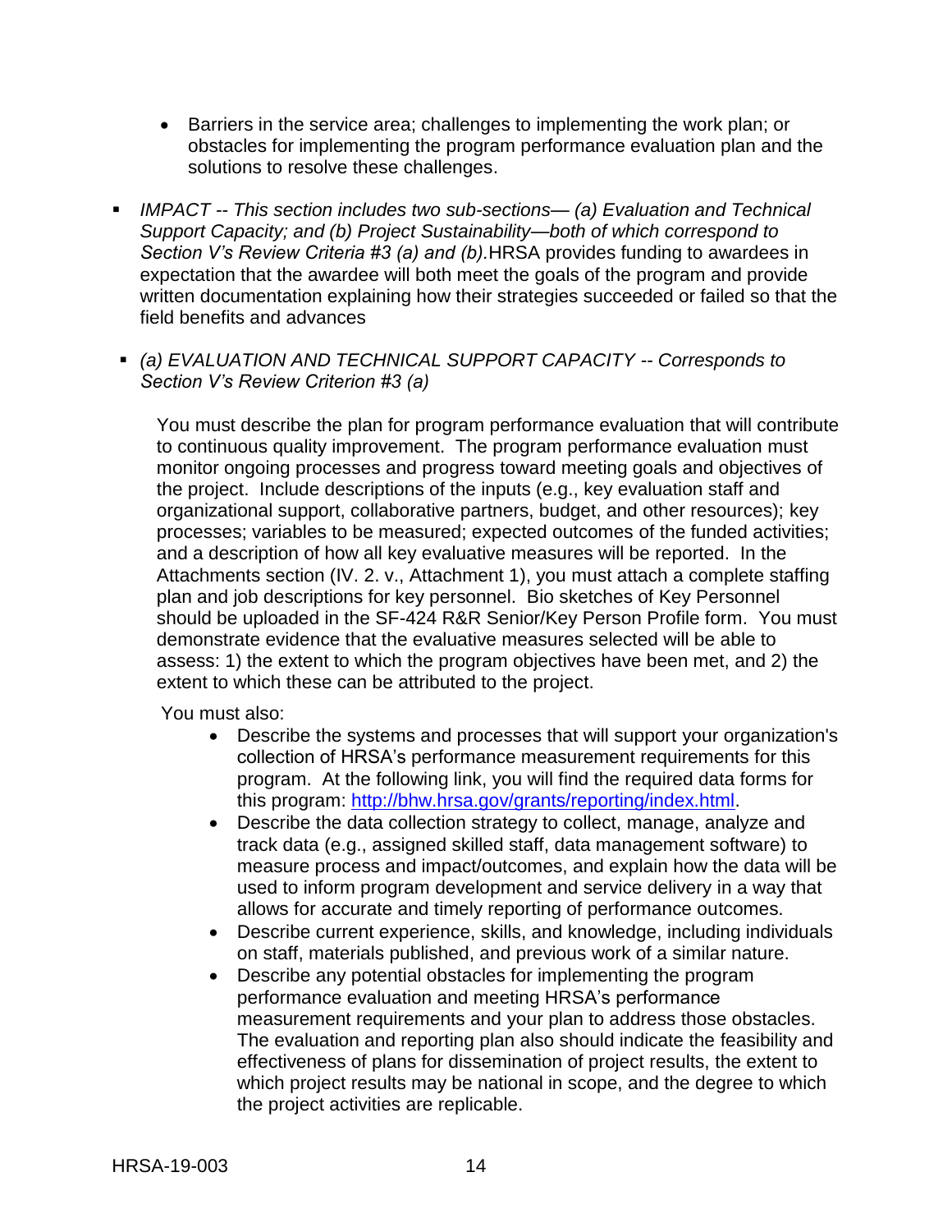- Barriers in the service area; challenges to implementing the work plan; or obstacles for implementing the program performance evaluation plan and the solutions to resolve these challenges.

- *IMPACT -- This section includes two sub-sections— (a) Evaluation and Technical Support Capacity; and (b) Project Sustainability—both of which correspond to Section V's Review Criteria #3 (a) and (b).* HRSA provides funding to awardees in expectation that the awardee will both meet the goals of the program and provide written documentation explaining how their strategies succeeded or failed so that the field benefits and advances

- *(a) EVALUATION AND TECHNICAL SUPPORT CAPACITY -- Corresponds to Section V's Review Criterion #3 (a)*

  You must describe the plan for program performance evaluation that will contribute to continuous quality improvement. The program performance evaluation must monitor ongoing processes and progress toward meeting goals and objectives of the project. Include descriptions of the inputs (e.g., key evaluation staff and organizational support, collaborative partners, budget, and other resources); key processes; variables to be measured; expected outcomes of the funded activities; and a description of how all key evaluative measures will be reported. In the Attachments section (IV. 2. v., Attachment 1), you must attach a complete staffing plan and job descriptions for key personnel. Bio sketches of Key Personnel should be uploaded in the SF-424 R&R Senior/Key Person Profile form. You must demonstrate evidence that the evaluative measures selected will be able to assess: 1) the extent to which the program objectives have been met, and 2) the extent to which these can be attributed to the project.

  You must also:

  - Describe the systems and processes that will support your organization's collection of HRSA's performance measurement requirements for this program. At the following link, you will find the required data forms for this program: [http://bhw.hrsa.gov/grants/reporting/index.html](http://bhw.hrsa.gov/grants/reporting/index.html).
  - Describe the data collection strategy to collect, manage, analyze and track data (e.g., assigned skilled staff, data management software) to measure process and impact/outcomes, and explain how the data will be used to inform program development and service delivery in a way that allows for accurate and timely reporting of performance outcomes.
  - Describe current experience, skills, and knowledge, including individuals on staff, materials published, and previous work of a similar nature.
  - Describe any potential obstacles for implementing the program performance evaluation and meeting HRSA's performance measurement requirements and your plan to address those obstacles. The evaluation and reporting plan also should indicate the feasibility and effectiveness of plans for dissemination of project results, the extent to which project results may be national in scope, and the degree to which the project activities are replicable.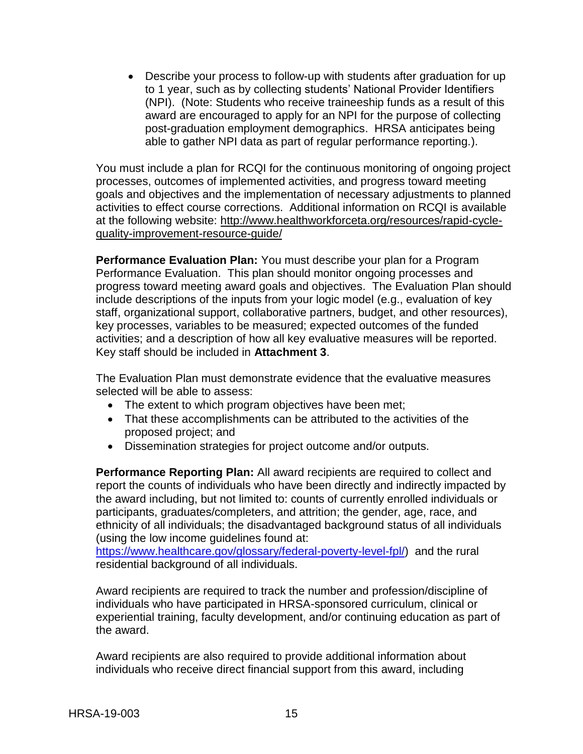- Describe your process to follow-up with students after graduation for up to 1 year, such as by collecting students' National Provider Identifiers (NPI). (Note: Students who receive traineeship funds as a result of this award are encouraged to apply for an NPI for the purpose of collecting post-graduation employment demographics. HRSA anticipates being able to gather NPI data as part of regular performance reporting.).

You must include a plan for RCQI for the continuous monitoring of ongoing project processes, outcomes of implemented activities, and progress toward meeting goals and objectives and the implementation of necessary adjustments to planned activities to effect course corrections. Additional information on RCQI is available at the following website: [http://www.healthworkforceta.org/resources/rapid-cycle-quality-improvement-resource-guide/](http://www.healthworkforceta.org/resources/rapid-cycle-quality-improvement-resource-guide/)

**Performance Evaluation Plan:** You must describe your plan for a Program Performance Evaluation. This plan should monitor ongoing processes and progress toward meeting award goals and objectives. The Evaluation Plan should include descriptions of the inputs from your logic model (e.g., evaluation of key staff, organizational support, collaborative partners, budget, and other resources), key processes, variables to be measured; expected outcomes of the funded activities; and a description of how all key evaluative measures will be reported. Key staff should be included in **Attachment 3**.

The Evaluation Plan must demonstrate evidence that the evaluative measures selected will be able to assess:

- The extent to which program objectives have been met;
- That these accomplishments can be attributed to the activities of the proposed project; and
- Dissemination strategies for project outcome and/or outputs.

**Performance Reporting Plan:** All award recipients are required to collect and report the counts of individuals who have been directly and indirectly impacted by the award including, but not limited to: counts of currently enrolled individuals or participants, graduates/completers, and attrition; the gender, age, race, and ethnicity of all individuals; the disadvantaged background status of all individuals (using the low income guidelines found at: [https://www.healthcare.gov/glossary/federal-poverty-level-fpl/](https://www.healthcare.gov/glossary/federal-poverty-level-fpl/)) and the rural residential background of all individuals.

Award recipients are required to track the number and profession/discipline of individuals who have participated in HRSA-sponsored curriculum, clinical or experiential training, faculty development, and/or continuing education as part of the award.

Award recipients are also required to provide additional information about individuals who receive direct financial support from this award, including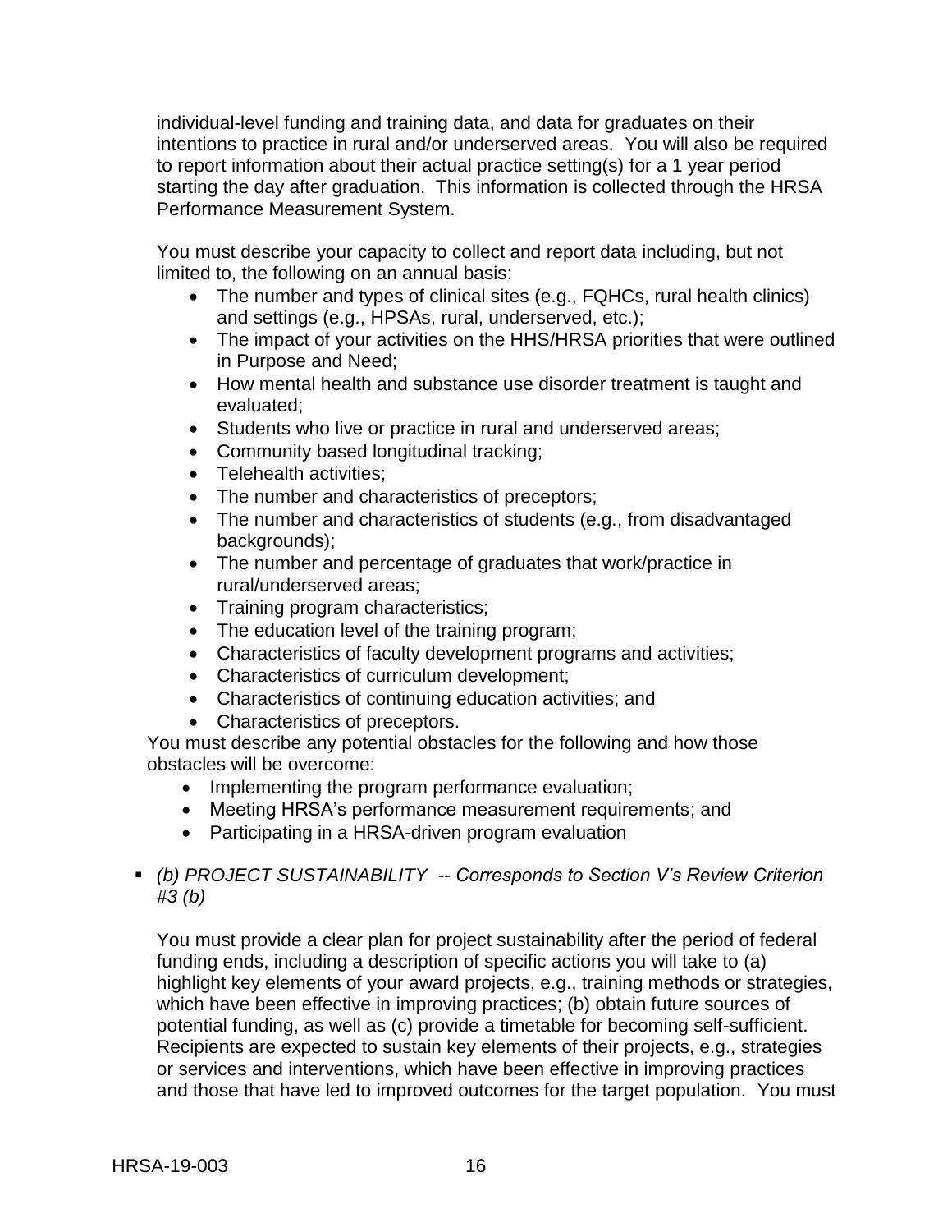individual-level funding and training data, and data for graduates on their intentions to practice in rural and/or underserved areas. You will also be required to report information about their actual practice setting(s) for a 1 year period starting the day after graduation. This information is collected through the HRSA Performance Measurement System.

You must describe your capacity to collect and report data including, but not limited to, the following on an annual basis:

- The number and types of clinical sites (e.g., FQHCs, rural health clinics) and settings (e.g., HPSAs, rural, underserved, etc.);
- The impact of your activities on the HHS/HRSA priorities that were outlined in Purpose and Need;
- How mental health and substance use disorder treatment is taught and evaluated;
- Students who live or practice in rural and underserved areas;
- Community based longitudinal tracking;
- Telehealth activities;
- The number and characteristics of preceptors;
- The number and characteristics of students (e.g., from disadvantaged backgrounds);
- The number and percentage of graduates that work/practice in rural/underserved areas;
- Training program characteristics;
- The education level of the training program;
- Characteristics of faculty development programs and activities;
- Characteristics of curriculum development;
- Characteristics of continuing education activities; and
- Characteristics of preceptors.

You must describe any potential obstacles for the following and how those obstacles will be overcome:

- Implementing the program performance evaluation;
- Meeting HRSA's performance measurement requirements; and
- Participating in a HRSA-driven program evaluation

- *(b) PROJECT SUSTAINABILITY -- Corresponds to Section V's Review Criterion #3 (b)*

  You must provide a clear plan for project sustainability after the period of federal funding ends, including a description of specific actions you will take to (a) highlight key elements of your award projects, e.g., training methods or strategies, which have been effective in improving practices; (b) obtain future sources of potential funding, as well as (c) provide a timetable for becoming self-sufficient. Recipients are expected to sustain key elements of their projects, e.g., strategies or services and interventions, which have been effective in improving practices and those that have led to improved outcomes for the target population. You must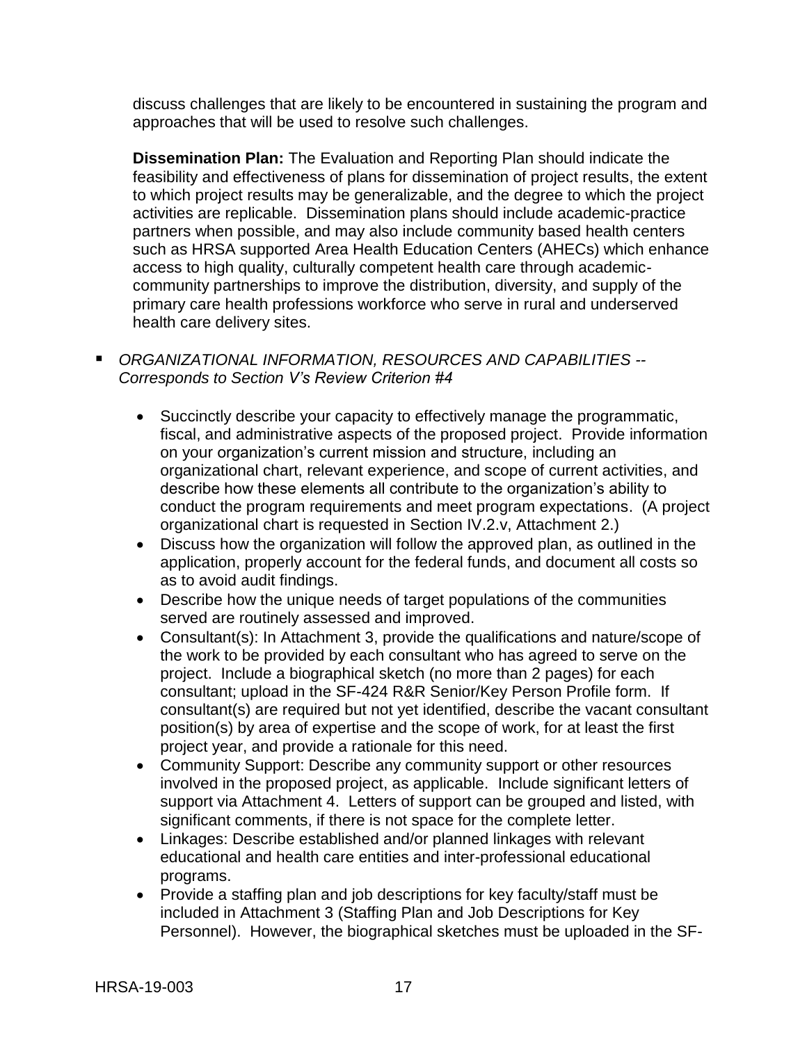discuss challenges that are likely to be encountered in sustaining the program and approaches that will be used to resolve such challenges.

**Dissemination Plan:** The Evaluation and Reporting Plan should indicate the feasibility and effectiveness of plans for dissemination of project results, the extent to which project results may be generalizable, and the degree to which the project activities are replicable. Dissemination plans should include academic-practice partners when possible, and may also include community based health centers such as HRSA supported Area Health Education Centers (AHECs) which enhance access to high quality, culturally competent health care through academic-community partnerships to improve the distribution, diversity, and supply of the primary care health professions workforce who serve in rural and underserved health care delivery sites.

- *ORGANIZATIONAL INFORMATION, RESOURCES AND CAPABILITIES -- Corresponds to Section V's Review Criterion #4*
  - Succinctly describe your capacity to effectively manage the programmatic, fiscal, and administrative aspects of the proposed project. Provide information on your organization's current mission and structure, including an organizational chart, relevant experience, and scope of current activities, and describe how these elements all contribute to the organization's ability to conduct the program requirements and meet program expectations. (A project organizational chart is requested in Section IV.2.v, Attachment 2.)
  - Discuss how the organization will follow the approved plan, as outlined in the application, properly account for the federal funds, and document all costs so as to avoid audit findings.
  - Describe how the unique needs of target populations of the communities served are routinely assessed and improved.
  - Consultant(s): In Attachment 3, provide the qualifications and nature/scope of the work to be provided by each consultant who has agreed to serve on the project. Include a biographical sketch (no more than 2 pages) for each consultant; upload in the SF-424 R&R Senior/Key Person Profile form. If consultant(s) are required but not yet identified, describe the vacant consultant position(s) by area of expertise and the scope of work, for at least the first project year, and provide a rationale for this need.
  - Community Support: Describe any community support or other resources involved in the proposed project, as applicable. Include significant letters of support via Attachment 4. Letters of support can be grouped and listed, with significant comments, if there is not space for the complete letter.
  - Linkages: Describe established and/or planned linkages with relevant educational and health care entities and inter-professional educational programs.
  - Provide a staffing plan and job descriptions for key faculty/staff must be included in Attachment 3 (Staffing Plan and Job Descriptions for Key Personnel). However, the biographical sketches must be uploaded in the SF-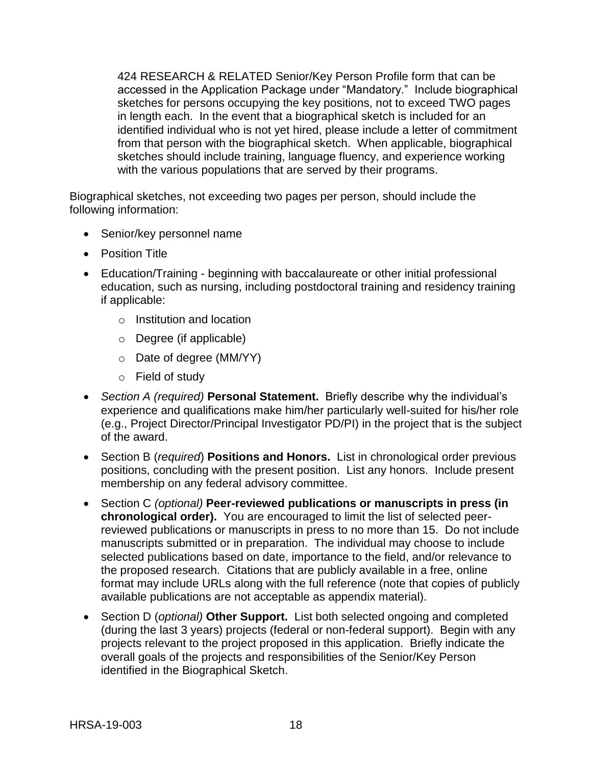424 RESEARCH & RELATED Senior/Key Person Profile form that can be accessed in the Application Package under "Mandatory." Include biographical sketches for persons occupying the key positions, not to exceed TWO pages in length each. In the event that a biographical sketch is included for an identified individual who is not yet hired, please include a letter of commitment from that person with the biographical sketch. When applicable, biographical sketches should include training, language fluency, and experience working with the various populations that are served by their programs.

Biographical sketches, not exceeding two pages per person, should include the following information:

- Senior/key personnel name
- Position Title
- Education/Training - beginning with baccalaureate or other initial professional education, such as nursing, including postdoctoral training and residency training if applicable:
  - Institution and location
  - Degree (if applicable)
  - Date of degree (MM/YY)
  - Field of study
- *Section A (required)* **Personal Statement.** Briefly describe why the individual's experience and qualifications make him/her particularly well-suited for his/her role (e.g., Project Director/Principal Investigator PD/PI) in the project that is the subject of the award.
- Section B (*required*) **Positions and Honors.** List in chronological order previous positions, concluding with the present position. List any honors. Include present membership on any federal advisory committee.
- Section C *(optional)* **Peer-reviewed publications or manuscripts in press (in chronological order).** You are encouraged to limit the list of selected peer-reviewed publications or manuscripts in press to no more than 15. Do not include manuscripts submitted or in preparation. The individual may choose to include selected publications based on date, importance to the field, and/or relevance to the proposed research. Citations that are publicly available in a free, online format may include URLs along with the full reference (note that copies of publicly available publications are not acceptable as appendix material).
- Section D (*optional)* **Other Support.** List both selected ongoing and completed (during the last 3 years) projects (federal or non-federal support). Begin with any projects relevant to the project proposed in this application. Briefly indicate the overall goals of the projects and responsibilities of the Senior/Key Person identified in the Biographical Sketch.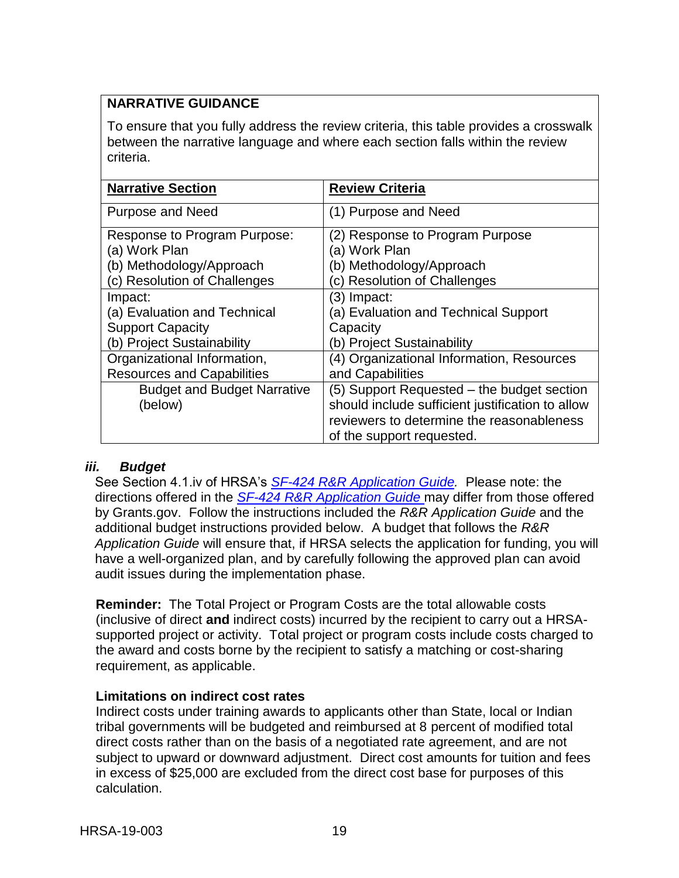**NARRATIVE GUIDANCE**

To ensure that you fully address the review criteria, this table provides a crosswalk between the narrative language and where each section falls within the review criteria.

| Narrative Section | Review Criteria |
|---|---|
| Purpose and Need | (1) Purpose and Need |
| Response to Program Purpose:<br>(a) Work Plan<br>(b) Methodology/Approach<br>(c) Resolution of Challenges | (2) Response to Program Purpose<br>(a) Work Plan<br>(b) Methodology/Approach<br>(c) Resolution of Challenges |
| Impact:<br>(a) Evaluation and Technical Support Capacity<br>(b) Project Sustainability | (3) Impact:<br>(a) Evaluation and Technical Support Capacity<br>(b) Project Sustainability |
| Organizational Information, Resources and Capabilities | (4) Organizational Information, Resources and Capabilities |
| Budget and Budget Narrative (below) | (5) Support Requested – the budget section should include sufficient justification to allow reviewers to determine the reasonableness of the support requested. |

### *iii. Budget*

See Section 4.1.iv of HRSA's *SF-424 R&R Application Guide.* Please note: the directions offered in the *SF-424 R&R Application Guide* may differ from those offered by Grants.gov. Follow the instructions included the *R&R Application Guide* and the additional budget instructions provided below. A budget that follows the *R&R Application Guide* will ensure that, if HRSA selects the application for funding, you will have a well-organized plan, and by carefully following the approved plan can avoid audit issues during the implementation phase.

**Reminder:** The Total Project or Program Costs are the total allowable costs (inclusive of direct **and** indirect costs) incurred by the recipient to carry out a HRSA-supported project or activity. Total project or program costs include costs charged to the award and costs borne by the recipient to satisfy a matching or cost-sharing requirement, as applicable.

**Limitations on indirect cost rates**

Indirect costs under training awards to applicants other than State, local or Indian tribal governments will be budgeted and reimbursed at 8 percent of modified total direct costs rather than on the basis of a negotiated rate agreement, and are not subject to upward or downward adjustment. Direct cost amounts for tuition and fees in excess of $25,000 are excluded from the direct cost base for purposes of this calculation.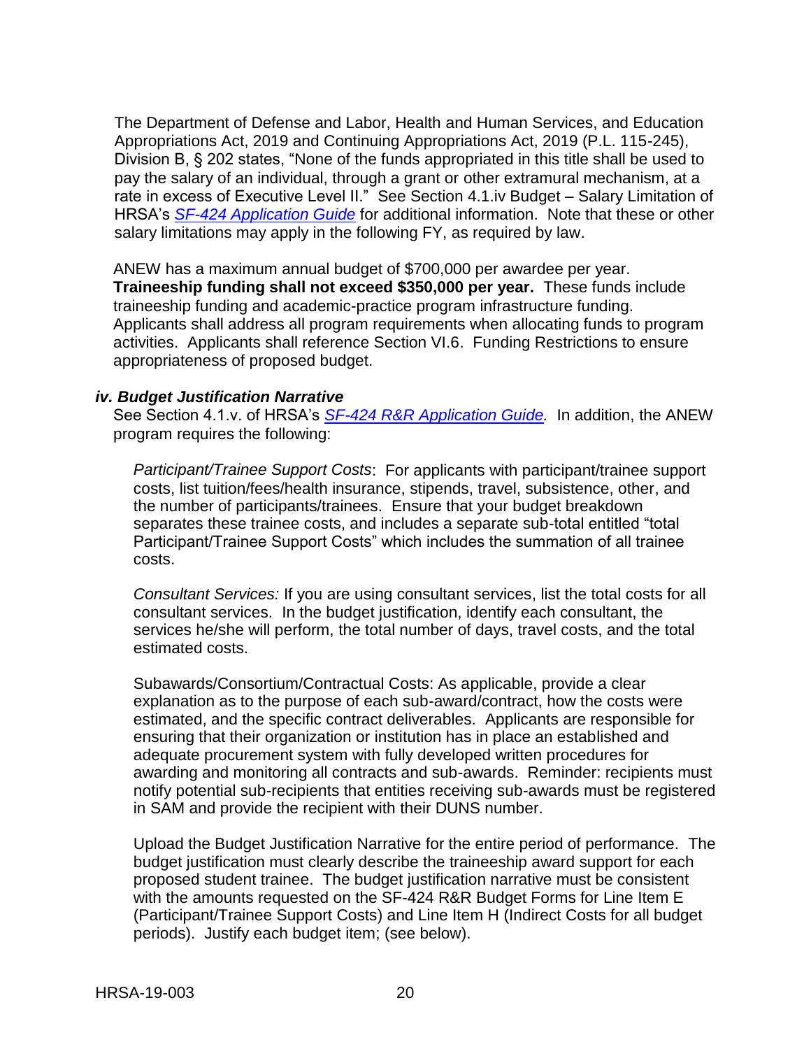The Department of Defense and Labor, Health and Human Services, and Education Appropriations Act, 2019 and Continuing Appropriations Act, 2019 (P.L. 115-245), Division B, § 202 states, “None of the funds appropriated in this title shall be used to pay the salary of an individual, through a grant or other extramural mechanism, at a rate in excess of Executive Level II.” See Section 4.1.iv Budget – Salary Limitation of HRSA’s *SF-424 Application Guide* for additional information. Note that these or other salary limitations may apply in the following FY, as required by law.

ANEW has a maximum annual budget of $700,000 per awardee per year. **Traineeship funding shall not exceed $350,000 per year.** These funds include traineeship funding and academic-practice program infrastructure funding. Applicants shall address all program requirements when allocating funds to program activities. Applicants shall reference Section VI.6. Funding Restrictions to ensure appropriateness of proposed budget.

### *iv. Budget Justification Narrative*

See Section 4.1.v. of HRSA’s *SF-424 R&R Application Guide.* In addition, the ANEW program requires the following:

*Participant/Trainee Support Costs*: For applicants with participant/trainee support costs, list tuition/fees/health insurance, stipends, travel, subsistence, other, and the number of participants/trainees. Ensure that your budget breakdown separates these trainee costs, and includes a separate sub-total entitled “total Participant/Trainee Support Costs” which includes the summation of all trainee costs.

*Consultant Services:* If you are using consultant services, list the total costs for all consultant services. In the budget justification, identify each consultant, the services he/she will perform, the total number of days, travel costs, and the total estimated costs.

Subawards/Consortium/Contractual Costs: As applicable, provide a clear explanation as to the purpose of each sub-award/contract, how the costs were estimated, and the specific contract deliverables. Applicants are responsible for ensuring that their organization or institution has in place an established and adequate procurement system with fully developed written procedures for awarding and monitoring all contracts and sub-awards. Reminder: recipients must notify potential sub-recipients that entities receiving sub-awards must be registered in SAM and provide the recipient with their DUNS number.

Upload the Budget Justification Narrative for the entire period of performance. The budget justification must clearly describe the traineeship award support for each proposed student trainee. The budget justification narrative must be consistent with the amounts requested on the SF-424 R&R Budget Forms for Line Item E (Participant/Trainee Support Costs) and Line Item H (Indirect Costs for all budget periods). Justify each budget item; (see below).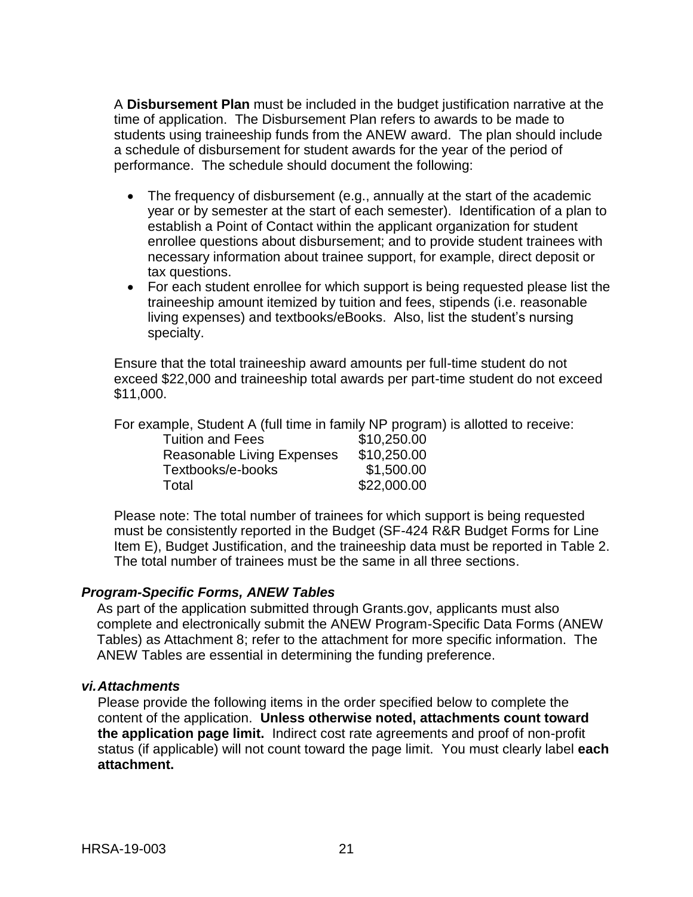A **Disbursement Plan** must be included in the budget justification narrative at the time of application. The Disbursement Plan refers to awards to be made to students using traineeship funds from the ANEW award. The plan should include a schedule of disbursement for student awards for the year of the period of performance. The schedule should document the following:

- The frequency of disbursement (e.g., annually at the start of the academic year or by semester at the start of each semester). Identification of a plan to establish a Point of Contact within the applicant organization for student enrollee questions about disbursement; and to provide student trainees with necessary information about trainee support, for example, direct deposit or tax questions.
- For each student enrollee for which support is being requested please list the traineeship amount itemized by tuition and fees, stipends (i.e. reasonable living expenses) and textbooks/eBooks. Also, list the student's nursing specialty.

Ensure that the total traineeship award amounts per full-time student do not exceed $22,000 and traineeship total awards per part-time student do not exceed $11,000.

For example, Student A (full time in family NP program) is allotted to receive:

| | |
|---|---|
| Tuition and Fees | $10,250.00 |
| Reasonable Living Expenses | $10,250.00 |
| Textbooks/e-books | $1,500.00 |
| Total | $22,000.00 |

Please note: The total number of trainees for which support is being requested must be consistently reported in the Budget (SF-424 R&R Budget Forms for Line Item E), Budget Justification, and the traineeship data must be reported in Table 2. The total number of trainees must be the same in all three sections.

#### *Program-Specific Forms, ANEW Tables*

As part of the application submitted through Grants.gov, applicants must also complete and electronically submit the ANEW Program-Specific Data Forms (ANEW Tables) as Attachment 8; refer to the attachment for more specific information. The ANEW Tables are essential in determining the funding preference.

#### *vi. Attachments*

Please provide the following items in the order specified below to complete the content of the application. **Unless otherwise noted, attachments count toward the application page limit.** Indirect cost rate agreements and proof of non-profit status (if applicable) will not count toward the page limit. You must clearly label **each attachment.**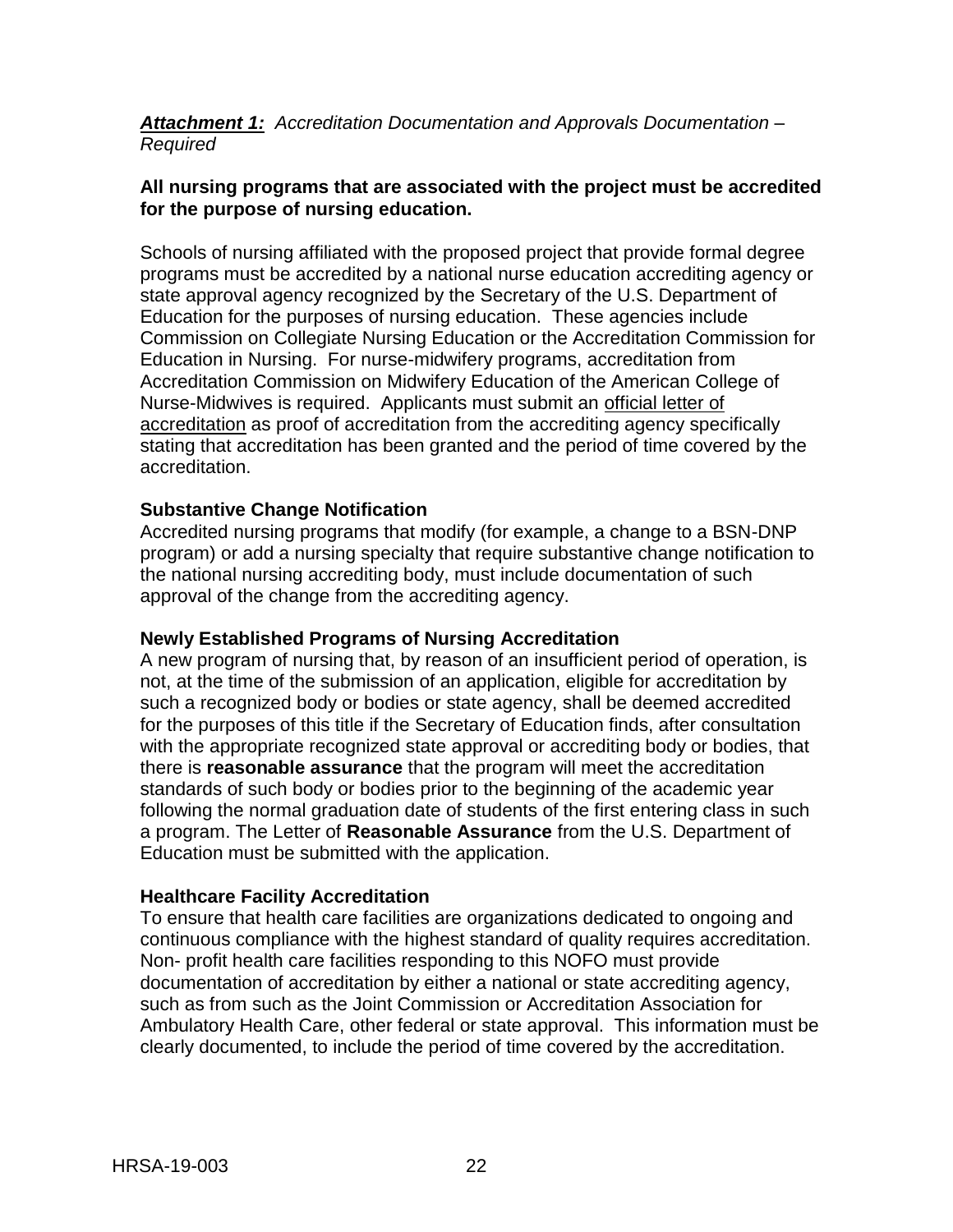***Attachment 1:*** *Accreditation Documentation and Approvals Documentation – Required*

**All nursing programs that are associated with the project must be accredited for the purpose of nursing education.**

Schools of nursing affiliated with the proposed project that provide formal degree programs must be accredited by a national nurse education accrediting agency or state approval agency recognized by the Secretary of the U.S. Department of Education for the purposes of nursing education. These agencies include Commission on Collegiate Nursing Education or the Accreditation Commission for Education in Nursing. For nurse-midwifery programs, accreditation from Accreditation Commission on Midwifery Education of the American College of Nurse-Midwives is required. Applicants must submit an official letter of accreditation as proof of accreditation from the accrediting agency specifically stating that accreditation has been granted and the period of time covered by the accreditation.

**Substantive Change Notification**

Accredited nursing programs that modify (for example, a change to a BSN-DNP program) or add a nursing specialty that require substantive change notification to the national nursing accrediting body, must include documentation of such approval of the change from the accrediting agency.

**Newly Established Programs of Nursing Accreditation**

A new program of nursing that, by reason of an insufficient period of operation, is not, at the time of the submission of an application, eligible for accreditation by such a recognized body or bodies or state agency, shall be deemed accredited for the purposes of this title if the Secretary of Education finds, after consultation with the appropriate recognized state approval or accrediting body or bodies, that there is **reasonable assurance** that the program will meet the accreditation standards of such body or bodies prior to the beginning of the academic year following the normal graduation date of students of the first entering class in such a program. The Letter of **Reasonable Assurance** from the U.S. Department of Education must be submitted with the application.

**Healthcare Facility Accreditation**

To ensure that health care facilities are organizations dedicated to ongoing and continuous compliance with the highest standard of quality requires accreditation. Non- profit health care facilities responding to this NOFO must provide documentation of accreditation by either a national or state accrediting agency, such as from such as the Joint Commission or Accreditation Association for Ambulatory Health Care, other federal or state approval. This information must be clearly documented, to include the period of time covered by the accreditation.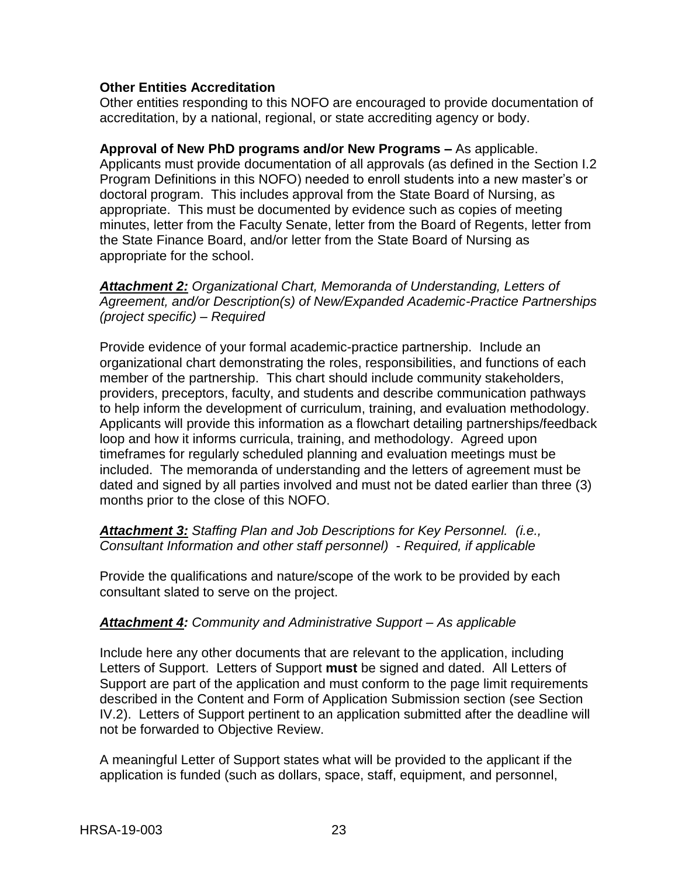**Other Entities Accreditation**
Other entities responding to this NOFO are encouraged to provide documentation of accreditation, by a national, regional, or state accrediting agency or body.

**Approval of New PhD programs and/or New Programs –** As applicable. Applicants must provide documentation of all approvals (as defined in the Section I.2 Program Definitions in this NOFO) needed to enroll students into a new master's or doctoral program. This includes approval from the State Board of Nursing, as appropriate. This must be documented by evidence such as copies of meeting minutes, letter from the Faculty Senate, letter from the Board of Regents, letter from the State Finance Board, and/or letter from the State Board of Nursing as appropriate for the school.

***Attachment 2:*** *Organizational Chart, Memoranda of Understanding, Letters of Agreement, and/or Description(s) of New/Expanded Academic-Practice Partnerships (project specific) – Required*

Provide evidence of your formal academic-practice partnership. Include an organizational chart demonstrating the roles, responsibilities, and functions of each member of the partnership. This chart should include community stakeholders, providers, preceptors, faculty, and students and describe communication pathways to help inform the development of curriculum, training, and evaluation methodology. Applicants will provide this information as a flowchart detailing partnerships/feedback loop and how it informs curricula, training, and methodology. Agreed upon timeframes for regularly scheduled planning and evaluation meetings must be included. The memoranda of understanding and the letters of agreement must be dated and signed by all parties involved and must not be dated earlier than three (3) months prior to the close of this NOFO.

***Attachment 3:*** *Staffing Plan and Job Descriptions for Key Personnel. (i.e., Consultant Information and other staff personnel) - Required, if applicable*

Provide the qualifications and nature/scope of the work to be provided by each consultant slated to serve on the project.

***Attachment 4:*** *Community and Administrative Support – As applicable*

Include here any other documents that are relevant to the application, including Letters of Support. Letters of Support **must** be signed and dated. All Letters of Support are part of the application and must conform to the page limit requirements described in the Content and Form of Application Submission section (see Section IV.2). Letters of Support pertinent to an application submitted after the deadline will not be forwarded to Objective Review.

A meaningful Letter of Support states what will be provided to the applicant if the application is funded (such as dollars, space, staff, equipment, and personnel,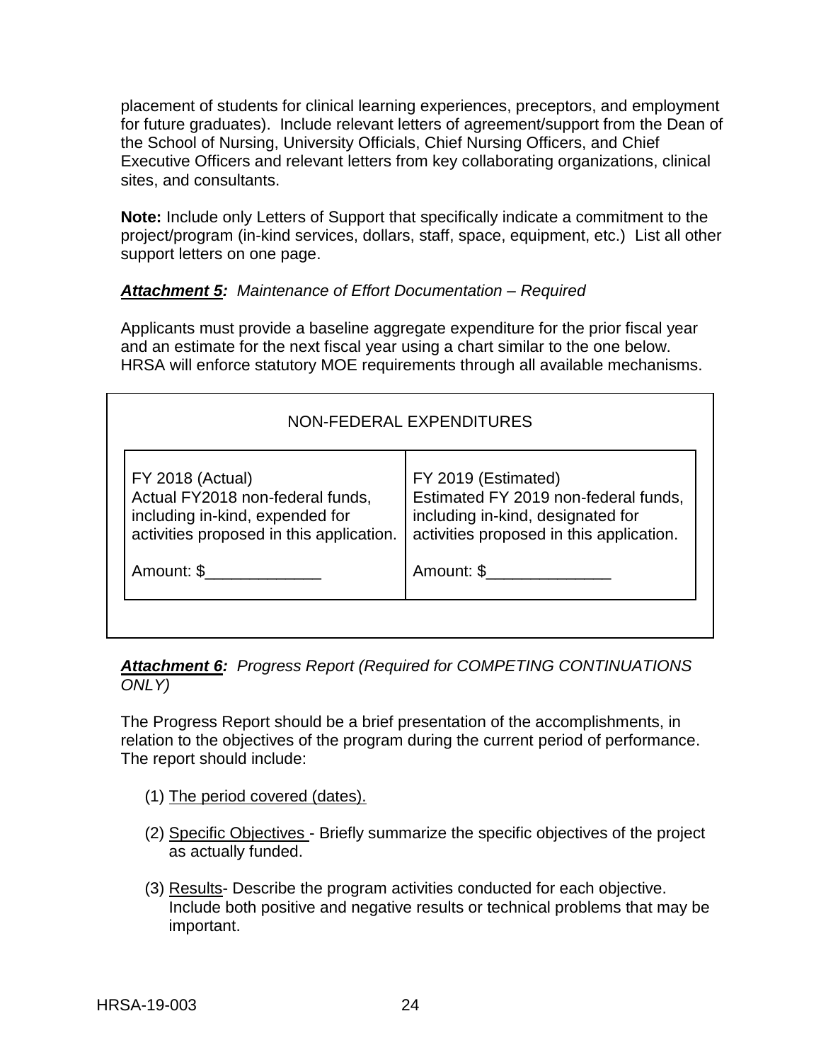placement of students for clinical learning experiences, preceptors, and employment for future graduates). Include relevant letters of agreement/support from the Dean of the School of Nursing, University Officials, Chief Nursing Officers, and Chief Executive Officers and relevant letters from key collaborating organizations, clinical sites, and consultants.

**Note:** Include only Letters of Support that specifically indicate a commitment to the project/program (in-kind services, dollars, staff, space, equipment, etc.) List all other support letters on one page.

***Attachment 5:*** *Maintenance of Effort Documentation – Required*

Applicants must provide a baseline aggregate expenditure for the prior fiscal year and an estimate for the next fiscal year using a chart similar to the one below. HRSA will enforce statutory MOE requirements through all available mechanisms.

NON-FEDERAL EXPENDITURES

| | |
|---|---|
| FY 2018 (Actual)<br>Actual FY2018 non-federal funds, including in-kind, expended for activities proposed in this application.<br><br>Amount: $_____________ | FY 2019 (Estimated)<br>Estimated FY 2019 non-federal funds, including in-kind, designated for activities proposed in this application.<br><br>Amount: $______________ |

***Attachment 6:*** *Progress Report (Required for COMPETING CONTINUATIONS ONLY)*

The Progress Report should be a brief presentation of the accomplishments, in relation to the objectives of the program during the current period of performance. The report should include:

(1) The period covered (dates).

(2) Specific Objectives - Briefly summarize the specific objectives of the project as actually funded.

(3) Results- Describe the program activities conducted for each objective. Include both positive and negative results or technical problems that may be important.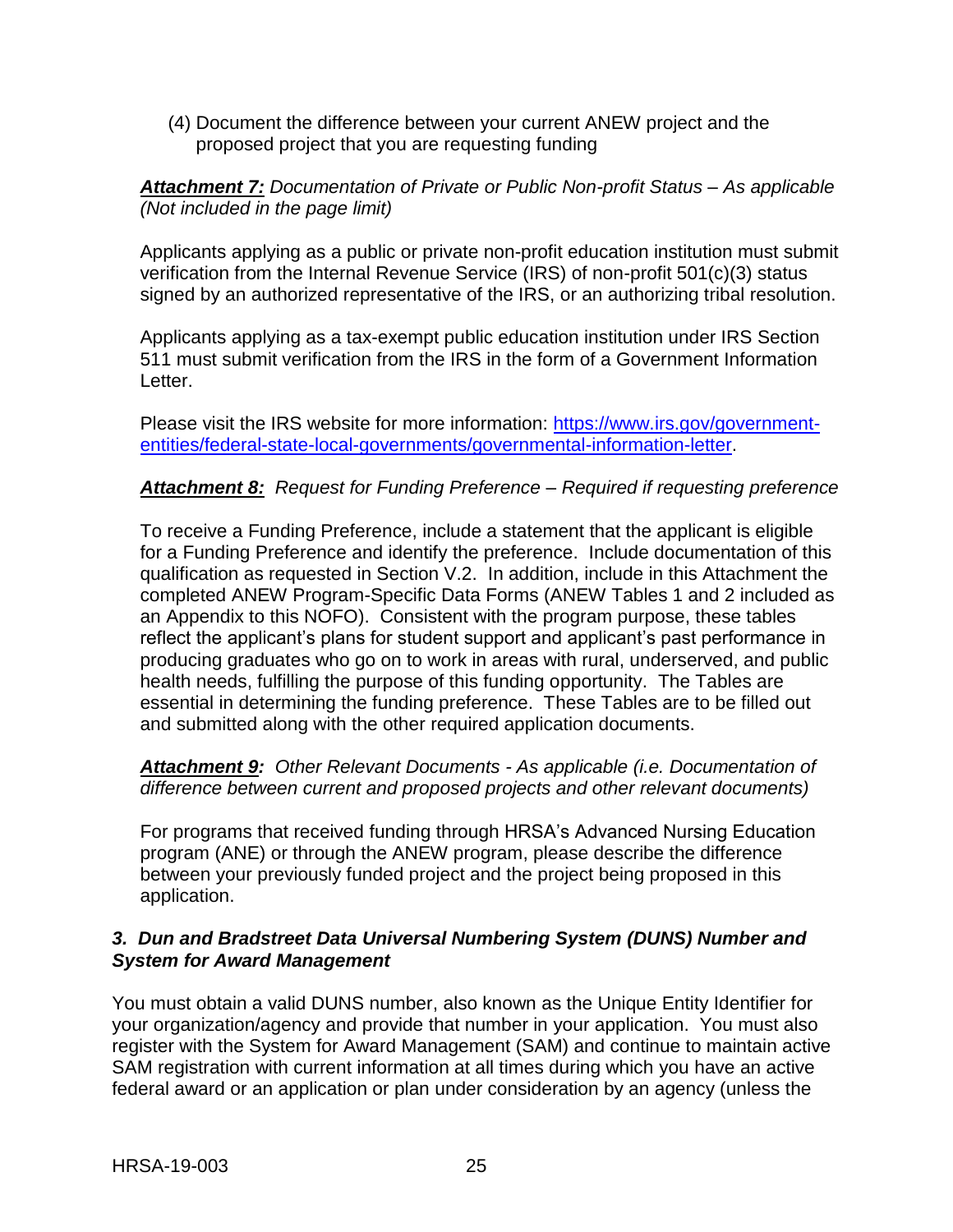(4) Document the difference between your current ANEW project and the proposed project that you are requesting funding

***Attachment 7:*** *Documentation of Private or Public Non-profit Status – As applicable (Not included in the page limit)*

Applicants applying as a public or private non-profit education institution must submit verification from the Internal Revenue Service (IRS) of non-profit 501(c)(3) status signed by an authorized representative of the IRS, or an authorizing tribal resolution.

Applicants applying as a tax-exempt public education institution under IRS Section 511 must submit verification from the IRS in the form of a Government Information Letter.

Please visit the IRS website for more information: [https://www.irs.gov/government-entities/federal-state-local-governments/governmental-information-letter](https://www.irs.gov/government-entities/federal-state-local-governments/governmental-information-letter).

***Attachment 8:*** *Request for Funding Preference – Required if requesting preference*

To receive a Funding Preference, include a statement that the applicant is eligible for a Funding Preference and identify the preference. Include documentation of this qualification as requested in Section V.2. In addition, include in this Attachment the completed ANEW Program-Specific Data Forms (ANEW Tables 1 and 2 included as an Appendix to this NOFO). Consistent with the program purpose, these tables reflect the applicant's plans for student support and applicant's past performance in producing graduates who go on to work in areas with rural, underserved, and public health needs, fulfilling the purpose of this funding opportunity. The Tables are essential in determining the funding preference. These Tables are to be filled out and submitted along with the other required application documents.

***Attachment 9:*** *Other Relevant Documents - As applicable (i.e. Documentation of difference between current and proposed projects and other relevant documents)*

For programs that received funding through HRSA's Advanced Nursing Education program (ANE) or through the ANEW program, please describe the difference between your previously funded project and the project being proposed in this application.

### *3. Dun and Bradstreet Data Universal Numbering System (DUNS) Number and System for Award Management*

You must obtain a valid DUNS number, also known as the Unique Entity Identifier for your organization/agency and provide that number in your application. You must also register with the System for Award Management (SAM) and continue to maintain active SAM registration with current information at all times during which you have an active federal award or an application or plan under consideration by an agency (unless the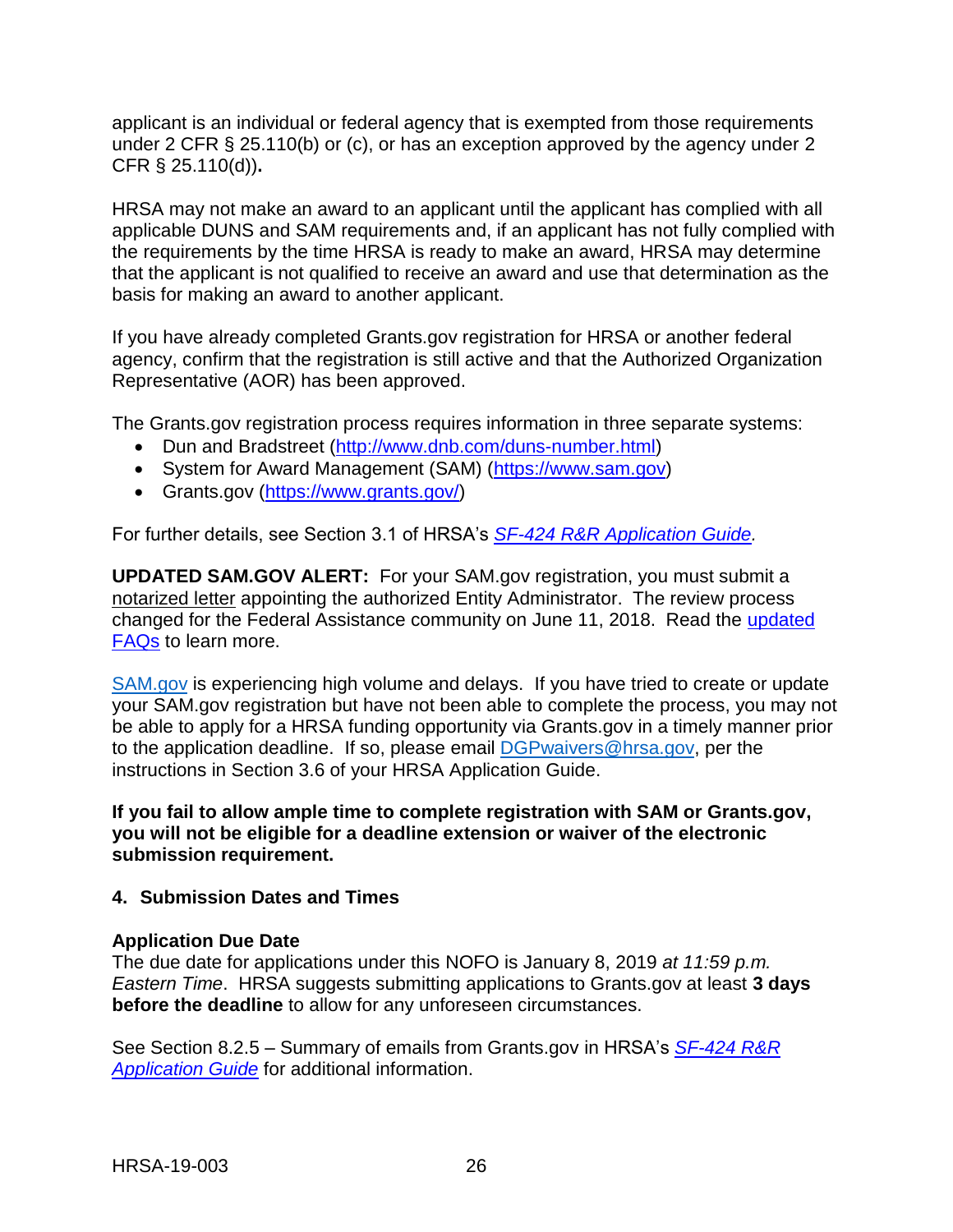applicant is an individual or federal agency that is exempted from those requirements under 2 CFR § 25.110(b) or (c), or has an exception approved by the agency under 2 CFR § 25.110(d))**.**

HRSA may not make an award to an applicant until the applicant has complied with all applicable DUNS and SAM requirements and, if an applicant has not fully complied with the requirements by the time HRSA is ready to make an award, HRSA may determine that the applicant is not qualified to receive an award and use that determination as the basis for making an award to another applicant.

If you have already completed Grants.gov registration for HRSA or another federal agency, confirm that the registration is still active and that the Authorized Organization Representative (AOR) has been approved.

The Grants.gov registration process requires information in three separate systems:

- Dun and Bradstreet (http://www.dnb.com/duns-number.html)
- System for Award Management (SAM) (https://www.sam.gov)
- Grants.gov (https://www.grants.gov/)

For further details, see Section 3.1 of HRSA's *SF-424 R&R Application Guide.*

**UPDATED SAM.GOV ALERT:** For your SAM.gov registration, you must submit a notarized letter appointing the authorized Entity Administrator. The review process changed for the Federal Assistance community on June 11, 2018. Read the updated FAQs to learn more.

SAM.gov is experiencing high volume and delays. If you have tried to create or update your SAM.gov registration but have not been able to complete the process, you may not be able to apply for a HRSA funding opportunity via Grants.gov in a timely manner prior to the application deadline. If so, please email DGPwaivers@hrsa.gov, per the instructions in Section 3.6 of your HRSA Application Guide.

**If you fail to allow ample time to complete registration with SAM or Grants.gov, you will not be eligible for a deadline extension or waiver of the electronic submission requirement.**

### 4. Submission Dates and Times

**Application Due Date**

The due date for applications under this NOFO is January 8, 2019 *at 11:59 p.m. Eastern Time*. HRSA suggests submitting applications to Grants.gov at least **3 days before the deadline** to allow for any unforeseen circumstances.

See Section 8.2.5 – Summary of emails from Grants.gov in HRSA's *SF-424 R&R Application Guide* for additional information.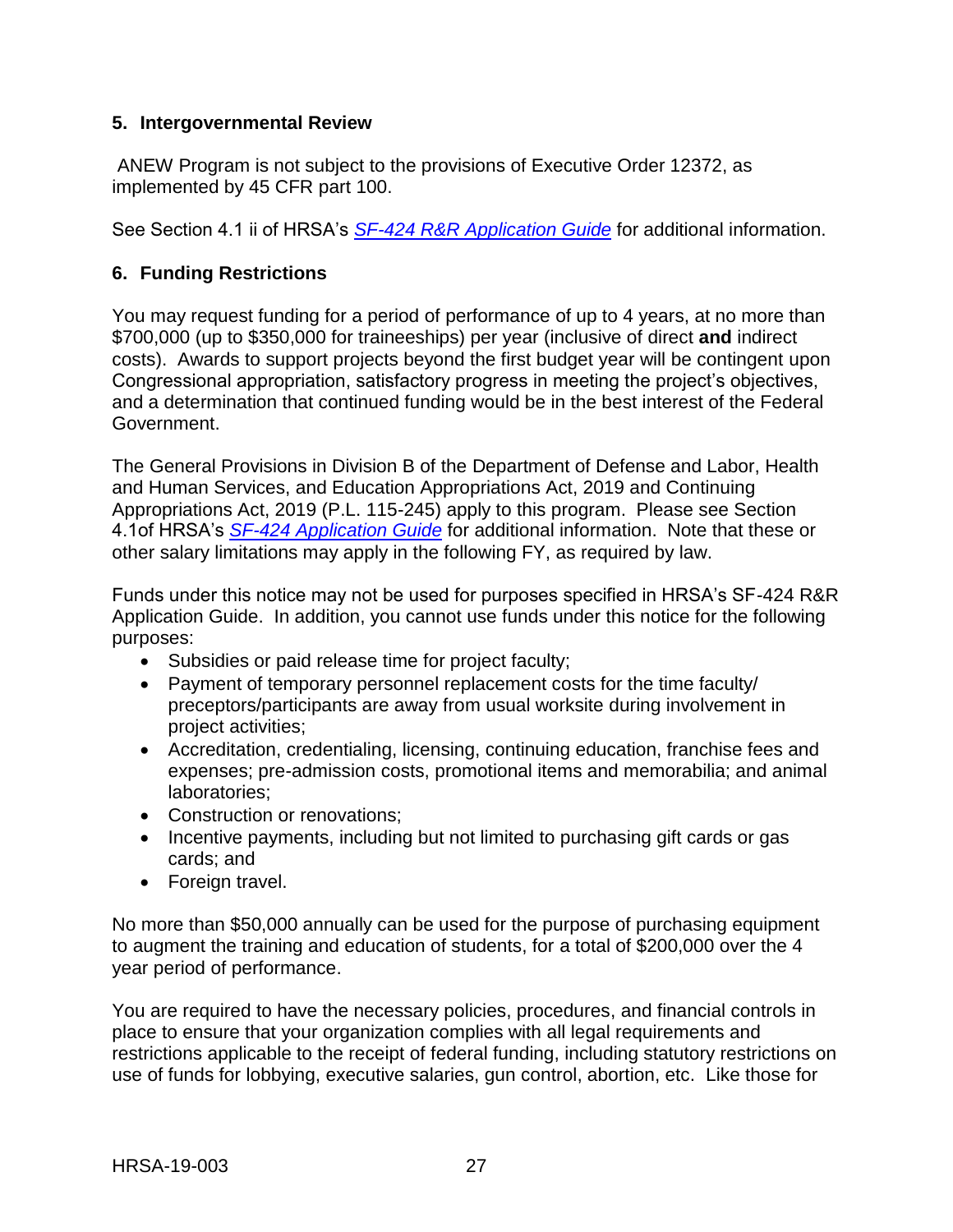### 5. Intergovernmental Review

ANEW Program is not subject to the provisions of Executive Order 12372, as implemented by 45 CFR part 100.

See Section 4.1 ii of HRSA's *SF-424 R&R Application Guide* for additional information.

### 6. Funding Restrictions

You may request funding for a period of performance of up to 4 years, at no more than $700,000 (up to $350,000 for traineeships) per year (inclusive of direct **and** indirect costs). Awards to support projects beyond the first budget year will be contingent upon Congressional appropriation, satisfactory progress in meeting the project's objectives, and a determination that continued funding would be in the best interest of the Federal Government.

The General Provisions in Division B of the Department of Defense and Labor, Health and Human Services, and Education Appropriations Act, 2019 and Continuing Appropriations Act, 2019 (P.L. 115-245) apply to this program. Please see Section 4.1of HRSA's *SF-424 Application Guide* for additional information. Note that these or other salary limitations may apply in the following FY, as required by law.

Funds under this notice may not be used for purposes specified in HRSA's SF-424 R&R Application Guide. In addition, you cannot use funds under this notice for the following purposes:

- Subsidies or paid release time for project faculty;
- Payment of temporary personnel replacement costs for the time faculty/ preceptors/participants are away from usual worksite during involvement in project activities;
- Accreditation, credentialing, licensing, continuing education, franchise fees and expenses; pre-admission costs, promotional items and memorabilia; and animal laboratories;
- Construction or renovations;
- Incentive payments, including but not limited to purchasing gift cards or gas cards; and
- Foreign travel.

No more than $50,000 annually can be used for the purpose of purchasing equipment to augment the training and education of students, for a total of $200,000 over the 4 year period of performance.

You are required to have the necessary policies, procedures, and financial controls in place to ensure that your organization complies with all legal requirements and restrictions applicable to the receipt of federal funding, including statutory restrictions on use of funds for lobbying, executive salaries, gun control, abortion, etc. Like those for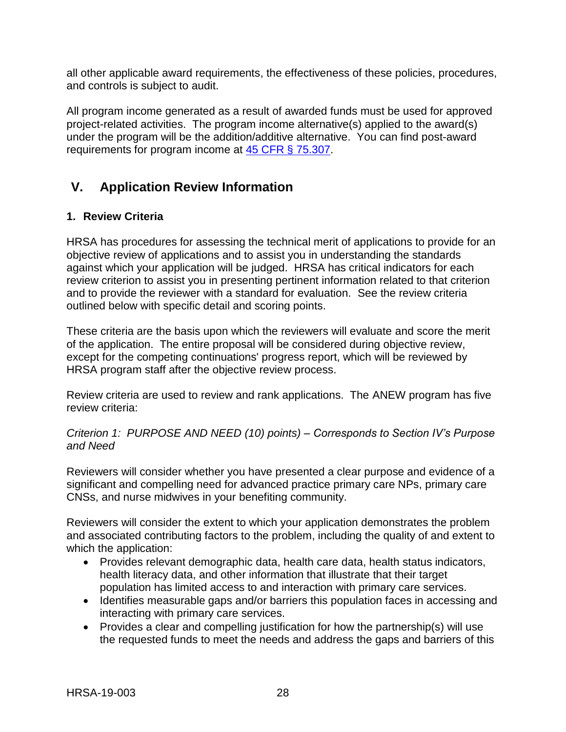all other applicable award requirements, the effectiveness of these policies, procedures, and controls is subject to audit.

All program income generated as a result of awarded funds must be used for approved project-related activities. The program income alternative(s) applied to the award(s) under the program will be the addition/additive alternative. You can find post-award requirements for program income at [45 CFR § 75.307](#).

## V. Application Review Information

### 1. Review Criteria

HRSA has procedures for assessing the technical merit of applications to provide for an objective review of applications and to assist you in understanding the standards against which your application will be judged. HRSA has critical indicators for each review criterion to assist you in presenting pertinent information related to that criterion and to provide the reviewer with a standard for evaluation. See the review criteria outlined below with specific detail and scoring points.

These criteria are the basis upon which the reviewers will evaluate and score the merit of the application. The entire proposal will be considered during objective review, except for the competing continuations' progress report, which will be reviewed by HRSA program staff after the objective review process.

Review criteria are used to review and rank applications. The ANEW program has five review criteria:

*Criterion 1: PURPOSE AND NEED (10) points) – Corresponds to Section IV's Purpose and Need*

Reviewers will consider whether you have presented a clear purpose and evidence of a significant and compelling need for advanced practice primary care NPs, primary care CNSs, and nurse midwives in your benefiting community.

Reviewers will consider the extent to which your application demonstrates the problem and associated contributing factors to the problem, including the quality of and extent to which the application:

- Provides relevant demographic data, health care data, health status indicators, health literacy data, and other information that illustrate that their target population has limited access to and interaction with primary care services.
- Identifies measurable gaps and/or barriers this population faces in accessing and interacting with primary care services.
- Provides a clear and compelling justification for how the partnership(s) will use the requested funds to meet the needs and address the gaps and barriers of this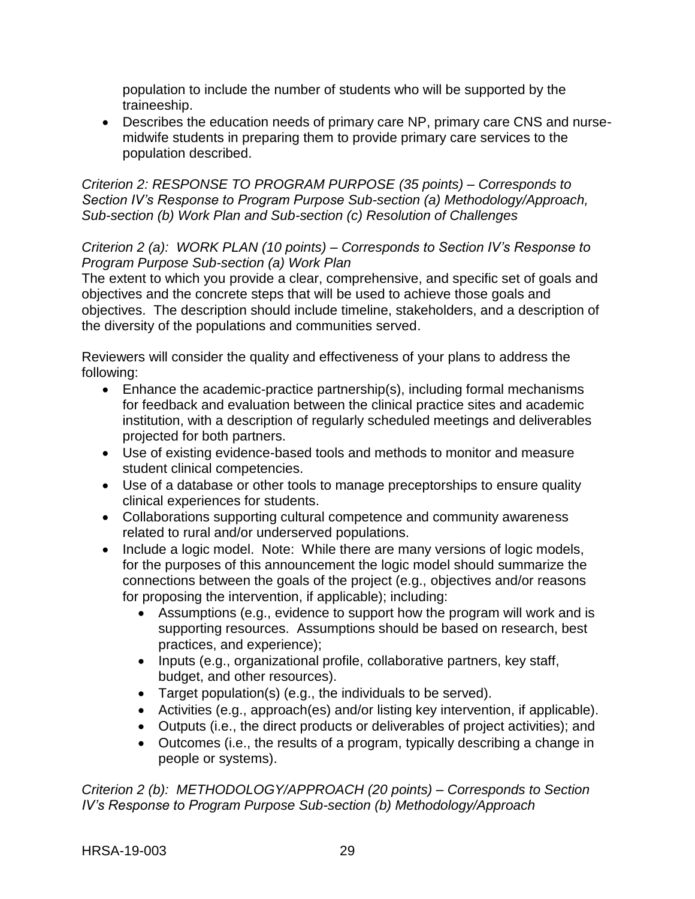population to include the number of students who will be supported by the traineeship.

- Describes the education needs of primary care NP, primary care CNS and nurse-midwife students in preparing them to provide primary care services to the population described.

*Criterion 2: RESPONSE TO PROGRAM PURPOSE (35 points) – Corresponds to Section IV's Response to Program Purpose Sub-section (a) Methodology/Approach, Sub-section (b) Work Plan and Sub-section (c) Resolution of Challenges*

*Criterion 2 (a): WORK PLAN (10 points) – Corresponds to Section IV's Response to Program Purpose Sub-section (a) Work Plan*

The extent to which you provide a clear, comprehensive, and specific set of goals and objectives and the concrete steps that will be used to achieve those goals and objectives. The description should include timeline, stakeholders, and a description of the diversity of the populations and communities served.

Reviewers will consider the quality and effectiveness of your plans to address the following:

- Enhance the academic-practice partnership(s), including formal mechanisms for feedback and evaluation between the clinical practice sites and academic institution, with a description of regularly scheduled meetings and deliverables projected for both partners.
- Use of existing evidence-based tools and methods to monitor and measure student clinical competencies.
- Use of a database or other tools to manage preceptorships to ensure quality clinical experiences for students.
- Collaborations supporting cultural competence and community awareness related to rural and/or underserved populations.
- Include a logic model. Note: While there are many versions of logic models, for the purposes of this announcement the logic model should summarize the connections between the goals of the project (e.g., objectives and/or reasons for proposing the intervention, if applicable); including:
  - Assumptions (e.g., evidence to support how the program will work and is supporting resources. Assumptions should be based on research, best practices, and experience);
  - Inputs (e.g., organizational profile, collaborative partners, key staff, budget, and other resources).
  - Target population(s) (e.g., the individuals to be served).
  - Activities (e.g., approach(es) and/or listing key intervention, if applicable).
  - Outputs (i.e., the direct products or deliverables of project activities); and
  - Outcomes (i.e., the results of a program, typically describing a change in people or systems).

*Criterion 2 (b): METHODOLOGY/APPROACH (20 points) – Corresponds to Section IV's Response to Program Purpose Sub-section (b) Methodology/Approach*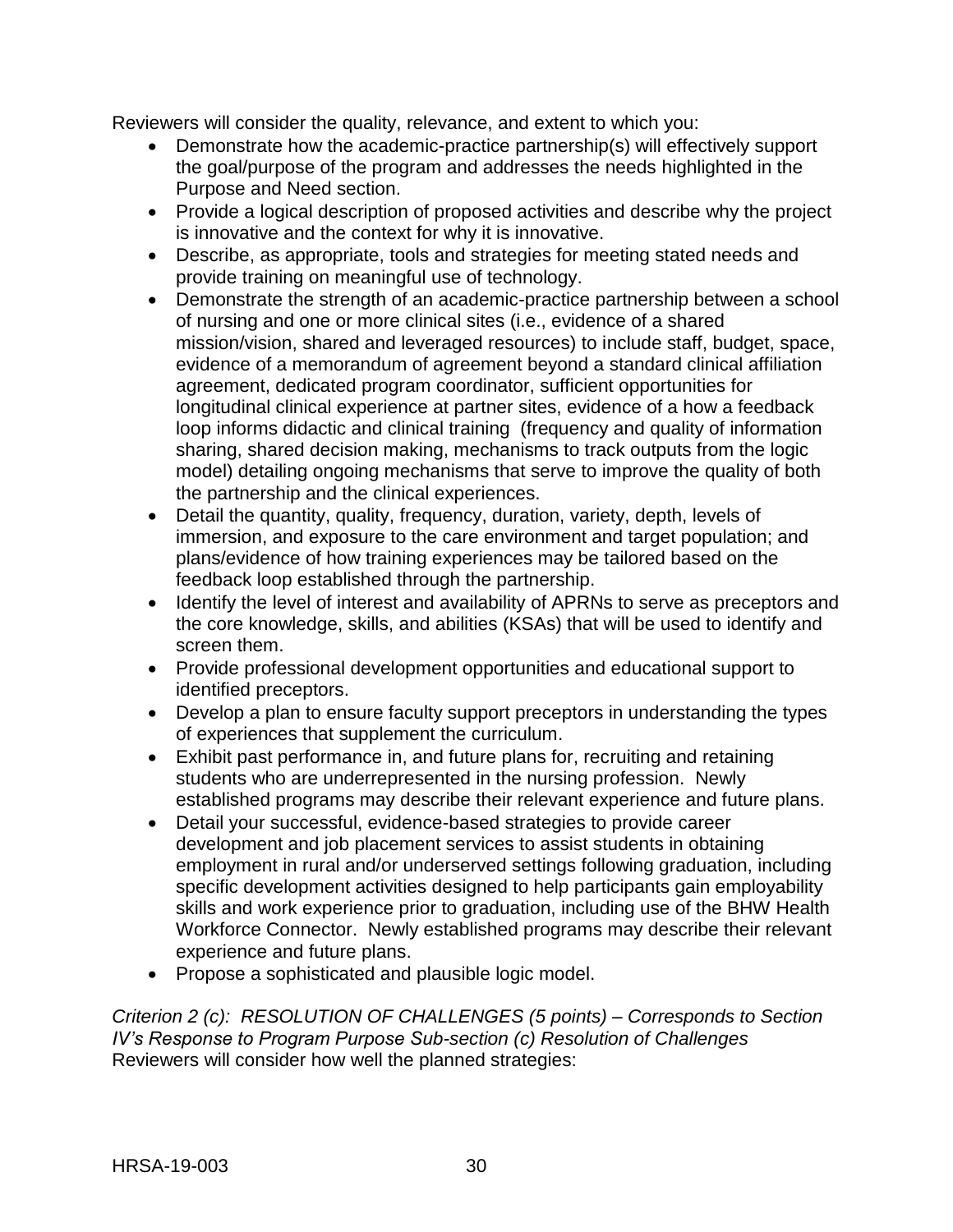Reviewers will consider the quality, relevance, and extent to which you:

- Demonstrate how the academic-practice partnership(s) will effectively support the goal/purpose of the program and addresses the needs highlighted in the Purpose and Need section.
- Provide a logical description of proposed activities and describe why the project is innovative and the context for why it is innovative.
- Describe, as appropriate, tools and strategies for meeting stated needs and provide training on meaningful use of technology.
- Demonstrate the strength of an academic-practice partnership between a school of nursing and one or more clinical sites (i.e., evidence of a shared mission/vision, shared and leveraged resources) to include staff, budget, space, evidence of a memorandum of agreement beyond a standard clinical affiliation agreement, dedicated program coordinator, sufficient opportunities for longitudinal clinical experience at partner sites, evidence of a how a feedback loop informs didactic and clinical training (frequency and quality of information sharing, shared decision making, mechanisms to track outputs from the logic model) detailing ongoing mechanisms that serve to improve the quality of both the partnership and the clinical experiences.
- Detail the quantity, quality, frequency, duration, variety, depth, levels of immersion, and exposure to the care environment and target population; and plans/evidence of how training experiences may be tailored based on the feedback loop established through the partnership.
- Identify the level of interest and availability of APRNs to serve as preceptors and the core knowledge, skills, and abilities (KSAs) that will be used to identify and screen them.
- Provide professional development opportunities and educational support to identified preceptors.
- Develop a plan to ensure faculty support preceptors in understanding the types of experiences that supplement the curriculum.
- Exhibit past performance in, and future plans for, recruiting and retaining students who are underrepresented in the nursing profession. Newly established programs may describe their relevant experience and future plans.
- Detail your successful, evidence-based strategies to provide career development and job placement services to assist students in obtaining employment in rural and/or underserved settings following graduation, including specific development activities designed to help participants gain employability skills and work experience prior to graduation, including use of the BHW Health Workforce Connector. Newly established programs may describe their relevant experience and future plans.
- Propose a sophisticated and plausible logic model.

*Criterion 2 (c): RESOLUTION OF CHALLENGES (5 points) – Corresponds to Section IV's Response to Program Purpose Sub-section (c) Resolution of Challenges*
Reviewers will consider how well the planned strategies: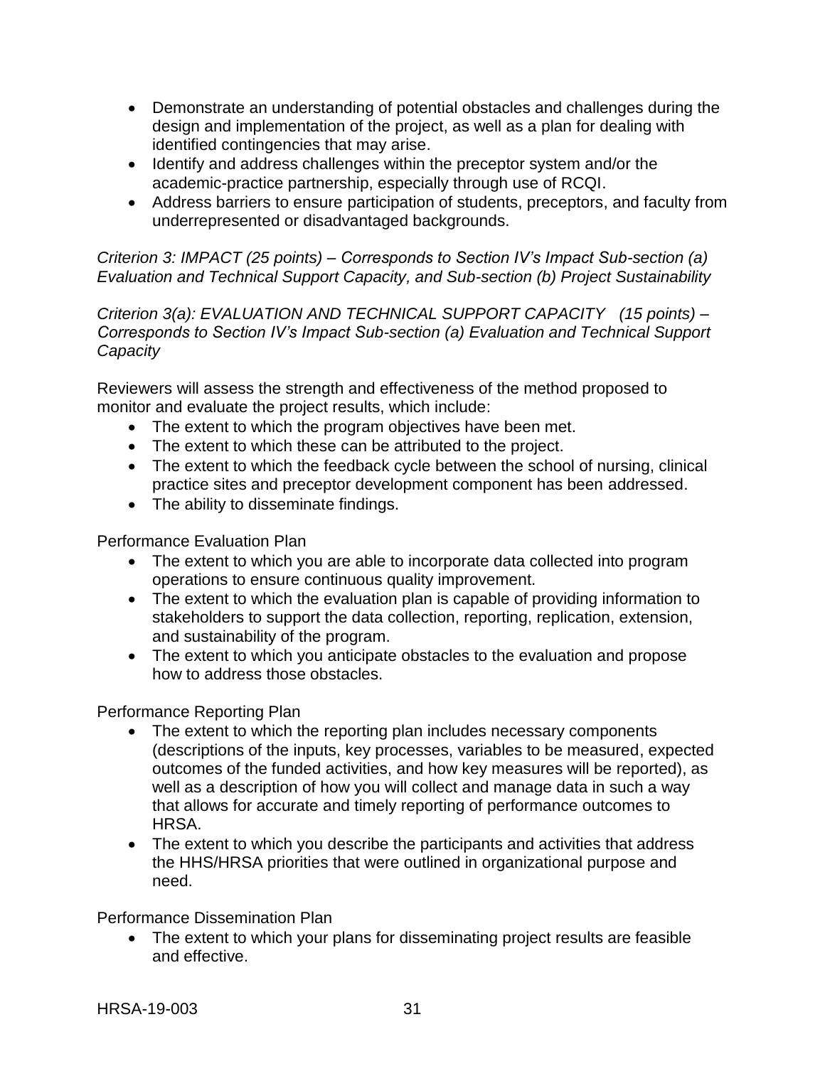- Demonstrate an understanding of potential obstacles and challenges during the design and implementation of the project, as well as a plan for dealing with identified contingencies that may arise.
- Identify and address challenges within the preceptor system and/or the academic-practice partnership, especially through use of RCQI.
- Address barriers to ensure participation of students, preceptors, and faculty from underrepresented or disadvantaged backgrounds.

*Criterion 3: IMPACT (25 points) – Corresponds to Section IV's Impact Sub-section (a) Evaluation and Technical Support Capacity, and Sub-section (b) Project Sustainability*

*Criterion 3(a): EVALUATION AND TECHNICAL SUPPORT CAPACITY (15 points) – Corresponds to Section IV's Impact Sub-section (a) Evaluation and Technical Support Capacity*

Reviewers will assess the strength and effectiveness of the method proposed to monitor and evaluate the project results, which include:

- The extent to which the program objectives have been met.
- The extent to which these can be attributed to the project.
- The extent to which the feedback cycle between the school of nursing, clinical practice sites and preceptor development component has been addressed.
- The ability to disseminate findings.

Performance Evaluation Plan

- The extent to which you are able to incorporate data collected into program operations to ensure continuous quality improvement.
- The extent to which the evaluation plan is capable of providing information to stakeholders to support the data collection, reporting, replication, extension, and sustainability of the program.
- The extent to which you anticipate obstacles to the evaluation and propose how to address those obstacles.

Performance Reporting Plan

- The extent to which the reporting plan includes necessary components (descriptions of the inputs, key processes, variables to be measured, expected outcomes of the funded activities, and how key measures will be reported), as well as a description of how you will collect and manage data in such a way that allows for accurate and timely reporting of performance outcomes to HRSA.
- The extent to which you describe the participants and activities that address the HHS/HRSA priorities that were outlined in organizational purpose and need.

Performance Dissemination Plan

- The extent to which your plans for disseminating project results are feasible and effective.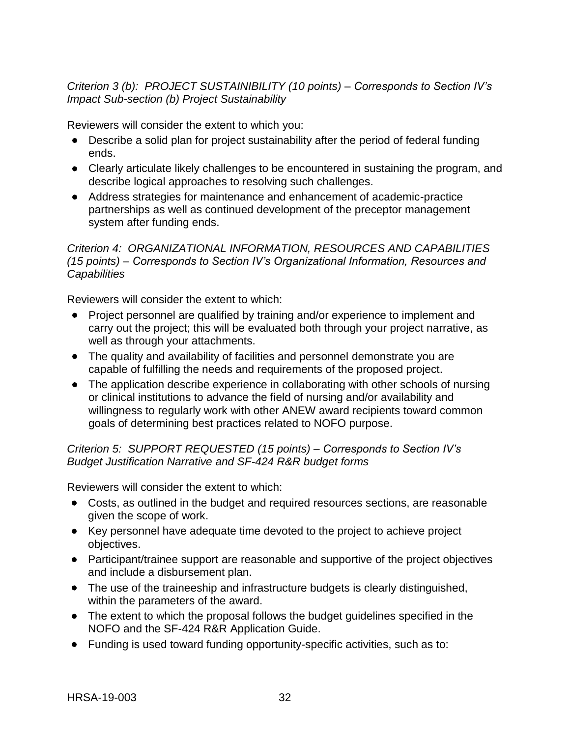*Criterion 3 (b): PROJECT SUSTAINIBILITY (10 points) – Corresponds to Section IV's Impact Sub-section (b) Project Sustainability*

Reviewers will consider the extent to which you:

- Describe a solid plan for project sustainability after the period of federal funding ends.
- Clearly articulate likely challenges to be encountered in sustaining the program, and describe logical approaches to resolving such challenges.
- Address strategies for maintenance and enhancement of academic-practice partnerships as well as continued development of the preceptor management system after funding ends.

*Criterion 4: ORGANIZATIONAL INFORMATION, RESOURCES AND CAPABILITIES (15 points) – Corresponds to Section IV's Organizational Information, Resources and Capabilities*

Reviewers will consider the extent to which:

- Project personnel are qualified by training and/or experience to implement and carry out the project; this will be evaluated both through your project narrative, as well as through your attachments.
- The quality and availability of facilities and personnel demonstrate you are capable of fulfilling the needs and requirements of the proposed project.
- The application describe experience in collaborating with other schools of nursing or clinical institutions to advance the field of nursing and/or availability and willingness to regularly work with other ANEW award recipients toward common goals of determining best practices related to NOFO purpose.

*Criterion 5: SUPPORT REQUESTED (15 points) – Corresponds to Section IV's Budget Justification Narrative and SF-424 R&R budget forms*

Reviewers will consider the extent to which:

- Costs, as outlined in the budget and required resources sections, are reasonable given the scope of work.
- Key personnel have adequate time devoted to the project to achieve project objectives.
- Participant/trainee support are reasonable and supportive of the project objectives and include a disbursement plan.
- The use of the traineeship and infrastructure budgets is clearly distinguished, within the parameters of the award.
- The extent to which the proposal follows the budget guidelines specified in the NOFO and the SF-424 R&R Application Guide.
- Funding is used toward funding opportunity-specific activities, such as to: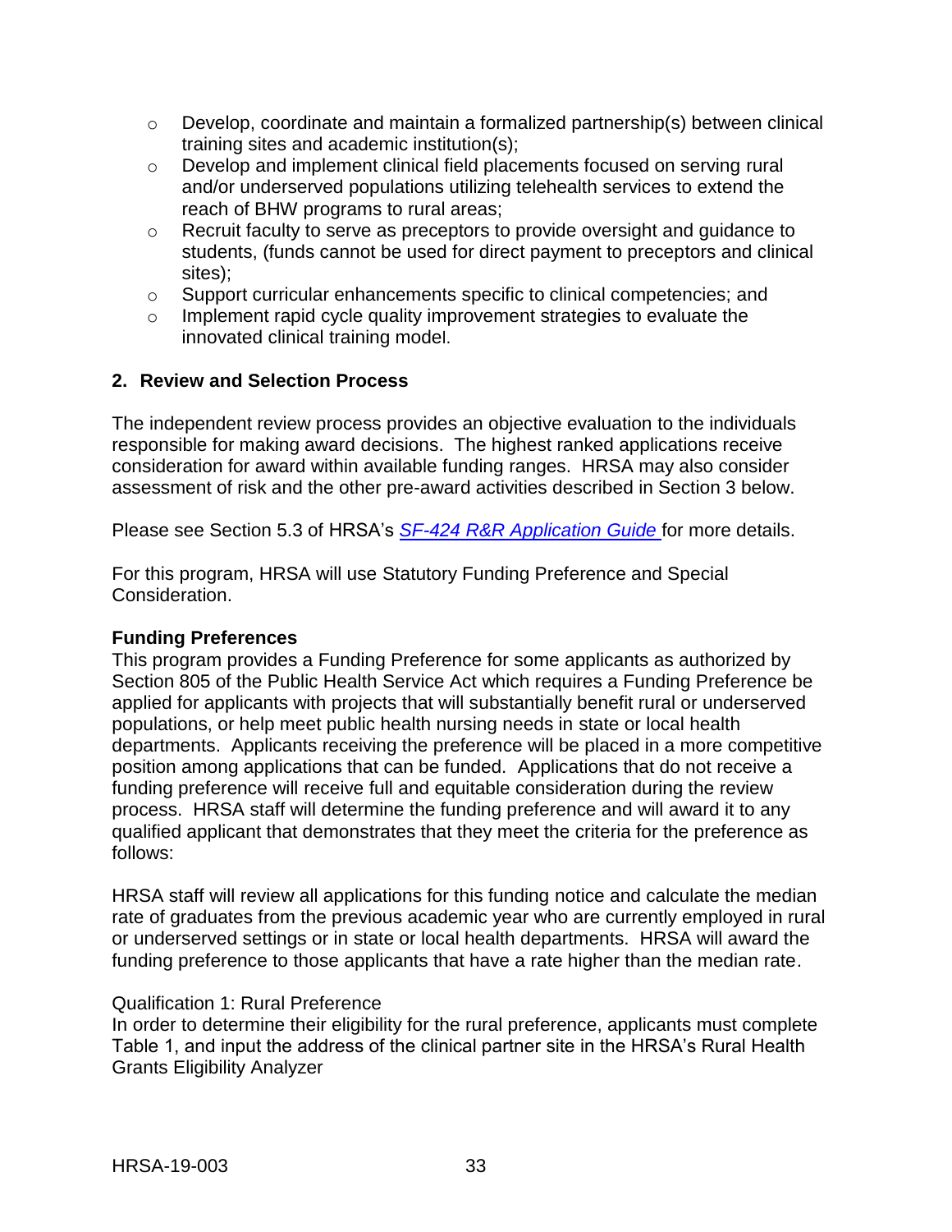- Develop, coordinate and maintain a formalized partnership(s) between clinical training sites and academic institution(s);
- Develop and implement clinical field placements focused on serving rural and/or underserved populations utilizing telehealth services to extend the reach of BHW programs to rural areas;
- Recruit faculty to serve as preceptors to provide oversight and guidance to students, (funds cannot be used for direct payment to preceptors and clinical sites);
- Support curricular enhancements specific to clinical competencies; and
- Implement rapid cycle quality improvement strategies to evaluate the innovated clinical training model.

## 2. Review and Selection Process

The independent review process provides an objective evaluation to the individuals responsible for making award decisions. The highest ranked applications receive consideration for award within available funding ranges. HRSA may also consider assessment of risk and the other pre-award activities described in Section 3 below.

Please see Section 5.3 of HRSA's *SF-424 R&R Application Guide* for more details.

For this program, HRSA will use Statutory Funding Preference and Special Consideration.

**Funding Preferences**

This program provides a Funding Preference for some applicants as authorized by Section 805 of the Public Health Service Act which requires a Funding Preference be applied for applicants with projects that will substantially benefit rural or underserved populations, or help meet public health nursing needs in state or local health departments. Applicants receiving the preference will be placed in a more competitive position among applications that can be funded. Applications that do not receive a funding preference will receive full and equitable consideration during the review process. HRSA staff will determine the funding preference and will award it to any qualified applicant that demonstrates that they meet the criteria for the preference as follows:

HRSA staff will review all applications for this funding notice and calculate the median rate of graduates from the previous academic year who are currently employed in rural or underserved settings or in state or local health departments. HRSA will award the funding preference to those applicants that have a rate higher than the median rate.

Qualification 1: Rural Preference

In order to determine their eligibility for the rural preference, applicants must complete Table 1, and input the address of the clinical partner site in the HRSA's Rural Health Grants Eligibility Analyzer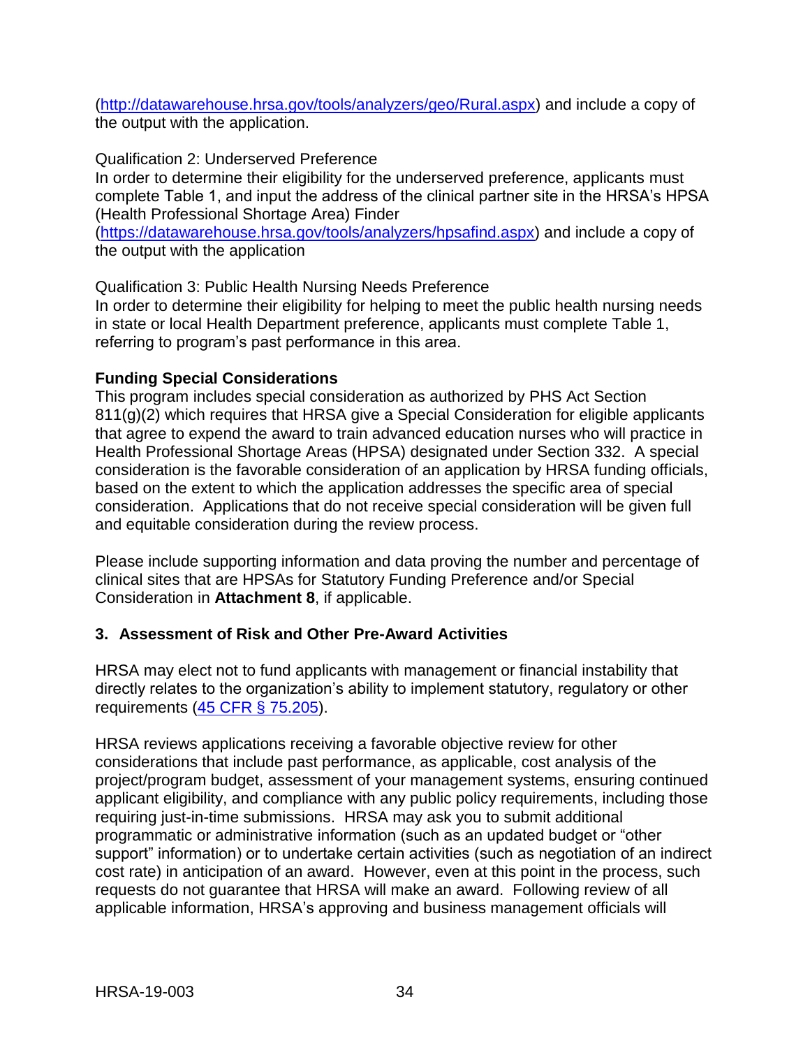([http://datawarehouse.hrsa.gov/tools/analyzers/geo/Rural.aspx](http://datawarehouse.hrsa.gov/tools/analyzers/geo/Rural.aspx)) and include a copy of the output with the application.

Qualification 2: Underserved Preference
In order to determine their eligibility for the underserved preference, applicants must complete Table 1, and input the address of the clinical partner site in the HRSA's HPSA (Health Professional Shortage Area) Finder ([https://datawarehouse.hrsa.gov/tools/analyzers/hpsafind.aspx](https://datawarehouse.hrsa.gov/tools/analyzers/hpsafind.aspx)) and include a copy of the output with the application

Qualification 3: Public Health Nursing Needs Preference
In order to determine their eligibility for helping to meet the public health nursing needs in state or local Health Department preference, applicants must complete Table 1, referring to program's past performance in this area.

**Funding Special Considerations**
This program includes special consideration as authorized by PHS Act Section 811(g)(2) which requires that HRSA give a Special Consideration for eligible applicants that agree to expend the award to train advanced education nurses who will practice in Health Professional Shortage Areas (HPSA) designated under Section 332. A special consideration is the favorable consideration of an application by HRSA funding officials, based on the extent to which the application addresses the specific area of special consideration. Applications that do not receive special consideration will be given full and equitable consideration during the review process.

Please include supporting information and data proving the number and percentage of clinical sites that are HPSAs for Statutory Funding Preference and/or Special Consideration in **Attachment 8**, if applicable.

### 3. Assessment of Risk and Other Pre-Award Activities

HRSA may elect not to fund applicants with management or financial instability that directly relates to the organization's ability to implement statutory, regulatory or other requirements ([45 CFR § 75.205]()).

HRSA reviews applications receiving a favorable objective review for other considerations that include past performance, as applicable, cost analysis of the project/program budget, assessment of your management systems, ensuring continued applicant eligibility, and compliance with any public policy requirements, including those requiring just-in-time submissions. HRSA may ask you to submit additional programmatic or administrative information (such as an updated budget or "other support" information) or to undertake certain activities (such as negotiation of an indirect cost rate) in anticipation of an award. However, even at this point in the process, such requests do not guarantee that HRSA will make an award. Following review of all applicable information, HRSA's approving and business management officials will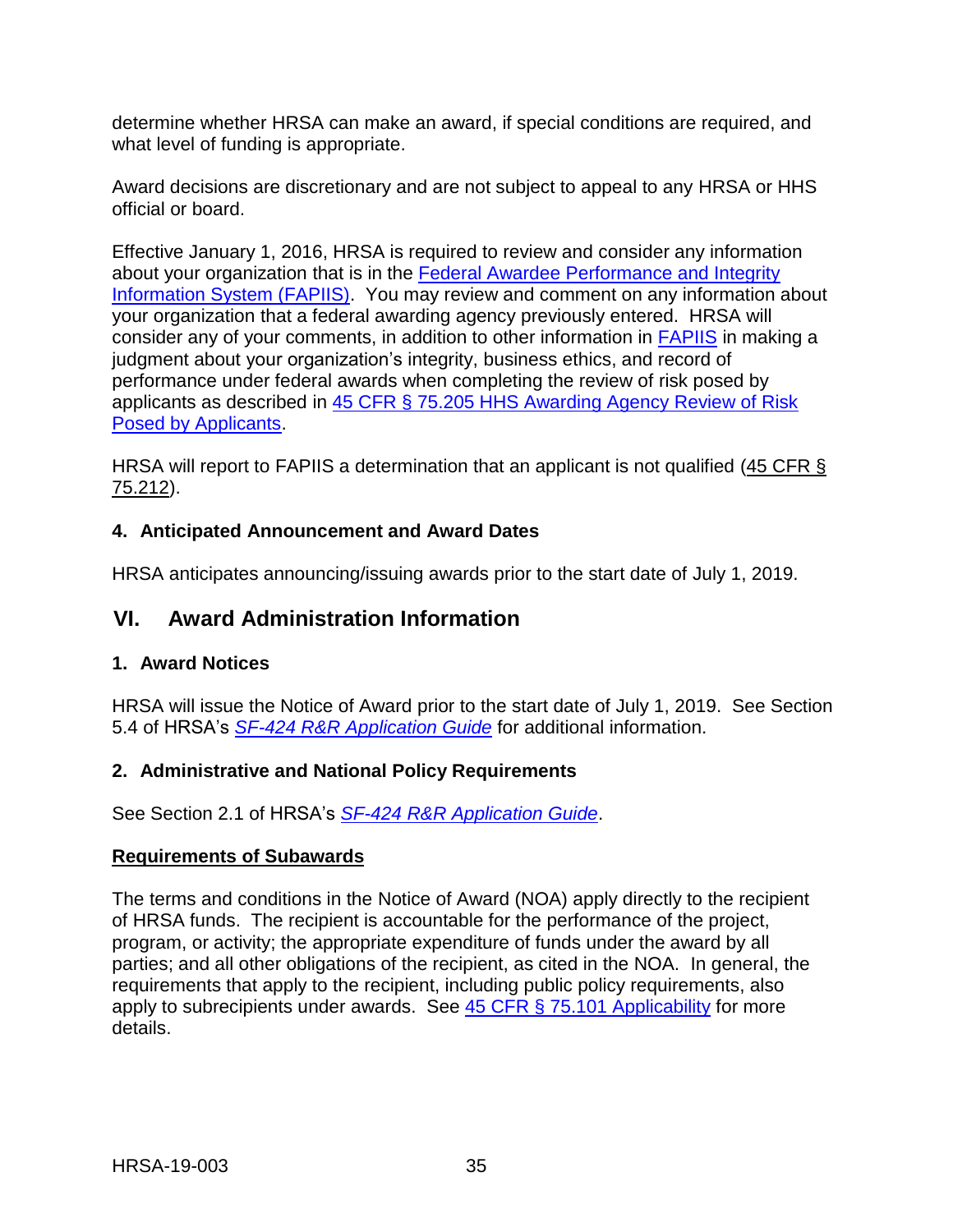determine whether HRSA can make an award, if special conditions are required, and what level of funding is appropriate.

Award decisions are discretionary and are not subject to appeal to any HRSA or HHS official or board.

Effective January 1, 2016, HRSA is required to review and consider any information about your organization that is in the Federal Awardee Performance and Integrity Information System (FAPIIS). You may review and comment on any information about your organization that a federal awarding agency previously entered. HRSA will consider any of your comments, in addition to other information in FAPIIS in making a judgment about your organization's integrity, business ethics, and record of performance under federal awards when completing the review of risk posed by applicants as described in 45 CFR § 75.205 HHS Awarding Agency Review of Risk Posed by Applicants.

HRSA will report to FAPIIS a determination that an applicant is not qualified (45 CFR § 75.212).

### 4. Anticipated Announcement and Award Dates

HRSA anticipates announcing/issuing awards prior to the start date of July 1, 2019.

## VI. Award Administration Information

### 1. Award Notices

HRSA will issue the Notice of Award prior to the start date of July 1, 2019. See Section 5.4 of HRSA's *SF-424 R&R Application Guide* for additional information.

### 2. Administrative and National Policy Requirements

See Section 2.1 of HRSA's *SF-424 R&R Application Guide*.

**Requirements of Subawards**

The terms and conditions in the Notice of Award (NOA) apply directly to the recipient of HRSA funds. The recipient is accountable for the performance of the project, program, or activity; the appropriate expenditure of funds under the award by all parties; and all other obligations of the recipient, as cited in the NOA. In general, the requirements that apply to the recipient, including public policy requirements, also apply to subrecipients under awards. See 45 CFR § 75.101 Applicability for more details.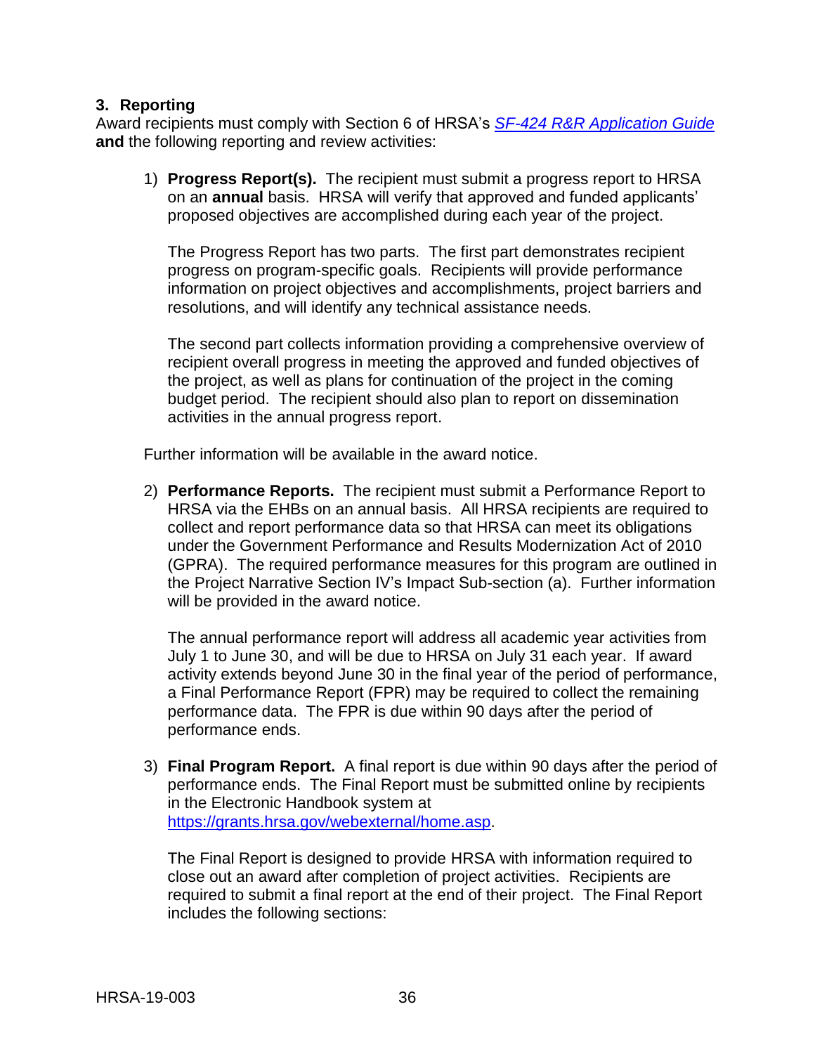### 3. Reporting

Award recipients must comply with Section 6 of HRSA's *SF-424 R&R Application Guide* **and** the following reporting and review activities:

1) **Progress Report(s).** The recipient must submit a progress report to HRSA on an **annual** basis. HRSA will verify that approved and funded applicants' proposed objectives are accomplished during each year of the project.

   The Progress Report has two parts. The first part demonstrates recipient progress on program-specific goals. Recipients will provide performance information on project objectives and accomplishments, project barriers and resolutions, and will identify any technical assistance needs.

   The second part collects information providing a comprehensive overview of recipient overall progress in meeting the approved and funded objectives of the project, as well as plans for continuation of the project in the coming budget period. The recipient should also plan to report on dissemination activities in the annual progress report.

Further information will be available in the award notice.

2) **Performance Reports.** The recipient must submit a Performance Report to HRSA via the EHBs on an annual basis. All HRSA recipients are required to collect and report performance data so that HRSA can meet its obligations under the Government Performance and Results Modernization Act of 2010 (GPRA). The required performance measures for this program are outlined in the Project Narrative Section IV's Impact Sub-section (a). Further information will be provided in the award notice.

   The annual performance report will address all academic year activities from July 1 to June 30, and will be due to HRSA on July 31 each year. If award activity extends beyond June 30 in the final year of the period of performance, a Final Performance Report (FPR) may be required to collect the remaining performance data. The FPR is due within 90 days after the period of performance ends.

3) **Final Program Report.** A final report is due within 90 days after the period of performance ends. The Final Report must be submitted online by recipients in the Electronic Handbook system at https://grants.hrsa.gov/webexternal/home.asp.

   The Final Report is designed to provide HRSA with information required to close out an award after completion of project activities. Recipients are required to submit a final report at the end of their project. The Final Report includes the following sections: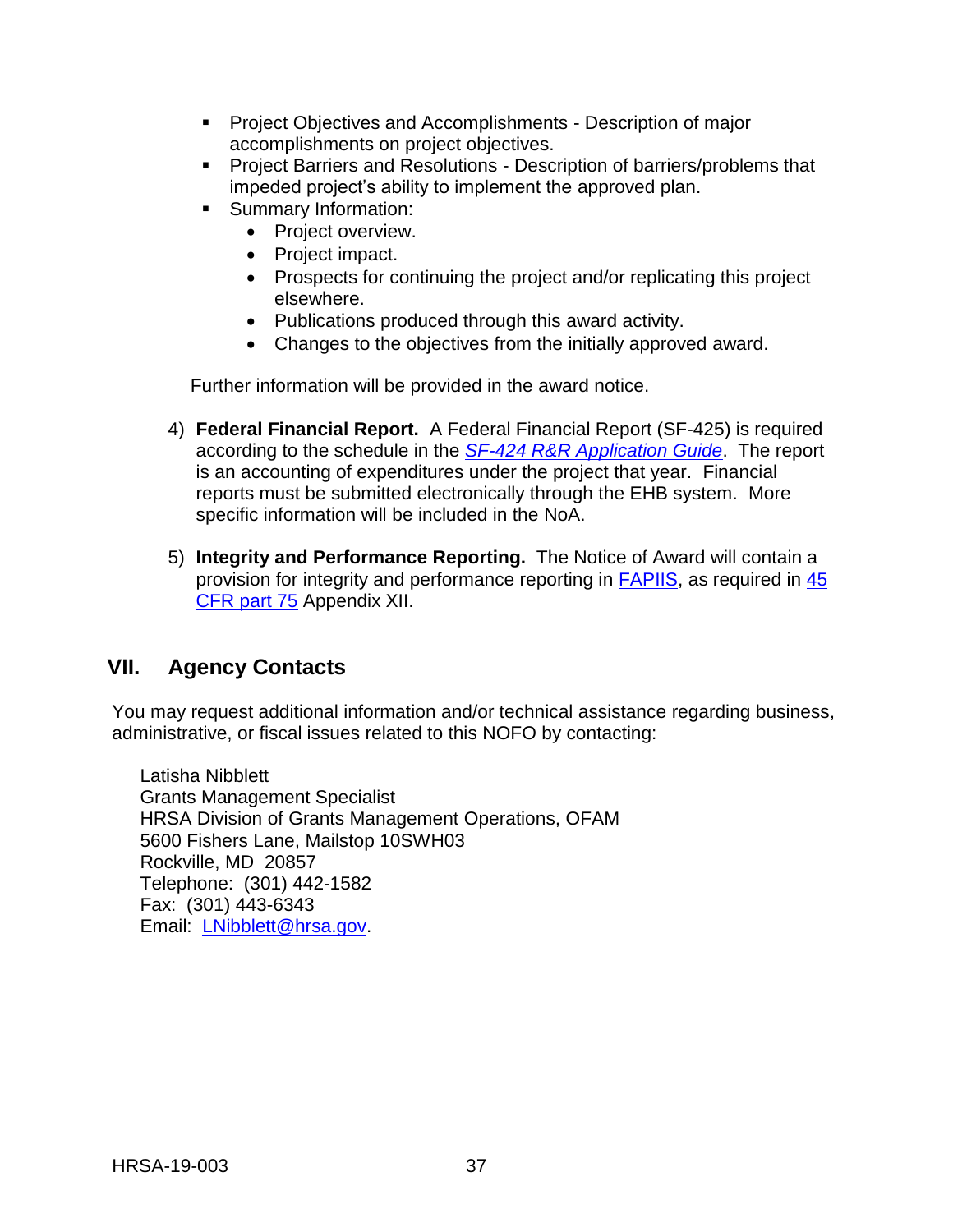- Project Objectives and Accomplishments - Description of major accomplishments on project objectives.
- Project Barriers and Resolutions - Description of barriers/problems that impeded project's ability to implement the approved plan.
- Summary Information:
  - Project overview.
  - Project impact.
  - Prospects for continuing the project and/or replicating this project elsewhere.
  - Publications produced through this award activity.
  - Changes to the objectives from the initially approved award.

Further information will be provided in the award notice.

4) **Federal Financial Report.** A Federal Financial Report (SF-425) is required according to the schedule in the *SF-424 R&R Application Guide*. The report is an accounting of expenditures under the project that year. Financial reports must be submitted electronically through the EHB system. More specific information will be included in the NoA.

5) **Integrity and Performance Reporting.** The Notice of Award will contain a provision for integrity and performance reporting in FAPIIS, as required in 45 CFR part 75 Appendix XII.

## VII. Agency Contacts

You may request additional information and/or technical assistance regarding business, administrative, or fiscal issues related to this NOFO by contacting:

Latisha Nibblett
Grants Management Specialist
HRSA Division of Grants Management Operations, OFAM
5600 Fishers Lane, Mailstop 10SWH03
Rockville, MD 20857
Telephone: (301) 442-1582
Fax: (301) 443-6343
Email: LNibblett@hrsa.gov.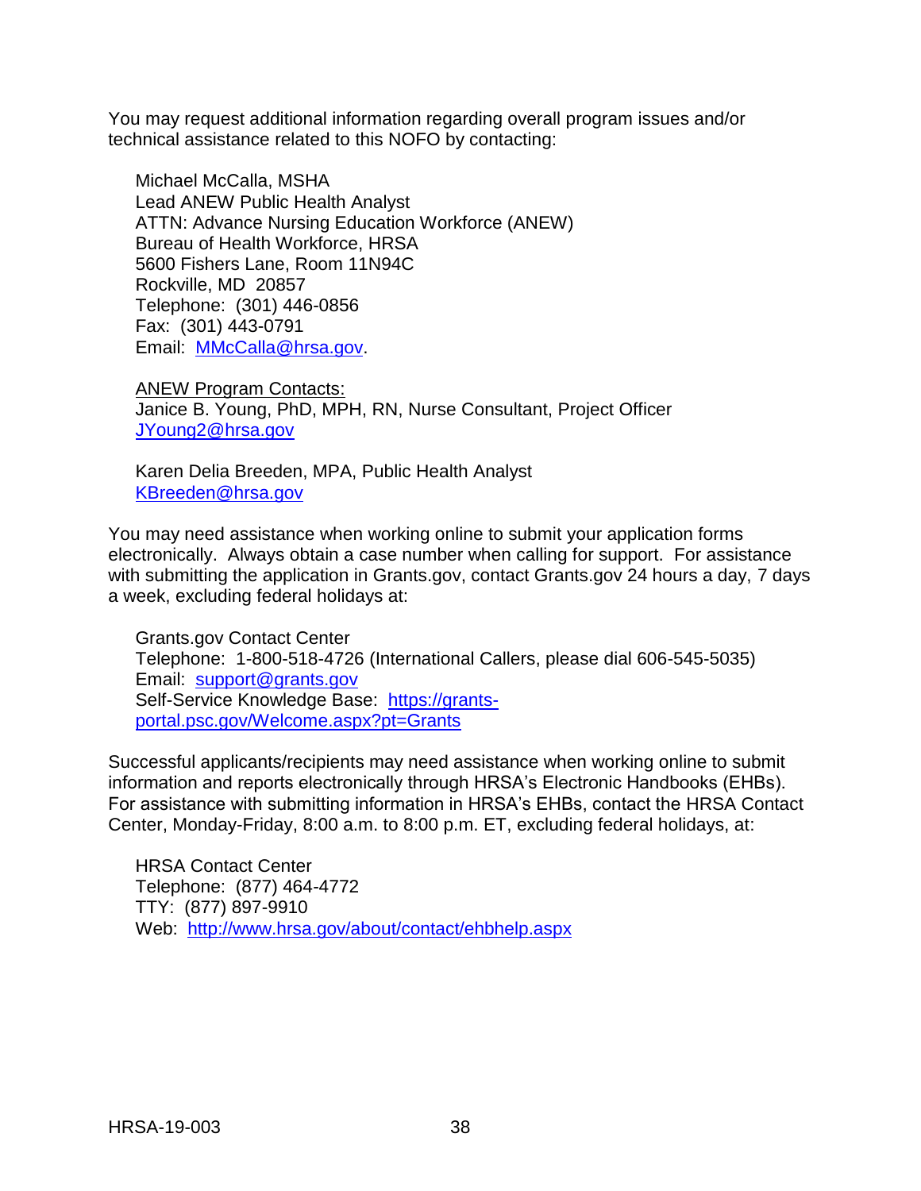You may request additional information regarding overall program issues and/or technical assistance related to this NOFO by contacting:

Michael McCalla, MSHA
Lead ANEW Public Health Analyst
ATTN: Advance Nursing Education Workforce (ANEW)
Bureau of Health Workforce, HRSA
5600 Fishers Lane, Room 11N94C
Rockville, MD 20857
Telephone: (301) 446-0856
Fax: (301) 443-0791
Email: MMcCalla@hrsa.gov.

ANEW Program Contacts:
Janice B. Young, PhD, MPH, RN, Nurse Consultant, Project Officer
JYoung2@hrsa.gov

Karen Delia Breeden, MPA, Public Health Analyst
KBreeden@hrsa.gov

You may need assistance when working online to submit your application forms electronically. Always obtain a case number when calling for support. For assistance with submitting the application in Grants.gov, contact Grants.gov 24 hours a day, 7 days a week, excluding federal holidays at:

Grants.gov Contact Center
Telephone: 1-800-518-4726 (International Callers, please dial 606-545-5035)
Email: support@grants.gov
Self-Service Knowledge Base: https://grants-portal.psc.gov/Welcome.aspx?pt=Grants

Successful applicants/recipients may need assistance when working online to submit information and reports electronically through HRSA's Electronic Handbooks (EHBs). For assistance with submitting information in HRSA's EHBs, contact the HRSA Contact Center, Monday-Friday, 8:00 a.m. to 8:00 p.m. ET, excluding federal holidays, at:

HRSA Contact Center
Telephone: (877) 464-4772
TTY: (877) 897-9910
Web: http://www.hrsa.gov/about/contact/ehbhelp.aspx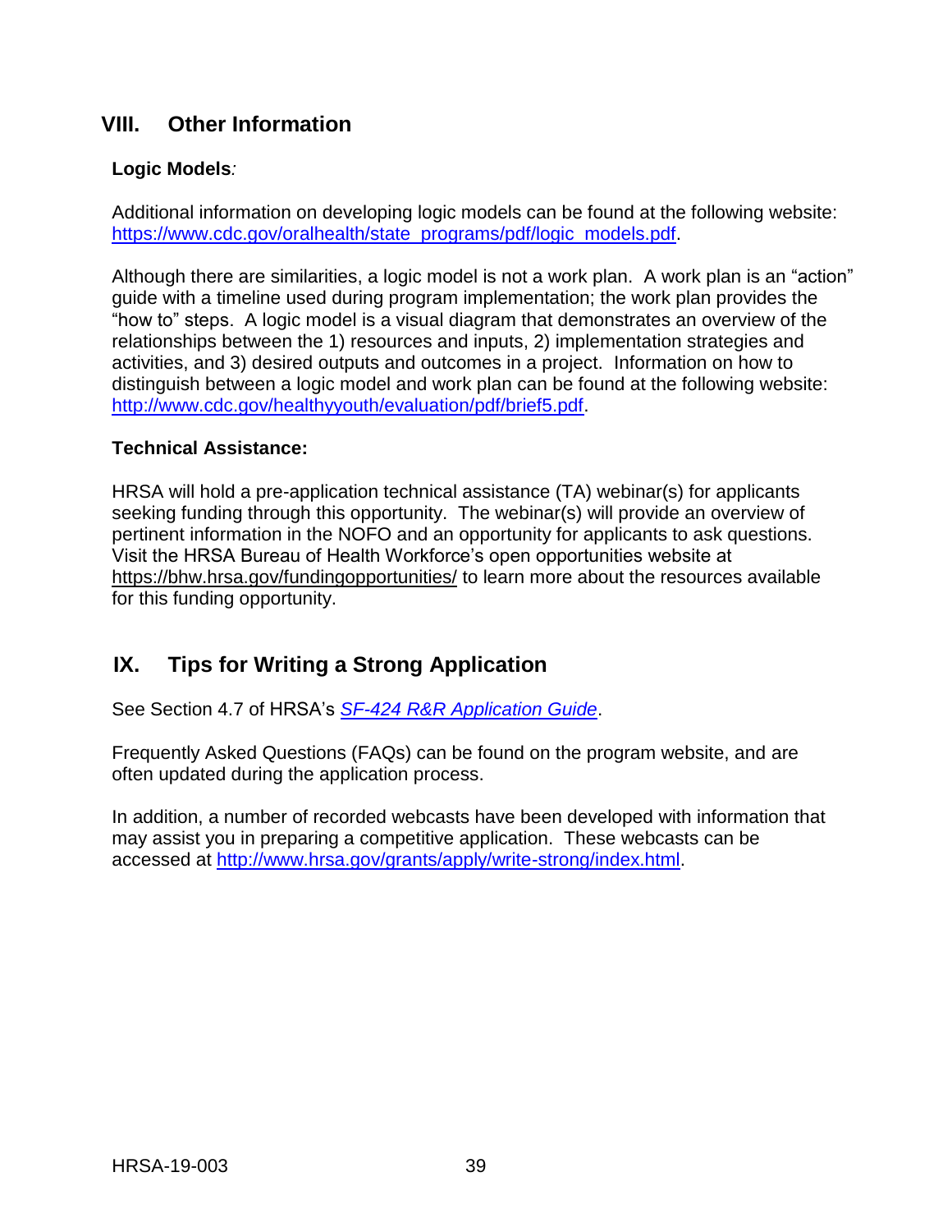## VIII. Other Information

**Logic Models***:*

Additional information on developing logic models can be found at the following website: https://www.cdc.gov/oralhealth/state_programs/pdf/logic_models.pdf.

Although there are similarities, a logic model is not a work plan. A work plan is an "action" guide with a timeline used during program implementation; the work plan provides the "how to" steps. A logic model is a visual diagram that demonstrates an overview of the relationships between the 1) resources and inputs, 2) implementation strategies and activities, and 3) desired outputs and outcomes in a project. Information on how to distinguish between a logic model and work plan can be found at the following website: http://www.cdc.gov/healthyyouth/evaluation/pdf/brief5.pdf.

**Technical Assistance:**

HRSA will hold a pre-application technical assistance (TA) webinar(s) for applicants seeking funding through this opportunity. The webinar(s) will provide an overview of pertinent information in the NOFO and an opportunity for applicants to ask questions. Visit the HRSA Bureau of Health Workforce's open opportunities website at https://bhw.hrsa.gov/fundingopportunities/ to learn more about the resources available for this funding opportunity.

## IX. Tips for Writing a Strong Application

See Section 4.7 of HRSA's *SF-424 R&R Application Guide*.

Frequently Asked Questions (FAQs) can be found on the program website, and are often updated during the application process.

In addition, a number of recorded webcasts have been developed with information that may assist you in preparing a competitive application. These webcasts can be accessed at http://www.hrsa.gov/grants/apply/write-strong/index.html.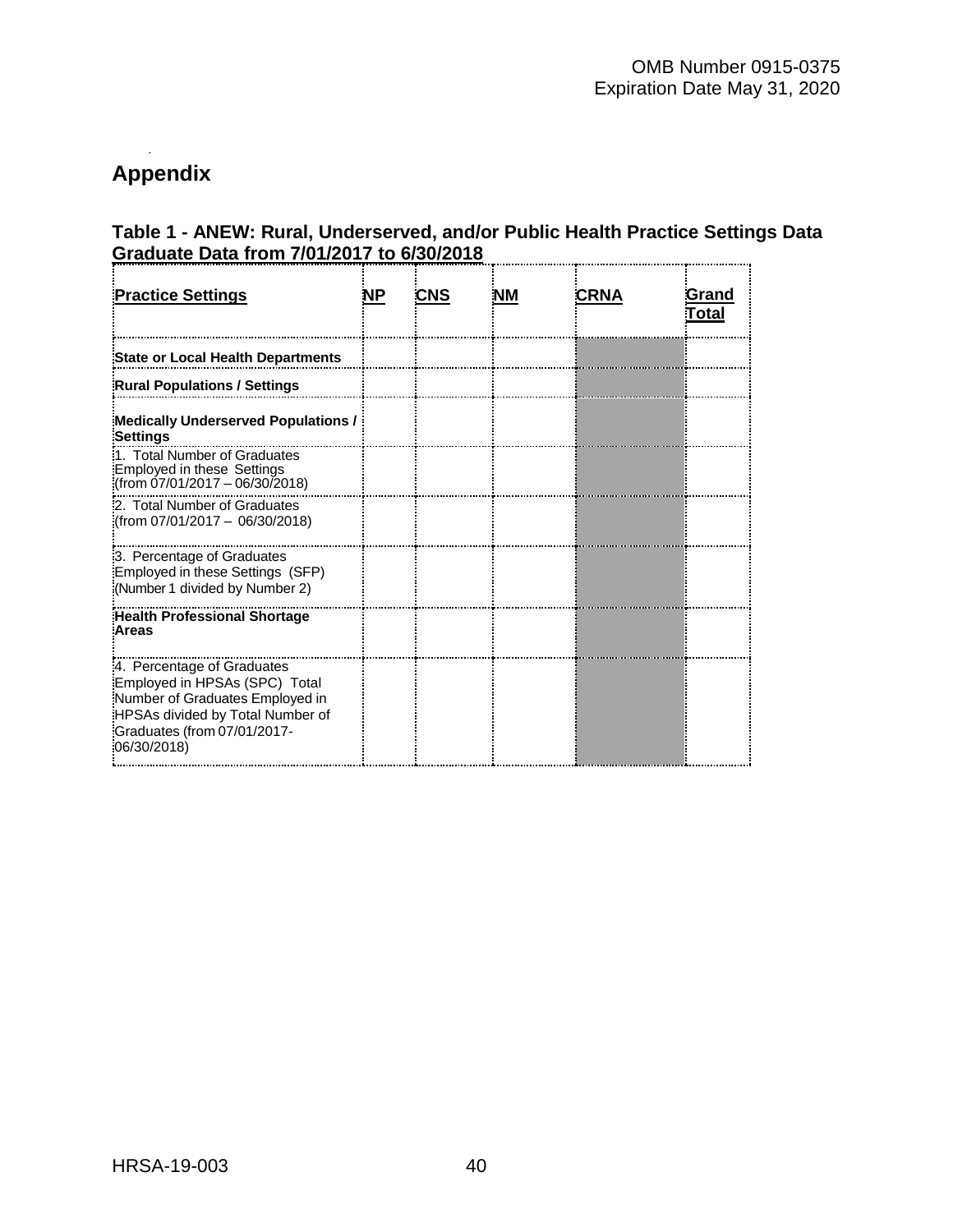OMB Number 0915-0375
Expiration Date May 31, 2020

## Appendix

### Table 1 - ANEW: Rural, Underserved, and/or Public Health Practice Settings Data Graduate Data from 7/01/2017 to 6/30/2018

| Practice Settings | NP | CNS | NM | CRNA | Grand Total |
|---|---|---|---|---|---|
| **State or Local Health Departments** | | | | | |
| **Rural Populations / Settings** | | | | | |
| **Medically Underserved Populations / Settings** | | | | | |
| 1. Total Number of Graduates Employed in these Settings (from 07/01/2017 – 06/30/2018) | | | | | |
| 2. Total Number of Graduates (from 07/01/2017 – 06/30/2018) | | | | | |
| 3. Percentage of Graduates Employed in these Settings (SFP) (Number 1 divided by Number 2) | | | | | |
| **Health Professional Shortage Areas** | | | | | |
| 4. Percentage of Graduates Employed in HPSAs (SPC) Total Number of Graduates Employed in HPSAs divided by Total Number of Graduates (from 07/01/2017-06/30/2018) | | | | | |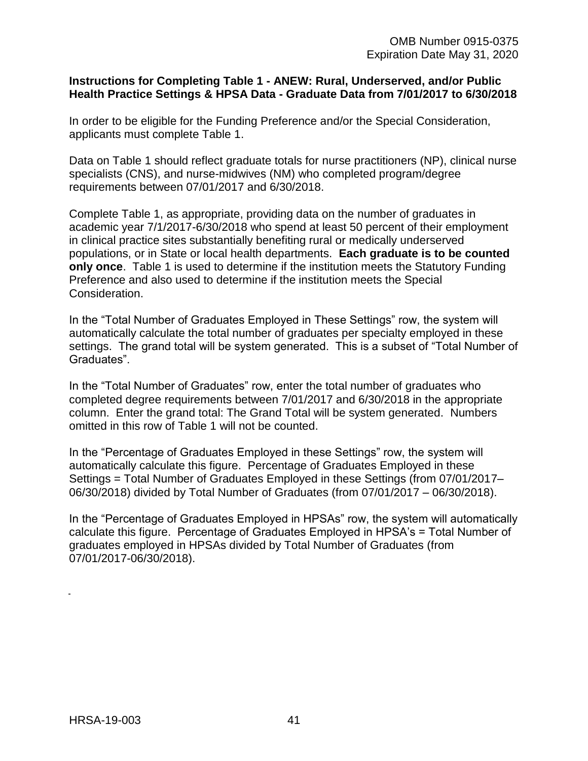OMB Number 0915-0375
Expiration Date May 31, 2020

**Instructions for Completing Table 1 - ANEW: Rural, Underserved, and/or Public Health Practice Settings & HPSA Data - Graduate Data from 7/01/2017 to 6/30/2018**

In order to be eligible for the Funding Preference and/or the Special Consideration, applicants must complete Table 1.

Data on Table 1 should reflect graduate totals for nurse practitioners (NP), clinical nurse specialists (CNS), and nurse-midwives (NM) who completed program/degree requirements between 07/01/2017 and 6/30/2018.

Complete Table 1, as appropriate, providing data on the number of graduates in academic year 7/1/2017-6/30/2018 who spend at least 50 percent of their employment in clinical practice sites substantially benefiting rural or medically underserved populations, or in State or local health departments. **Each graduate is to be counted only once**. Table 1 is used to determine if the institution meets the Statutory Funding Preference and also used to determine if the institution meets the Special Consideration.

In the "Total Number of Graduates Employed in These Settings" row, the system will automatically calculate the total number of graduates per specialty employed in these settings. The grand total will be system generated. This is a subset of "Total Number of Graduates".

In the "Total Number of Graduates" row, enter the total number of graduates who completed degree requirements between 7/01/2017 and 6/30/2018 in the appropriate column. Enter the grand total: The Grand Total will be system generated. Numbers omitted in this row of Table 1 will not be counted.

In the "Percentage of Graduates Employed in these Settings" row, the system will automatically calculate this figure. Percentage of Graduates Employed in these Settings = Total Number of Graduates Employed in these Settings (from 07/01/2017–06/30/2018) divided by Total Number of Graduates (from 07/01/2017 – 06/30/2018).

In the "Percentage of Graduates Employed in HPSAs" row, the system will automatically calculate this figure. Percentage of Graduates Employed in HPSA's = Total Number of graduates employed in HPSAs divided by Total Number of Graduates (from 07/01/2017-06/30/2018).

HRSA-19-003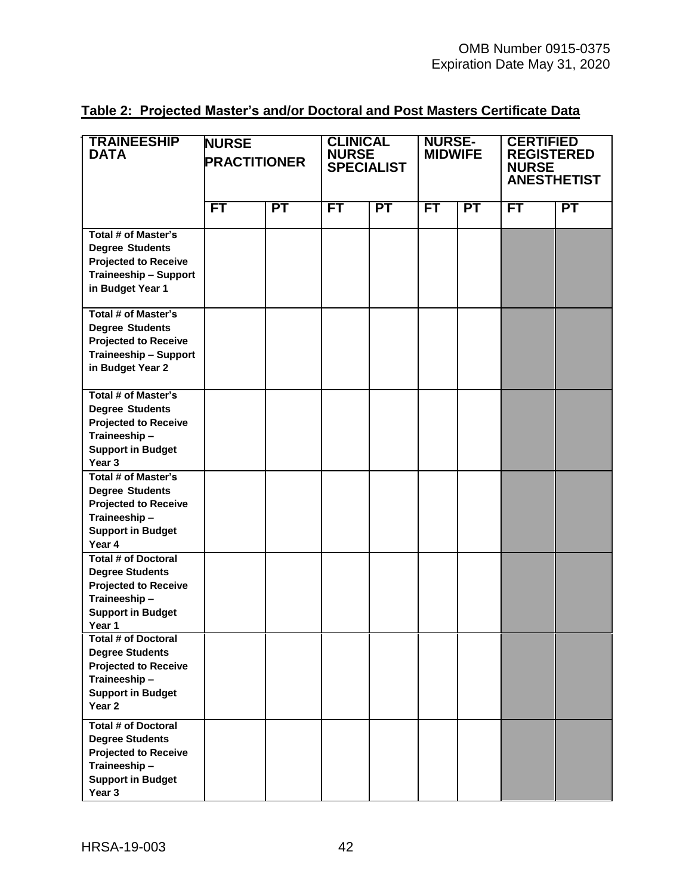**Table 2: Projected Master's and/or Doctoral and Post Masters Certificate Data**

| TRAINEESHIP DATA | NURSE PRACTITIONER | | CLINICAL NURSE SPECIALIST | | NURSE-MIDWIFE | | CERTIFIED REGISTERED NURSE ANESTHETIST | |
|---|---|---|---|---|---|---|---|---|
| | FT | PT | FT | PT | FT | PT | FT | PT |
| Total # of Master's Degree Students Projected to Receive Traineeship – Support in Budget Year 1 | | | | | | | | |
| Total # of Master's Degree Students Projected to Receive Traineeship – Support in Budget Year 2 | | | | | | | | |
| Total # of Master's Degree Students Projected to Receive Traineeship – Support in Budget Year 3 | | | | | | | | |
| Total # of Master's Degree Students Projected to Receive Traineeship – Support in Budget Year 4 | | | | | | | | |
| Total # of Doctoral Degree Students Projected to Receive Traineeship – Support in Budget Year 1 | | | | | | | | |
| Total # of Doctoral Degree Students Projected to Receive Traineeship – Support in Budget Year 2 | | | | | | | | |
| Total # of Doctoral Degree Students Projected to Receive Traineeship – Support in Budget Year 3 | | | | | | | | |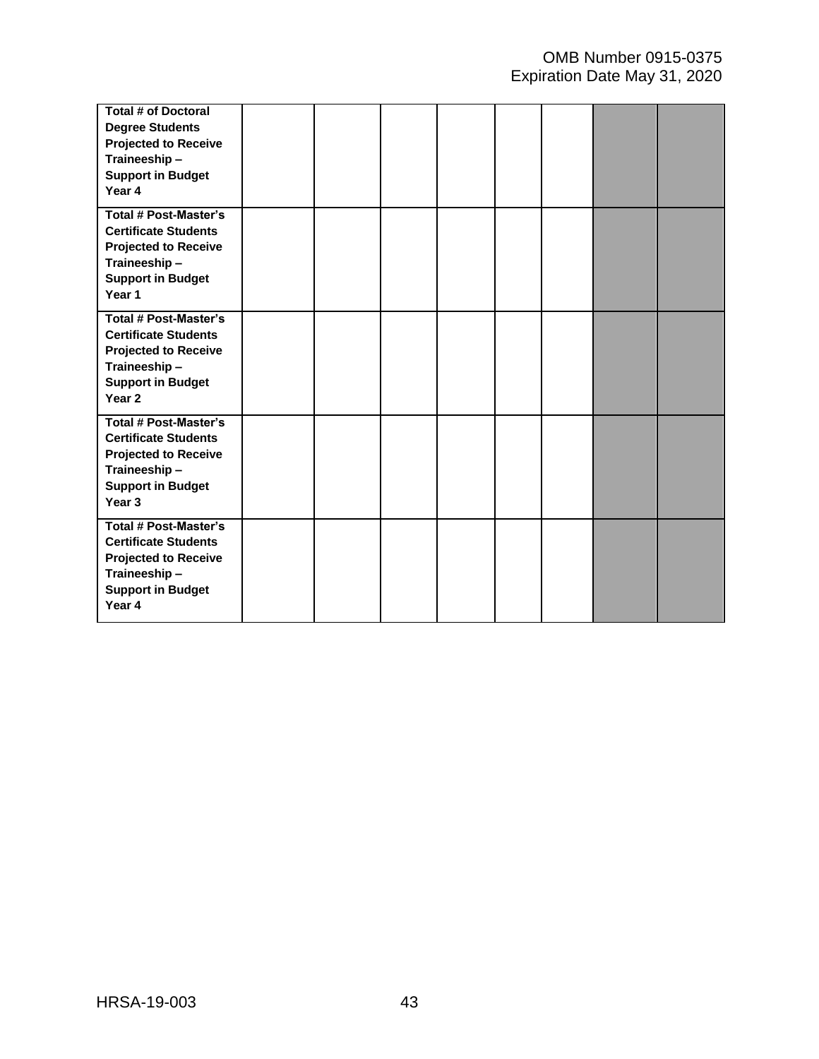| | | | | | | | | |
|---|---|---|---|---|---|---|---|---|
| **Total # of Doctoral Degree Students Projected to Receive Traineeship – Support in Budget Year 4** | | | | | | | | |
| **Total # Post-Master's Certificate Students Projected to Receive Traineeship – Support in Budget Year 1** | | | | | | | | |
| **Total # Post-Master's Certificate Students Projected to Receive Traineeship – Support in Budget Year 2** | | | | | | | | |
| **Total # Post-Master's Certificate Students Projected to Receive Traineeship – Support in Budget Year 3** | | | | | | | | |
| **Total # Post-Master's Certificate Students Projected to Receive Traineeship – Support in Budget Year 4** | | | | | | | | |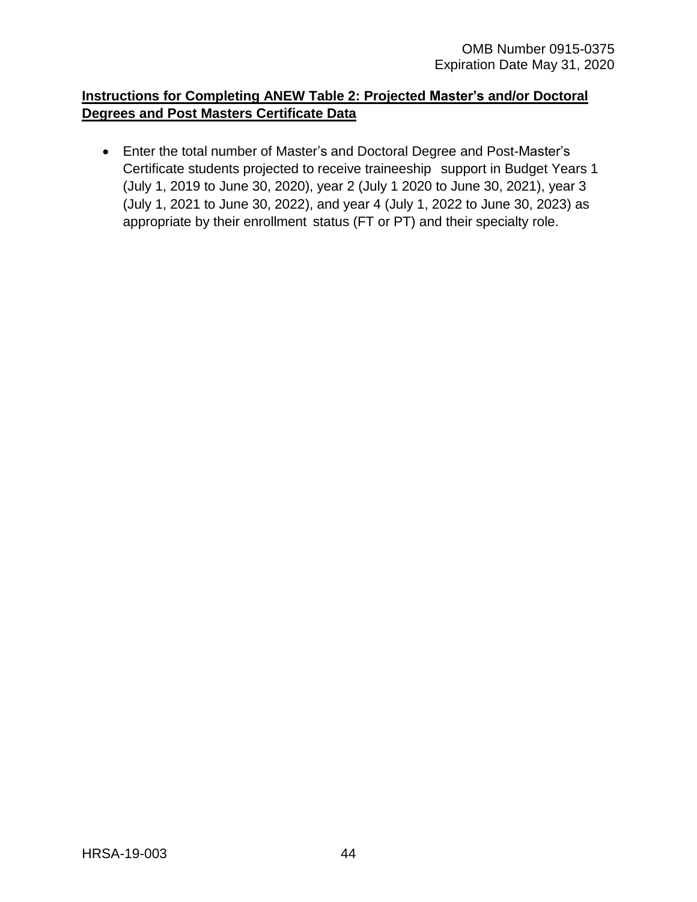**Instructions for Completing ANEW Table 2: Projected Master's and/or Doctoral Degrees and Post Masters Certificate Data**

- Enter the total number of Master's and Doctoral Degree and Post-Master's Certificate students projected to receive traineeship support in Budget Years 1 (July 1, 2019 to June 30, 2020), year 2 (July 1 2020 to June 30, 2021), year 3 (July 1, 2021 to June 30, 2022), and year 4 (July 1, 2022 to June 30, 2023) as appropriate by their enrollment status (FT or PT) and their specialty role.